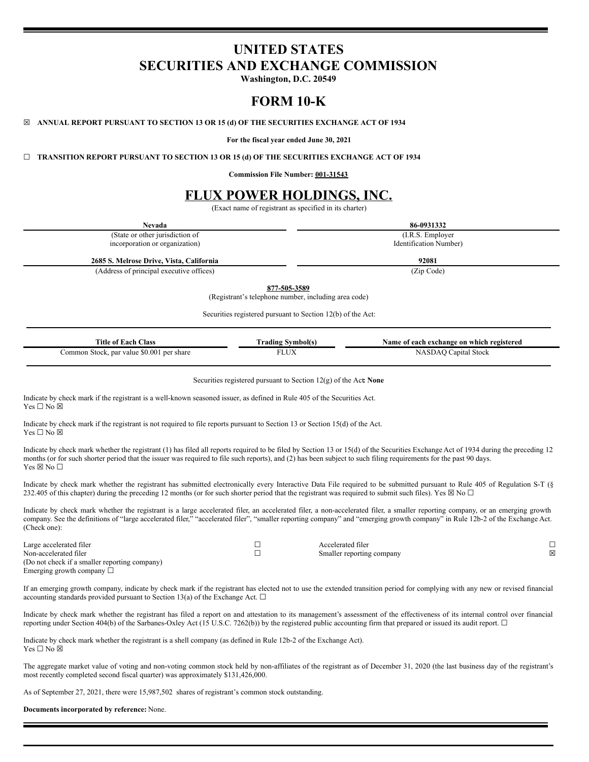# UNITED STATES
# SECURITIES AND EXCHANGE COMMISSION

**Washington, D.C. 20549**

# FORM 10-K

☒ **ANNUAL REPORT PURSUANT TO SECTION 13 OR 15 (d) OF THE SECURITIES EXCHANGE ACT OF 1934**

**For the fiscal year ended June 30, 2021**

☐ **TRANSITION REPORT PURSUANT TO SECTION 13 OR 15 (d) OF THE SECURITIES EXCHANGE ACT OF 1934**

**Commission File Number: 001-31543**

# FLUX POWER HOLDINGS, INC.

(Exact name of registrant as specified in its charter)

| **Nevada** | **86-0931332** |
|---|---|
| (State or other jurisdiction of incorporation or organization) | (I.R.S. Employer Identification Number) |
| **2685 S. Melrose Drive, Vista, California** | **92081** |
| (Address of principal executive offices) | (Zip Code) |

**877-505-3589**
(Registrant's telephone number, including area code)

Securities registered pursuant to Section 12(b) of the Act:

| Title of Each Class | Trading Symbol(s) | Name of each exchange on which registered |
|---|---|---|
| Common Stock, par value $0.001 per share | FLUX | NASDAQ Capital Stock |

Securities registered pursuant to Section 12(g) of the Act: **None**

Indicate by check mark if the registrant is a well-known seasoned issuer, as defined in Rule 405 of the Securities Act.
Yes ☐ No ☒

Indicate by check mark if the registrant is not required to file reports pursuant to Section 13 or Section 15(d) of the Act.
Yes ☐ No ☒

Indicate by check mark whether the registrant (1) has filed all reports required to be filed by Section 13 or 15(d) of the Securities Exchange Act of 1934 during the preceding 12 months (or for such shorter period that the issuer was required to file such reports), and (2) has been subject to such filing requirements for the past 90 days.
Yes ☒ No ☐

Indicate by check mark whether the registrant has submitted electronically every Interactive Data File required to be submitted pursuant to Rule 405 of Regulation S-T (§ 232.405 of this chapter) during the preceding 12 months (or for such shorter period that the registrant was required to submit such files). Yes ☒ No ☐

Indicate by check mark whether the registrant is a large accelerated filer, an accelerated filer, a non-accelerated filer, a smaller reporting company, or an emerging growth company. See the definitions of "large accelerated filer," "accelerated filer", "smaller reporting company" and "emerging growth company" in Rule 12b-2 of the Exchange Act. (Check one):

| | | | |
|---|---|---|---|
| Large accelerated filer | ☐ | Accelerated filer | ☐ |
| Non-accelerated filer (Do not check if a smaller reporting company) | ☐ | Smaller reporting company | ☒ |
| Emerging growth company ☐ | | | |

If an emerging growth company, indicate by check mark if the registrant has elected not to use the extended transition period for complying with any new or revised financial accounting standards provided pursuant to Section 13(a) of the Exchange Act. ☐

Indicate by check mark whether the registrant has filed a report on and attestation to its management's assessment of the effectiveness of its internal control over financial reporting under Section 404(b) of the Sarbanes-Oxley Act (15 U.S.C. 7262(b)) by the registered public accounting firm that prepared or issued its audit report. ☐

Indicate by check mark whether the registrant is a shell company (as defined in Rule 12b-2 of the Exchange Act).
Yes ☐ No ☒

The aggregate market value of voting and non-voting common stock held by non-affiliates of the registrant as of December 31, 2020 (the last business day of the registrant's most recently completed second fiscal quarter) was approximately $131,426,000.

As of September 27, 2021, there were 15,987,502 shares of registrant's common stock outstanding.

**Documents incorporated by reference:** None.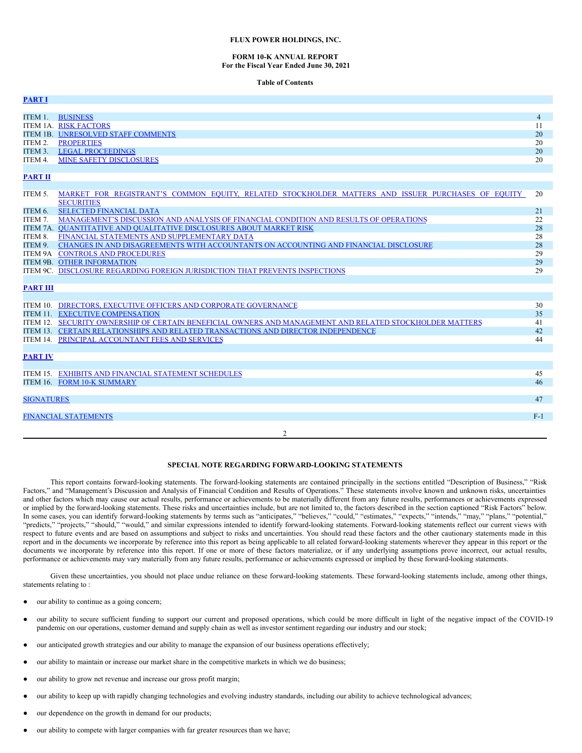**FLUX POWER HOLDINGS, INC.**

**FORM 10-K ANNUAL REPORT**
**For the Fiscal Year Ended June 30, 2021**

**Table of Contents**

| | | |
|---|---|---|
| **PART I** | | |
| ITEM 1. | BUSINESS | 4 |
| ITEM 1A. | RISK FACTORS | 11 |
| ITEM 1B. | UNRESOLVED STAFF COMMENTS | 20 |
| ITEM 2. | PROPERTIES | 20 |
| ITEM 3. | LEGAL PROCEEDINGS | 20 |
| ITEM 4. | MINE SAFETY DISCLOSURES | 20 |
| **PART II** | | |
| ITEM 5. | MARKET FOR REGISTRANT'S COMMON EQUITY, RELATED STOCKHOLDER MATTERS AND ISSUER PURCHASES OF EQUITY SECURITIES | 20 |
| ITEM 6. | SELECTED FINANCIAL DATA | 21 |
| ITEM 7. | MANAGEMENT'S DISCUSSION AND ANALYSIS OF FINANCIAL CONDITION AND RESULTS OF OPERATIONS | 22 |
| ITEM 7A. | QUANTITATIVE AND QUALITATIVE DISCLOSURES ABOUT MARKET RISK | 28 |
| ITEM 8. | FINANCIAL STATEMENTS AND SUPPLEMENTARY DATA | 28 |
| ITEM 9. | CHANGES IN AND DISAGREEMENTS WITH ACCOUNTANTS ON ACCOUNTING AND FINANCIAL DISCLOSURE | 28 |
| ITEM 9A | CONTROLS AND PROCEDURES | 29 |
| ITEM 9B. | OTHER INFORMATION | 29 |
| ITEM 9C. | DISCLOSURE REGARDING FOREIGN JURISDICTION THAT PREVENTS INSPECTIONS | 29 |
| **PART III** | | |
| ITEM 10. | DIRECTORS, EXECUTIVE OFFICERS AND CORPORATE GOVERNANCE | 30 |
| ITEM 11. | EXECUTIVE COMPENSATION | 35 |
| ITEM 12. | SECURITY OWNERSHIP OF CERTAIN BENEFICIAL OWNERS AND MANAGEMENT AND RELATED STOCKHOLDER MATTERS | 41 |
| ITEM 13. | CERTAIN RELATIONSHIPS AND RELATED TRANSACTIONS AND DIRECTOR INDEPENDENCE | 42 |
| ITEM 14. | PRINCIPAL ACCOUNTANT FEES AND SERVICES | 44 |
| **PART IV** | | |
| ITEM 15. | EXHIBITS AND FINANCIAL STATEMENT SCHEDULES | 45 |
| ITEM 16. | FORM 10-K SUMMARY | 46 |
| SIGNATURES | | 47 |
| FINANCIAL STATEMENTS | | F-1 |

**SPECIAL NOTE REGARDING FORWARD-LOOKING STATEMENTS**

This report contains forward-looking statements. The forward-looking statements are contained principally in the sections entitled "Description of Business," "Risk Factors," and "Management's Discussion and Analysis of Financial Condition and Results of Operations." These statements involve known and unknown risks, uncertainties and other factors which may cause our actual results, performance or achievements to be materially different from any future results, performances or achievements expressed or implied by the forward-looking statements. These risks and uncertainties include, but are not limited to, the factors described in the section captioned "Risk Factors" below. In some cases, you can identify forward-looking statements by terms such as "anticipates," "believes," "could," "estimates," "expects," "intends," "may," "plans," "potential," "predicts," "projects," "should," "would," and similar expressions intended to identify forward-looking statements. Forward-looking statements reflect our current views with respect to future events and are based on assumptions and subject to risks and uncertainties. You should read these factors and the other cautionary statements made in this report and in the documents we incorporate by reference into this report as being applicable to all related forward-looking statements wherever they appear in this report or the documents we incorporate by reference into this report. If one or more of these factors materialize, or if any underlying assumptions prove incorrect, our actual results, performance or achievements may vary materially from any future results, performance or achievements expressed or implied by these forward-looking statements.

Given these uncertainties, you should not place undue reliance on these forward-looking statements. These forward-looking statements include, among other things, statements relating to :

- our ability to continue as a going concern;
- our ability to secure sufficient funding to support our current and proposed operations, which could be more difficult in light of the negative impact of the COVID-19 pandemic on our operations, customer demand and supply chain as well as investor sentiment regarding our industry and our stock;
- our anticipated growth strategies and our ability to manage the expansion of our business operations effectively;
- our ability to maintain or increase our market share in the competitive markets in which we do business;
- our ability to grow net revenue and increase our gross profit margin;
- our ability to keep up with rapidly changing technologies and evolving industry standards, including our ability to achieve technological advances;
- our dependence on the growth in demand for our products;
- our ability to compete with larger companies with far greater resources than we have;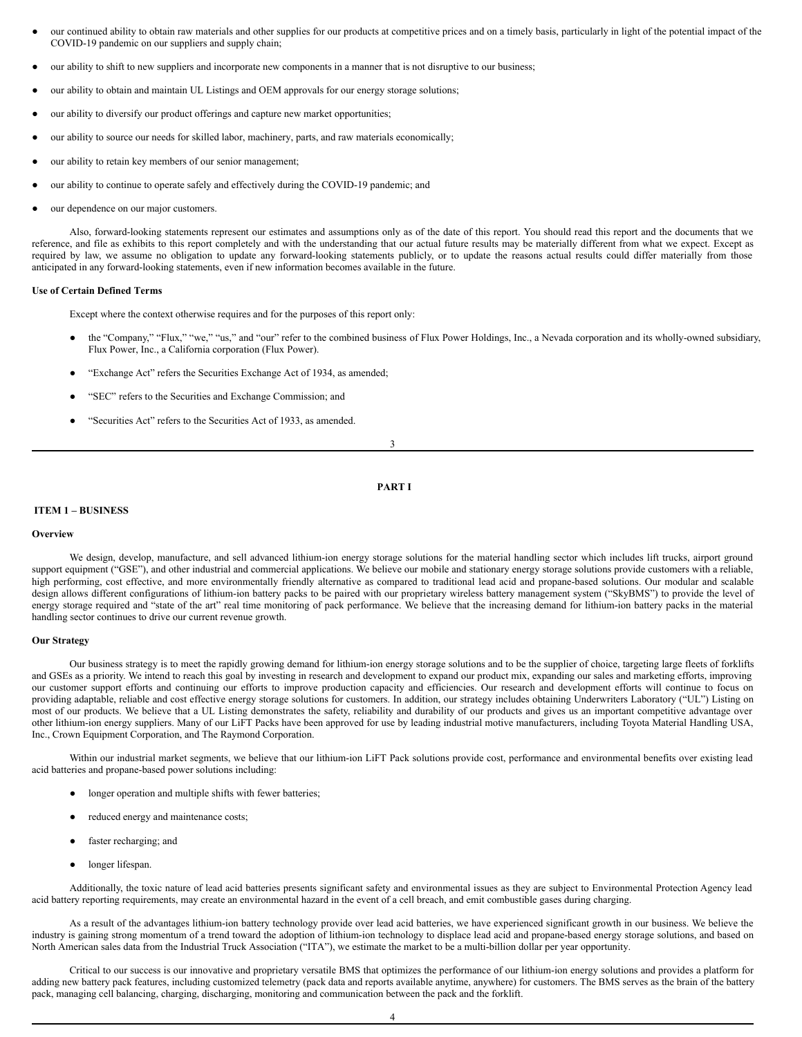- our continued ability to obtain raw materials and other supplies for our products at competitive prices and on a timely basis, particularly in light of the potential impact of the COVID-19 pandemic on our suppliers and supply chain;
- our ability to shift to new suppliers and incorporate new components in a manner that is not disruptive to our business;
- our ability to obtain and maintain UL Listings and OEM approvals for our energy storage solutions;
- our ability to diversify our product offerings and capture new market opportunities;
- our ability to source our needs for skilled labor, machinery, parts, and raw materials economically;
- our ability to retain key members of our senior management;
- our ability to continue to operate safely and effectively during the COVID-19 pandemic; and
- our dependence on our major customers.

Also, forward-looking statements represent our estimates and assumptions only as of the date of this report. You should read this report and the documents that we reference, and file as exhibits to this report completely and with the understanding that our actual future results may be materially different from what we expect. Except as required by law, we assume no obligation to update any forward-looking statements publicly, or to update the reasons actual results could differ materially from those anticipated in any forward-looking statements, even if new information becomes available in the future.

**Use of Certain Defined Terms**

Except where the context otherwise requires and for the purposes of this report only:

- the "Company," "Flux," "we," "us," and "our" refer to the combined business of Flux Power Holdings, Inc., a Nevada corporation and its wholly-owned subsidiary, Flux Power, Inc., a California corporation (Flux Power).
- "Exchange Act" refers the Securities Exchange Act of 1934, as amended;
- "SEC" refers to the Securities and Exchange Commission; and
- "Securities Act" refers to the Securities Act of 1933, as amended.

# PART I

## ITEM 1 – BUSINESS

**Overview**

We design, develop, manufacture, and sell advanced lithium-ion energy storage solutions for the material handling sector which includes lift trucks, airport ground support equipment ("GSE"), and other industrial and commercial applications. We believe our mobile and stationary energy storage solutions provide customers with a reliable, high performing, cost effective, and more environmentally friendly alternative as compared to traditional lead acid and propane-based solutions. Our modular and scalable design allows different configurations of lithium-ion battery packs to be paired with our proprietary wireless battery management system ("SkyBMS") to provide the level of energy storage required and "state of the art" real time monitoring of pack performance. We believe that the increasing demand for lithium-ion battery packs in the material handling sector continues to drive our current revenue growth.

**Our Strategy**

Our business strategy is to meet the rapidly growing demand for lithium-ion energy storage solutions and to be the supplier of choice, targeting large fleets of forklifts and GSEs as a priority. We intend to reach this goal by investing in research and development to expand our product mix, expanding our sales and marketing efforts, improving our customer support efforts and continuing our efforts to improve production capacity and efficiencies. Our research and development efforts will continue to focus on providing adaptable, reliable and cost effective energy storage solutions for customers. In addition, our strategy includes obtaining Underwriters Laboratory ("UL") Listing on most of our products. We believe that a UL Listing demonstrates the safety, reliability and durability of our products and gives us an important competitive advantage over other lithium-ion energy suppliers. Many of our LiFT Packs have been approved for use by leading industrial motive manufacturers, including Toyota Material Handling USA, Inc., Crown Equipment Corporation, and The Raymond Corporation.

Within our industrial market segments, we believe that our lithium-ion LiFT Pack solutions provide cost, performance and environmental benefits over existing lead acid batteries and propane-based power solutions including:

- longer operation and multiple shifts with fewer batteries;
- reduced energy and maintenance costs;
- faster recharging; and
- longer lifespan.

Additionally, the toxic nature of lead acid batteries presents significant safety and environmental issues as they are subject to Environmental Protection Agency lead acid battery reporting requirements, may create an environmental hazard in the event of a cell breach, and emit combustible gases during charging.

As a result of the advantages lithium-ion battery technology provide over lead acid batteries, we have experienced significant growth in our business. We believe the industry is gaining strong momentum of a trend toward the adoption of lithium-ion technology to displace lead acid and propane-based energy storage solutions, and based on North American sales data from the Industrial Truck Association ("ITA"), we estimate the market to be a multi-billion dollar per year opportunity.

Critical to our success is our innovative and proprietary versatile BMS that optimizes the performance of our lithium-ion energy solutions and provides a platform for adding new battery pack features, including customized telemetry (pack data and reports available anytime, anywhere) for customers. The BMS serves as the brain of the battery pack, managing cell balancing, charging, discharging, monitoring and communication between the pack and the forklift.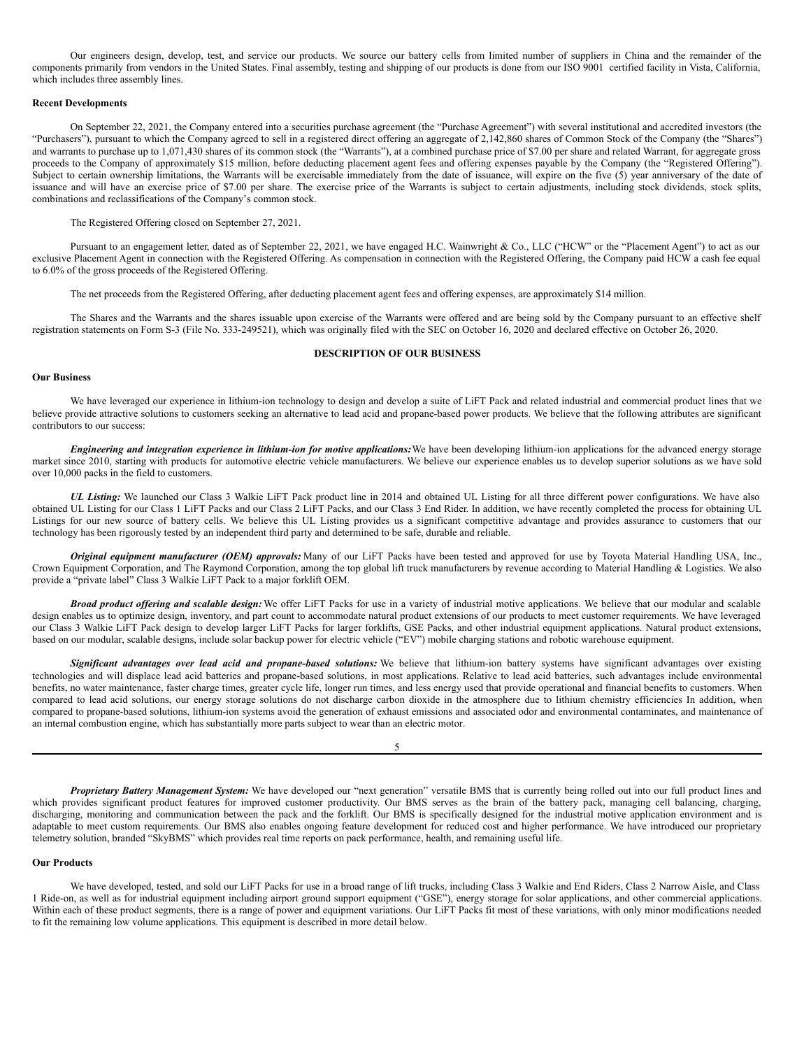Our engineers design, develop, test, and service our products. We source our battery cells from limited number of suppliers in China and the remainder of the components primarily from vendors in the United States. Final assembly, testing and shipping of our products is done from our ISO 9001 certified facility in Vista, California, which includes three assembly lines.

**Recent Developments**

On September 22, 2021, the Company entered into a securities purchase agreement (the "Purchase Agreement") with several institutional and accredited investors (the "Purchasers"), pursuant to which the Company agreed to sell in a registered direct offering an aggregate of 2,142,860 shares of Common Stock of the Company (the "Shares") and warrants to purchase up to 1,071,430 shares of its common stock (the "Warrants"), at a combined purchase price of $7.00 per share and related Warrant, for aggregate gross proceeds to the Company of approximately $15 million, before deducting placement agent fees and offering expenses payable by the Company (the "Registered Offering"). Subject to certain ownership limitations, the Warrants will be exercisable immediately from the date of issuance, will expire on the five (5) year anniversary of the date of issuance and will have an exercise price of $7.00 per share. The exercise price of the Warrants is subject to certain adjustments, including stock dividends, stock splits, combinations and reclassifications of the Company's common stock.

The Registered Offering closed on September 27, 2021.

Pursuant to an engagement letter, dated as of September 22, 2021, we have engaged H.C. Wainwright & Co., LLC ("HCW" or the "Placement Agent") to act as our exclusive Placement Agent in connection with the Registered Offering. As compensation in connection with the Registered Offering, the Company paid HCW a cash fee equal to 6.0% of the gross proceeds of the Registered Offering.

The net proceeds from the Registered Offering, after deducting placement agent fees and offering expenses, are approximately $14 million.

The Shares and the Warrants and the shares issuable upon exercise of the Warrants were offered and are being sold by the Company pursuant to an effective shelf registration statements on Form S-3 (File No. 333-249521), which was originally filed with the SEC on October 16, 2020 and declared effective on October 26, 2020.

## DESCRIPTION OF OUR BUSINESS

**Our Business**

We have leveraged our experience in lithium-ion technology to design and develop a suite of LiFT Pack and related industrial and commercial product lines that we believe provide attractive solutions to customers seeking an alternative to lead acid and propane-based power products. We believe that the following attributes are significant contributors to our success:

***Engineering and integration experience in lithium-ion for motive applications:*** We have been developing lithium-ion applications for the advanced energy storage market since 2010, starting with products for automotive electric vehicle manufacturers. We believe our experience enables us to develop superior solutions as we have sold over 10,000 packs in the field to customers.

***UL Listing:*** We launched our Class 3 Walkie LiFT Pack product line in 2014 and obtained UL Listing for all three different power configurations. We have also obtained UL Listing for our Class 1 LiFT Packs and our Class 2 LiFT Packs, and our Class 3 End Rider. In addition, we have recently completed the process for obtaining UL Listings for our new source of battery cells. We believe this UL Listing provides us a significant competitive advantage and provides assurance to customers that our technology has been rigorously tested by an independent third party and determined to be safe, durable and reliable.

***Original equipment manufacturer (OEM) approvals:*** Many of our LiFT Packs have been tested and approved for use by Toyota Material Handling USA, Inc., Crown Equipment Corporation, and The Raymond Corporation, among the top global lift truck manufacturers by revenue according to Material Handling & Logistics. We also provide a "private label" Class 3 Walkie LiFT Pack to a major forklift OEM.

***Broad product offering and scalable design:*** We offer LiFT Packs for use in a variety of industrial motive applications. We believe that our modular and scalable design enables us to optimize design, inventory, and part count to accommodate natural product extensions of our products to meet customer requirements. We have leveraged our Class 3 Walkie LiFT Pack design to develop larger LiFT Packs for larger forklifts, GSE Packs, and other industrial equipment applications. Natural product extensions, based on our modular, scalable designs, include solar backup power for electric vehicle ("EV") mobile charging stations and robotic warehouse equipment.

***Significant advantages over lead acid and propane-based solutions:*** We believe that lithium-ion battery systems have significant advantages over existing technologies and will displace lead acid batteries and propane-based solutions, in most applications. Relative to lead acid batteries, such advantages include environmental benefits, no water maintenance, faster charge times, greater cycle life, longer run times, and less energy used that provide operational and financial benefits to customers. When compared to lead acid solutions, our energy storage solutions do not discharge carbon dioxide in the atmosphere due to lithium chemistry efficiencies In addition, when compared to propane-based solutions, lithium-ion systems avoid the generation of exhaust emissions and associated odor and environmental contaminates, and maintenance of an internal combustion engine, which has substantially more parts subject to wear than an electric motor.

***Proprietary Battery Management System:*** We have developed our "next generation" versatile BMS that is currently being rolled out into our full product lines and which provides significant product features for improved customer productivity. Our BMS serves as the brain of the battery pack, managing cell balancing, charging, discharging, monitoring and communication between the pack and the forklift. Our BMS is specifically designed for the industrial motive application environment and is adaptable to meet custom requirements. Our BMS also enables ongoing feature development for reduced cost and higher performance. We have introduced our proprietary telemetry solution, branded "SkyBMS" which provides real time reports on pack performance, health, and remaining useful life.

**Our Products**

We have developed, tested, and sold our LiFT Packs for use in a broad range of lift trucks, including Class 3 Walkie and End Riders, Class 2 Narrow Aisle, and Class 1 Ride-on, as well as for industrial equipment including airport ground support equipment ("GSE"), energy storage for solar applications, and other commercial applications. Within each of these product segments, there is a range of power and equipment variations. Our LiFT Packs fit most of these variations, with only minor modifications needed to fit the remaining low volume applications. This equipment is described in more detail below.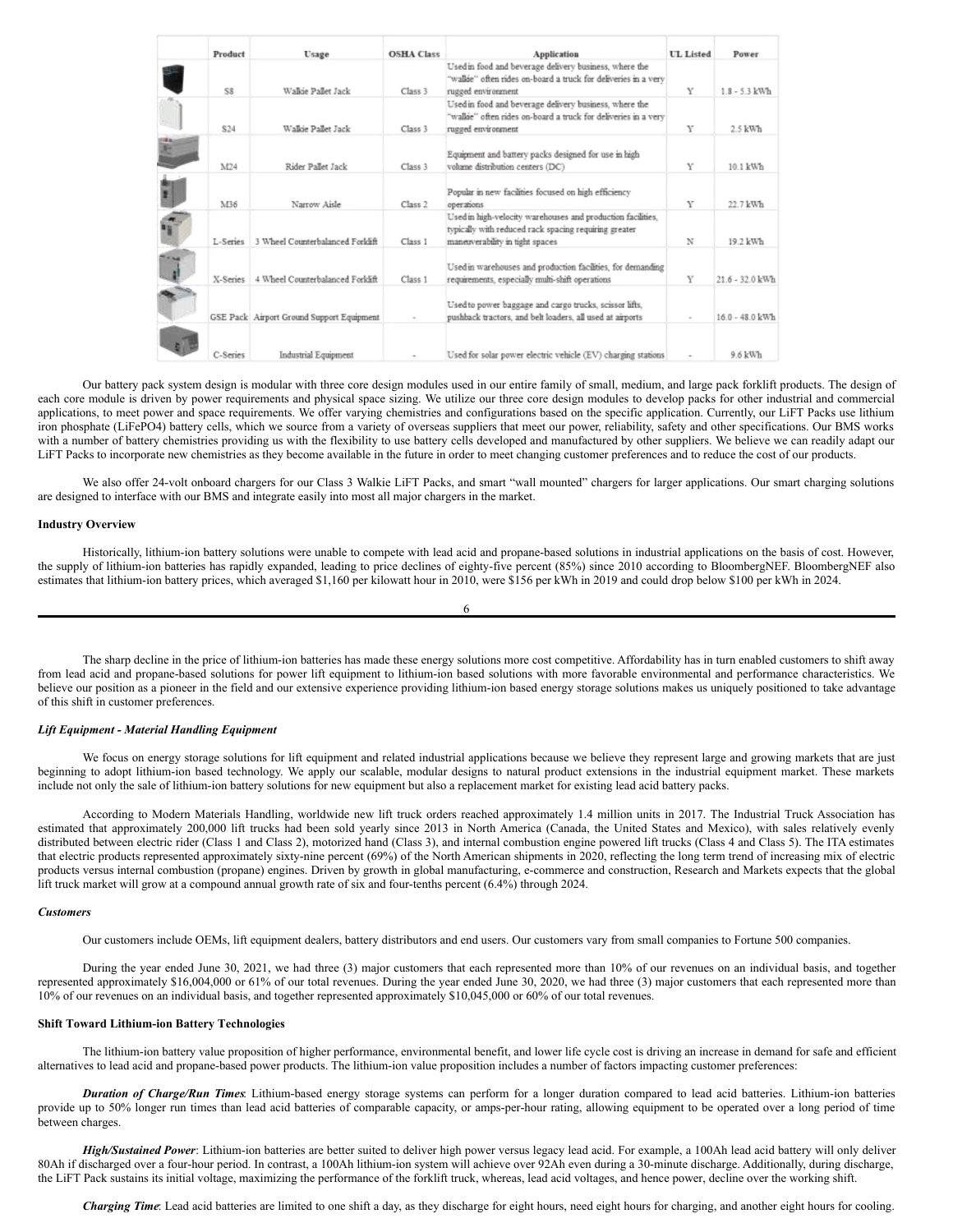| | Product | Usage | OSHA Class | Application | UL Listed | Power |
|---|---|---|---|---|---|---|
| | S8 | Walkie Pallet Jack | Class 3 | Used in food and beverage delivery business, where the "walkie" often rides on-board a truck for deliveries in a very rugged environment | Y | 1.8 - 5.3 kWh |
| | S24 | Walkie Pallet Jack | Class 3 | Used in food and beverage delivery business, where the "walkie" often rides on-board a truck for deliveries in a very rugged environment | Y | 2.5 kWh |
| | M24 | Rider Pallet Jack | Class 3 | Equipment and battery packs designed for use in high volume distribution centers (DC) | Y | 10.1 kWh |
| | M36 | Narrow Aisle | Class 2 | Popular in new facilities focused on high efficiency operations | Y | 22.7 kWh |
| | L-Series | 3 Wheel Counterbalanced Forklift | Class 1 | Used in high-velocity warehouses and production facilities, typically with reduced rack spacing requiring greater maneuverability in tight spaces | N | 19.2 kWh |
| | X-Series | 4 Wheel Counterbalanced Forklift | Class 1 | Used in warehouses and production facilities, for demanding requirements, especially multi-shift operations | Y | 21.6 - 32.0 kWh |
| | GSE Pack | Airport Ground Support Equipment | - | Used to power baggage and cargo trucks, scissor lifts, pushback tractors, and belt loaders, all used at airports | - | 16.0 - 48.0 kWh |
| | C-Series | Industrial Equipment | - | Used for solar power electric vehicle (EV) charging stations | - | 9.6 kWh |

Our battery pack system design is modular with three core design modules used in our entire family of small, medium, and large pack forklift products. The design of each core module is driven by power requirements and physical space sizing. We utilize our three core design modules to develop packs for other industrial and commercial applications, to meet power and space requirements. We offer varying chemistries and configurations based on the specific application. Currently, our LiFT Packs use lithium iron phosphate ($LiFePO_4$) battery cells, which we source from a variety of overseas suppliers that meet our power, reliability, safety and other specifications. Our BMS works with a number of battery chemistries providing us with the flexibility to use battery cells developed and manufactured by other suppliers. We believe we can readily adapt our LiFT Packs to incorporate new chemistries as they become available in the future in order to meet changing customer preferences and to reduce the cost of our products.

We also offer 24-volt onboard chargers for our Class 3 Walkie LiFT Packs, and smart "wall mounted" chargers for larger applications. Our smart charging solutions are designed to interface with our BMS and integrate easily into most all major chargers in the market.

**Industry Overview**

Historically, lithium-ion battery solutions were unable to compete with lead acid and propane-based solutions in industrial applications on the basis of cost. However, the supply of lithium-ion batteries has rapidly expanded, leading to price declines of eighty-five percent (85%) since 2010 according to BloombergNEF. BloombergNEF also estimates that lithium-ion battery prices, which averaged $1,160 per kilowatt hour in 2010, were $156 per kWh in 2019 and could drop below $100 per kWh in 2024.

The sharp decline in the price of lithium-ion batteries has made these energy solutions more cost competitive. Affordability has in turn enabled customers to shift away from lead acid and propane-based solutions for power lift equipment to lithium-ion based solutions with more favorable environmental and performance characteristics. We believe our position as a pioneer in the field and our extensive experience providing lithium-ion based energy storage solutions makes us uniquely positioned to take advantage of this shift in customer preferences.

***Lift Equipment - Material Handling Equipment***

We focus on energy storage solutions for lift equipment and related industrial applications because we believe they represent large and growing markets that are just beginning to adopt lithium-ion based technology. We apply our scalable, modular designs to natural product extensions in the industrial equipment market. These markets include not only the sale of lithium-ion battery solutions for new equipment but also a replacement market for existing lead acid battery packs.

According to Modern Materials Handling, worldwide new lift truck orders reached approximately 1.4 million units in 2017. The Industrial Truck Association has estimated that approximately 200,000 lift trucks had been sold yearly since 2013 in North America (Canada, the United States and Mexico), with sales relatively evenly distributed between electric rider (Class 1 and Class 2), motorized hand (Class 3), and internal combustion engine powered lift trucks (Class 4 and Class 5). The ITA estimates that electric products represented approximately sixty-nine percent (69%) of the North American shipments in 2020, reflecting the long term trend of increasing mix of electric products versus internal combustion (propane) engines. Driven by growth in global manufacturing, e-commerce and construction, Research and Markets expects that the global lift truck market will grow at a compound annual growth rate of six and four-tenths percent (6.4%) through 2024.

***Customers***

Our customers include OEMs, lift equipment dealers, battery distributors and end users. Our customers vary from small companies to Fortune 500 companies.

During the year ended June 30, 2021, we had three (3) major customers that each represented more than 10% of our revenues on an individual basis, and together represented approximately $16,004,000 or 61% of our total revenues. During the year ended June 30, 2020, we had three (3) major customers that each represented more than 10% of our revenues on an individual basis, and together represented approximately $10,045,000 or 60% of our total revenues.

**Shift Toward Lithium-ion Battery Technologies**

The lithium-ion battery value proposition of higher performance, environmental benefit, and lower life cycle cost is driving an increase in demand for safe and efficient alternatives to lead acid and propane-based power products. The lithium-ion value proposition includes a number of factors impacting customer preferences:

***Duration of Charge/Run Times***: Lithium-based energy storage systems can perform for a longer duration compared to lead acid batteries. Lithium-ion batteries provide up to 50% longer run times than lead acid batteries of comparable capacity, or amps-per-hour rating, allowing equipment to be operated over a long period of time between charges.

***High/Sustained Power***: Lithium-ion batteries are better suited to deliver high power versus legacy lead acid. For example, a 100Ah lead acid battery will only deliver 80Ah if discharged over a four-hour period. In contrast, a 100Ah lithium-ion system will achieve over 92Ah even during a 30-minute discharge. Additionally, during discharge, the LiFT Pack sustains its initial voltage, maximizing the performance of the forklift truck, whereas, lead acid voltages, and hence power, decline over the working shift.

***Charging Time***: Lead acid batteries are limited to one shift a day, as they discharge for eight hours, need eight hours for charging, and another eight hours for cooling.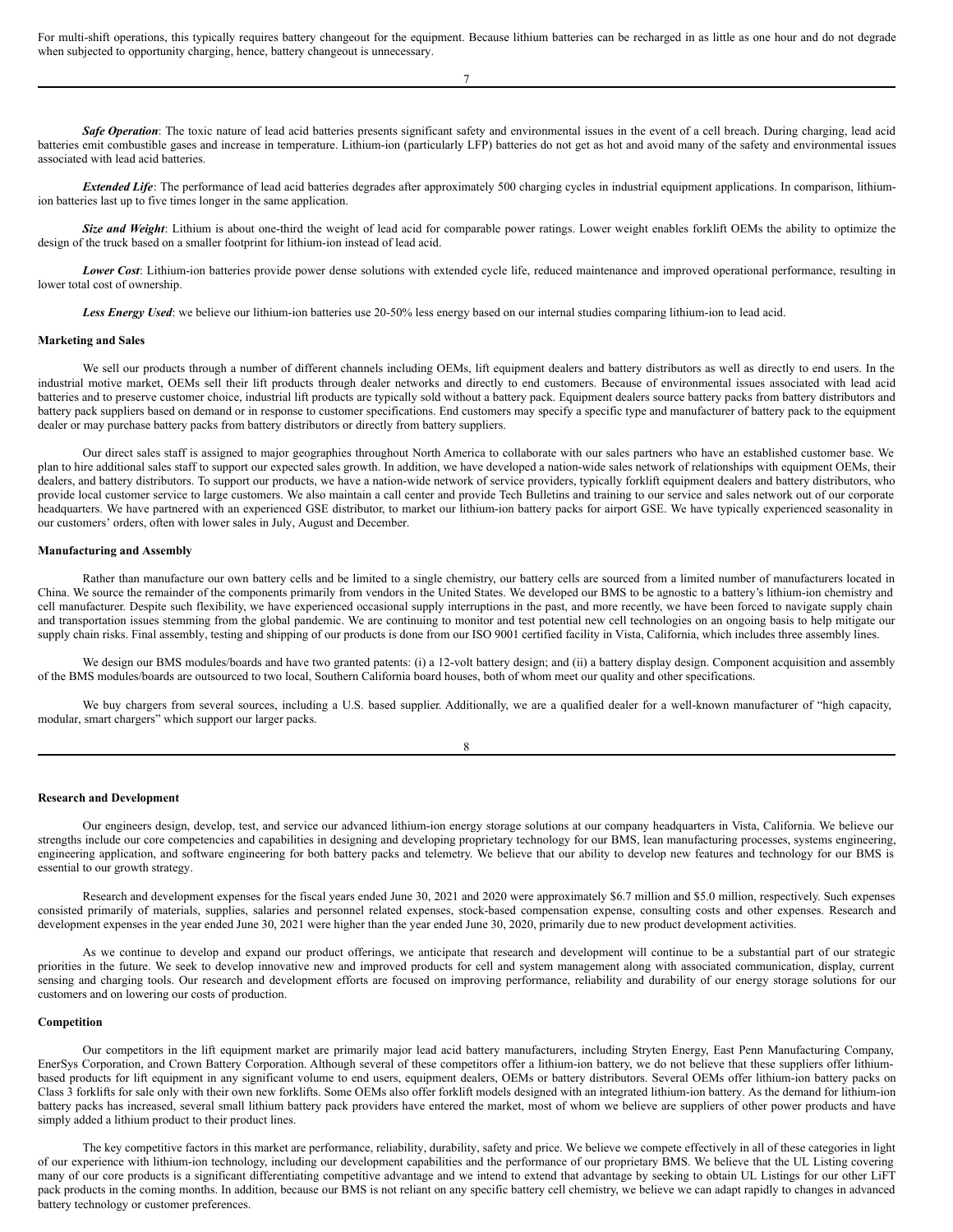For multi-shift operations, this typically requires battery changeout for the equipment. Because lithium batteries can be recharged in as little as one hour and do not degrade when subjected to opportunity charging, hence, battery changeout is unnecessary.

***Safe Operation***: The toxic nature of lead acid batteries presents significant safety and environmental issues in the event of a cell breach. During charging, lead acid batteries emit combustible gases and increase in temperature. Lithium-ion (particularly LFP) batteries do not get as hot and avoid many of the safety and environmental issues associated with lead acid batteries.

***Extended Life***: The performance of lead acid batteries degrades after approximately 500 charging cycles in industrial equipment applications. In comparison, lithium-ion batteries last up to five times longer in the same application.

***Size and Weight***: Lithium is about one-third the weight of lead acid for comparable power ratings. Lower weight enables forklift OEMs the ability to optimize the design of the truck based on a smaller footprint for lithium-ion instead of lead acid.

***Lower Cost***: Lithium-ion batteries provide power dense solutions with extended cycle life, reduced maintenance and improved operational performance, resulting in lower total cost of ownership.

***Less Energy Used***: we believe our lithium-ion batteries use 20-50% less energy based on our internal studies comparing lithium-ion to lead acid.

**Marketing and Sales**

We sell our products through a number of different channels including OEMs, lift equipment dealers and battery distributors as well as directly to end users. In the industrial motive market, OEMs sell their lift products through dealer networks and directly to end customers. Because of environmental issues associated with lead acid batteries and to preserve customer choice, industrial lift products are typically sold without a battery pack. Equipment dealers source battery packs from battery distributors and battery pack suppliers based on demand or in response to customer specifications. End customers may specify a specific type and manufacturer of battery pack to the equipment dealer or may purchase battery packs from battery distributors or directly from battery suppliers.

Our direct sales staff is assigned to major geographies throughout North America to collaborate with our sales partners who have an established customer base. We plan to hire additional sales staff to support our expected sales growth. In addition, we have developed a nation-wide sales network of relationships with equipment OEMs, their dealers, and battery distributors. To support our products, we have a nation-wide network of service providers, typically forklift equipment dealers and battery distributors, who provide local customer service to large customers. We also maintain a call center and provide Tech Bulletins and training to our service and sales network out of our corporate headquarters. We have partnered with an experienced GSE distributor, to market our lithium-ion battery packs for airport GSE. We have typically experienced seasonality in our customers' orders, often with lower sales in July, August and December.

**Manufacturing and Assembly**

Rather than manufacture our own battery cells and be limited to a single chemistry, our battery cells are sourced from a limited number of manufacturers located in China. We source the remainder of the components primarily from vendors in the United States. We developed our BMS to be agnostic to a battery's lithium-ion chemistry and cell manufacturer. Despite such flexibility, we have experienced occasional supply interruptions in the past, and more recently, we have been forced to navigate supply chain and transportation issues stemming from the global pandemic. We are continuing to monitor and test potential new cell technologies on an ongoing basis to help mitigate our supply chain risks. Final assembly, testing and shipping of our products is done from our ISO 9001 certified facility in Vista, California, which includes three assembly lines.

We design our BMS modules/boards and have two granted patents: (i) a 12-volt battery design; and (ii) a battery display design. Component acquisition and assembly of the BMS modules/boards are outsourced to two local, Southern California board houses, both of whom meet our quality and other specifications.

We buy chargers from several sources, including a U.S. based supplier. Additionally, we are a qualified dealer for a well-known manufacturer of "high capacity, modular, smart chargers" which support our larger packs.

**Research and Development**

Our engineers design, develop, test, and service our advanced lithium-ion energy storage solutions at our company headquarters in Vista, California. We believe our strengths include our core competencies and capabilities in designing and developing proprietary technology for our BMS, lean manufacturing processes, systems engineering, engineering application, and software engineering for both battery packs and telemetry. We believe that our ability to develop new features and technology for our BMS is essential to our growth strategy.

Research and development expenses for the fiscal years ended June 30, 2021 and 2020 were approximately $6.7 million and $5.0 million, respectively. Such expenses consisted primarily of materials, supplies, salaries and personnel related expenses, stock-based compensation expense, consulting costs and other expenses. Research and development expenses in the year ended June 30, 2021 were higher than the year ended June 30, 2020, primarily due to new product development activities.

As we continue to develop and expand our product offerings, we anticipate that research and development will continue to be a substantial part of our strategic priorities in the future. We seek to develop innovative new and improved products for cell and system management along with associated communication, display, current sensing and charging tools. Our research and development efforts are focused on improving performance, reliability and durability of our energy storage solutions for our customers and on lowering our costs of production.

**Competition**

Our competitors in the lift equipment market are primarily major lead acid battery manufacturers, including Stryten Energy, East Penn Manufacturing Company, EnerSys Corporation, and Crown Battery Corporation. Although several of these competitors offer a lithium-ion battery, we do not believe that these suppliers offer lithium-based products for lift equipment in any significant volume to end users, equipment dealers, OEMs or battery distributors. Several OEMs offer lithium-ion battery packs on Class 3 forklifts for sale only with their own new forklifts. Some OEMs also offer forklift models designed with an integrated lithium-ion battery. As the demand for lithium-ion battery packs has increased, several small lithium battery pack providers have entered the market, most of whom we believe are suppliers of other power products and have simply added a lithium product to their product lines.

The key competitive factors in this market are performance, reliability, durability, safety and price. We believe we compete effectively in all of these categories in light of our experience with lithium-ion technology, including our development capabilities and the performance of our proprietary BMS. We believe that the UL Listing covering many of our core products is a significant differentiating competitive advantage and we intend to extend that advantage by seeking to obtain UL Listings for our other LiFT pack products in the coming months. In addition, because our BMS is not reliant on any specific battery cell chemistry, we believe we can adapt rapidly to changes in advanced battery technology or customer preferences.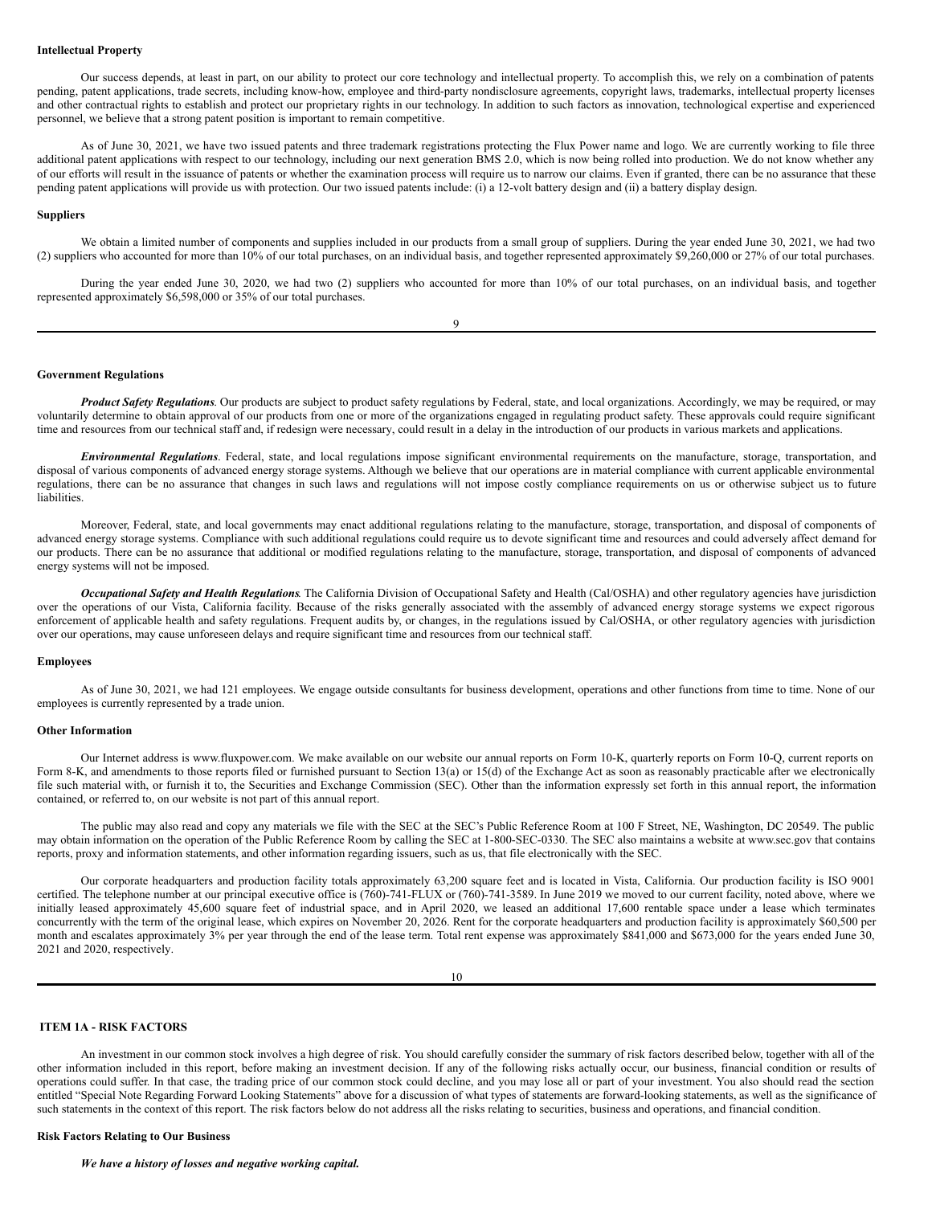**Intellectual Property**

Our success depends, at least in part, on our ability to protect our core technology and intellectual property. To accomplish this, we rely on a combination of patents pending, patent applications, trade secrets, including know-how, employee and third-party nondisclosure agreements, copyright laws, trademarks, intellectual property licenses and other contractual rights to establish and protect our proprietary rights in our technology. In addition to such factors as innovation, technological expertise and experienced personnel, we believe that a strong patent position is important to remain competitive.

As of June 30, 2021, we have two issued patents and three trademark registrations protecting the Flux Power name and logo. We are currently working to file three additional patent applications with respect to our technology, including our next generation BMS 2.0, which is now being rolled into production. We do not know whether any of our efforts will result in the issuance of patents or whether the examination process will require us to narrow our claims. Even if granted, there can be no assurance that these pending patent applications will provide us with protection. Our two issued patents include: (i) a 12-volt battery design and (ii) a battery display design.

**Suppliers**

We obtain a limited number of components and supplies included in our products from a small group of suppliers. During the year ended June 30, 2021, we had two (2) suppliers who accounted for more than 10% of our total purchases, on an individual basis, and together represented approximately $9,260,000 or 27% of our total purchases.

During the year ended June 30, 2020, we had two (2) suppliers who accounted for more than 10% of our total purchases, on an individual basis, and together represented approximately $6,598,000 or 35% of our total purchases.

**Government Regulations**

***Product Safety Regulations***. Our products are subject to product safety regulations by Federal, state, and local organizations. Accordingly, we may be required, or may voluntarily determine to obtain approval of our products from one or more of the organizations engaged in regulating product safety. These approvals could require significant time and resources from our technical staff and, if redesign were necessary, could result in a delay in the introduction of our products in various markets and applications.

***Environmental Regulations***. Federal, state, and local regulations impose significant environmental requirements on the manufacture, storage, transportation, and disposal of various components of advanced energy storage systems. Although we believe that our operations are in material compliance with current applicable environmental regulations, there can be no assurance that changes in such laws and regulations will not impose costly compliance requirements on us or otherwise subject us to future liabilities.

Moreover, Federal, state, and local governments may enact additional regulations relating to the manufacture, storage, transportation, and disposal of components of advanced energy storage systems. Compliance with such additional regulations could require us to devote significant time and resources and could adversely affect demand for our products. There can be no assurance that additional or modified regulations relating to the manufacture, storage, transportation, and disposal of components of advanced energy systems will not be imposed.

***Occupational Safety and Health Regulations***. The California Division of Occupational Safety and Health (Cal/OSHA) and other regulatory agencies have jurisdiction over the operations of our Vista, California facility. Because of the risks generally associated with the assembly of advanced energy storage systems we expect rigorous enforcement of applicable health and safety regulations. Frequent audits by, or changes, in the regulations issued by Cal/OSHA, or other regulatory agencies with jurisdiction over our operations, may cause unforeseen delays and require significant time and resources from our technical staff.

**Employees**

As of June 30, 2021, we had 121 employees. We engage outside consultants for business development, operations and other functions from time to time. None of our employees is currently represented by a trade union.

**Other Information**

Our Internet address is www.fluxpower.com. We make available on our website our annual reports on Form 10-K, quarterly reports on Form 10-Q, current reports on Form 8-K, and amendments to those reports filed or furnished pursuant to Section 13(a) or 15(d) of the Exchange Act as soon as reasonably practicable after we electronically file such material with, or furnish it to, the Securities and Exchange Commission (SEC). Other than the information expressly set forth in this annual report, the information contained, or referred to, on our website is not part of this annual report.

The public may also read and copy any materials we file with the SEC at the SEC's Public Reference Room at 100 F Street, NE, Washington, DC 20549. The public may obtain information on the operation of the Public Reference Room by calling the SEC at 1-800-SEC-0330. The SEC also maintains a website at www.sec.gov that contains reports, proxy and information statements, and other information regarding issuers, such as us, that file electronically with the SEC.

Our corporate headquarters and production facility totals approximately 63,200 square feet and is located in Vista, California. Our production facility is ISO 9001 certified. The telephone number at our principal executive office is (760)-741-FLUX or (760)-741-3589. In June 2019 we moved to our current facility, noted above, where we initially leased approximately 45,600 square feet of industrial space, and in April 2020, we leased an additional 17,600 rentable space under a lease which terminates concurrently with the term of the original lease, which expires on November 20, 2026. Rent for the corporate headquarters and production facility is approximately $60,500 per month and escalates approximately 3% per year through the end of the lease term. Total rent expense was approximately $841,000 and $673,000 for the years ended June 30, 2021 and 2020, respectively.

## ITEM 1A - RISK FACTORS

An investment in our common stock involves a high degree of risk. You should carefully consider the summary of risk factors described below, together with all of the other information included in this report, before making an investment decision. If any of the following risks actually occur, our business, financial condition or results of operations could suffer. In that case, the trading price of our common stock could decline, and you may lose all or part of your investment. You also should read the section entitled "Special Note Regarding Forward Looking Statements" above for a discussion of what types of statements are forward-looking statements, as well as the significance of such statements in the context of this report. The risk factors below do not address all the risks relating to securities, business and operations, and financial condition.

**Risk Factors Relating to Our Business**

***We have a history of losses and negative working capital.***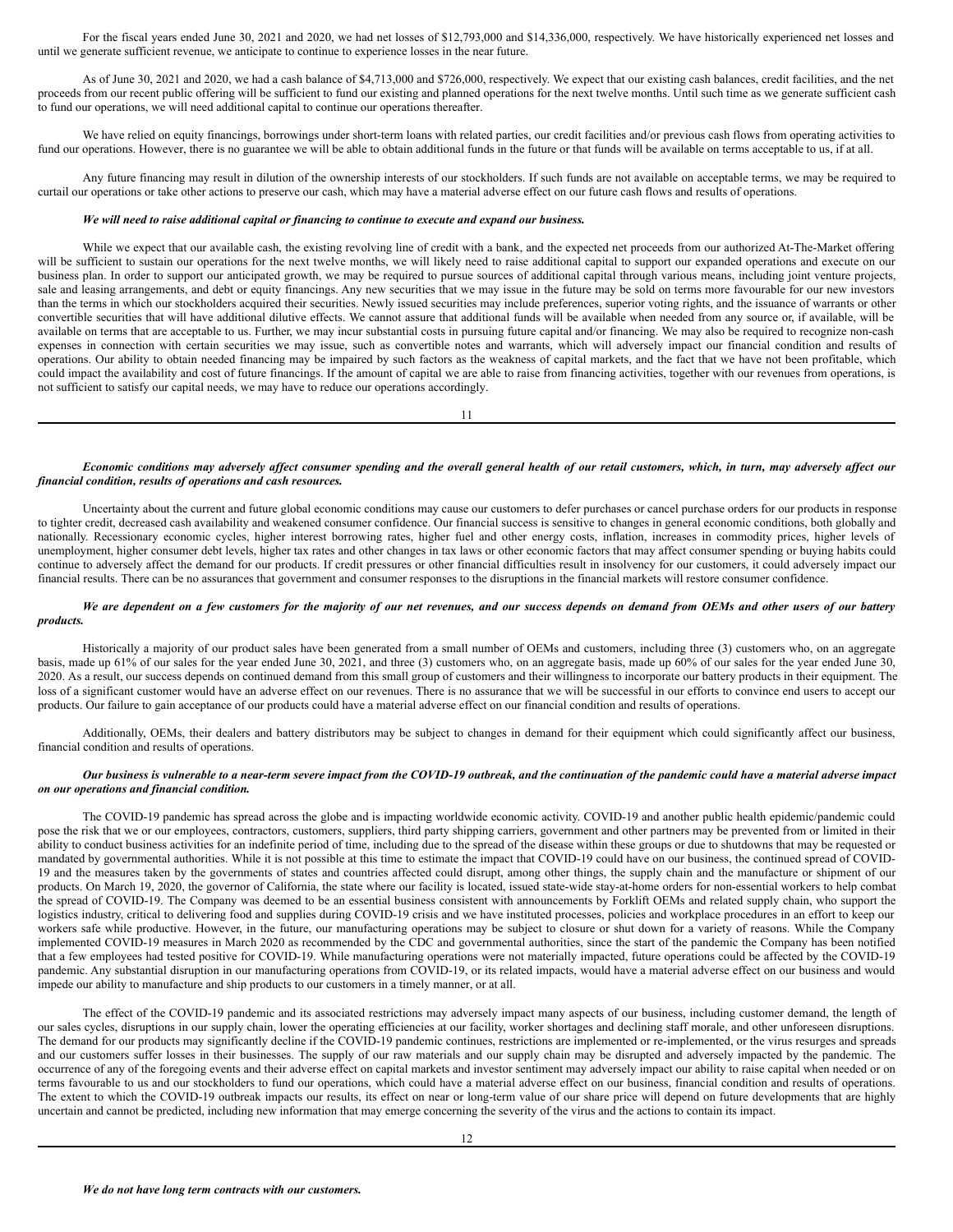For the fiscal years ended June 30, 2021 and 2020, we had net losses of $12,793,000 and $14,336,000, respectively. We have historically experienced net losses and until we generate sufficient revenue, we anticipate to continue to experience losses in the near future.

As of June 30, 2021 and 2020, we had a cash balance of $4,713,000 and $726,000, respectively. We expect that our existing cash balances, credit facilities, and the net proceeds from our recent public offering will be sufficient to fund our existing and planned operations for the next twelve months. Until such time as we generate sufficient cash to fund our operations, we will need additional capital to continue our operations thereafter.

We have relied on equity financings, borrowings under short-term loans with related parties, our credit facilities and/or previous cash flows from operating activities to fund our operations. However, there is no guarantee we will be able to obtain additional funds in the future or that funds will be available on terms acceptable to us, if at all.

Any future financing may result in dilution of the ownership interests of our stockholders. If such funds are not available on acceptable terms, we may be required to curtail our operations or take other actions to preserve our cash, which may have a material adverse effect on our future cash flows and results of operations.

***We will need to raise additional capital or financing to continue to execute and expand our business.***

While we expect that our available cash, the existing revolving line of credit with a bank, and the expected net proceeds from our authorized At-The-Market offering will be sufficient to sustain our operations for the next twelve months, we will likely need to raise additional capital to support our expanded operations and execute on our business plan. In order to support our anticipated growth, we may be required to pursue sources of additional capital through various means, including joint venture projects, sale and leasing arrangements, and debt or equity financings. Any new securities that we may issue in the future may be sold on terms more favourable for our new investors than the terms in which our stockholders acquired their securities. Newly issued securities may include preferences, superior voting rights, and the issuance of warrants or other convertible securities that will have additional dilutive effects. We cannot assure that additional funds will be available when needed from any source or, if available, will be available on terms that are acceptable to us. Further, we may incur substantial costs in pursuing future capital and/or financing. We may also be required to recognize non-cash expenses in connection with certain securities we may issue, such as convertible notes and warrants, which will adversely impact our financial condition and results of operations. Our ability to obtain needed financing may be impaired by such factors as the weakness of capital markets, and the fact that we have not been profitable, which could impact the availability and cost of future financings. If the amount of capital we are able to raise from financing activities, together with our revenues from operations, is not sufficient to satisfy our capital needs, we may have to reduce our operations accordingly.

***Economic conditions may adversely affect consumer spending and the overall general health of our retail customers, which, in turn, may adversely affect our financial condition, results of operations and cash resources.***

Uncertainty about the current and future global economic conditions may cause our customers to defer purchases or cancel purchase orders for our products in response to tighter credit, decreased cash availability and weakened consumer confidence. Our financial success is sensitive to changes in general economic conditions, both globally and nationally. Recessionary economic cycles, higher interest borrowing rates, higher fuel and other energy costs, inflation, increases in commodity prices, higher levels of unemployment, higher consumer debt levels, higher tax rates and other changes in tax laws or other economic factors that may affect consumer spending or buying habits could continue to adversely affect the demand for our products. If credit pressures or other financial difficulties result in insolvency for our customers, it could adversely impact our financial results. There can be no assurances that government and consumer responses to the disruptions in the financial markets will restore consumer confidence.

***We are dependent on a few customers for the majority of our net revenues, and our success depends on demand from OEMs and other users of our battery products.***

Historically a majority of our product sales have been generated from a small number of OEMs and customers, including three (3) customers who, on an aggregate basis, made up 61% of our sales for the year ended June 30, 2021, and three (3) customers who, on an aggregate basis, made up 60% of our sales for the year ended June 30, 2020. As a result, our success depends on continued demand from this small group of customers and their willingness to incorporate our battery products in their equipment. The loss of a significant customer would have an adverse effect on our revenues. There is no assurance that we will be successful in our efforts to convince end users to accept our products. Our failure to gain acceptance of our products could have a material adverse effect on our financial condition and results of operations.

Additionally, OEMs, their dealers and battery distributors may be subject to changes in demand for their equipment which could significantly affect our business, financial condition and results of operations.

***Our business is vulnerable to a near-term severe impact from the COVID-19 outbreak, and the continuation of the pandemic could have a material adverse impact on our operations and financial condition.***

The COVID-19 pandemic has spread across the globe and is impacting worldwide economic activity. COVID-19 and another public health epidemic/pandemic could pose the risk that we or our employees, contractors, customers, suppliers, third party shipping carriers, government and other partners may be prevented from or limited in their ability to conduct business activities for an indefinite period of time, including due to the spread of the disease within these groups or due to shutdowns that may be requested or mandated by governmental authorities. While it is not possible at this time to estimate the impact that COVID-19 could have on our business, the continued spread of COVID-19 and the measures taken by the governments of states and countries affected could disrupt, among other things, the supply chain and the manufacture or shipment of our products. On March 19, 2020, the governor of California, the state where our facility is located, issued state-wide stay-at-home orders for non-essential workers to help combat the spread of COVID-19. The Company was deemed to be an essential business consistent with announcements by Forklift OEMs and related supply chain, who support the logistics industry, critical to delivering food and supplies during COVID-19 crisis and we have instituted processes, policies and workplace procedures in an effort to keep our workers safe while productive. However, in the future, our manufacturing operations may be subject to closure or shut down for a variety of reasons. While the Company implemented COVID-19 measures in March 2020 as recommended by the CDC and governmental authorities, since the start of the pandemic the Company has been notified that a few employees had tested positive for COVID-19. While manufacturing operations were not materially impacted, future operations could be affected by the COVID-19 pandemic. Any substantial disruption in our manufacturing operations from COVID-19, or its related impacts, would have a material adverse effect on our business and would impede our ability to manufacture and ship products to our customers in a timely manner, or at all.

The effect of the COVID-19 pandemic and its associated restrictions may adversely impact many aspects of our business, including customer demand, the length of our sales cycles, disruptions in our supply chain, lower the operating efficiencies at our facility, worker shortages and declining staff morale, and other unforeseen disruptions. The demand for our products may significantly decline if the COVID-19 pandemic continues, restrictions are implemented or re-implemented, or the virus resurges and spreads and our customers suffer losses in their businesses. The supply of our raw materials and our supply chain may be disrupted and adversely impacted by the pandemic. The occurrence of any of the foregoing events and their adverse effect on capital markets and investor sentiment may adversely impact our ability to raise capital when needed or on terms favourable to us and our stockholders to fund our operations, which could have a material adverse effect on our business, financial condition and results of operations. The extent to which the COVID-19 outbreak impacts our results, its effect on near or long-term value of our share price will depend on future developments that are highly uncertain and cannot be predicted, including new information that may emerge concerning the severity of the virus and the actions to contain its impact.

***We do not have long term contracts with our customers.***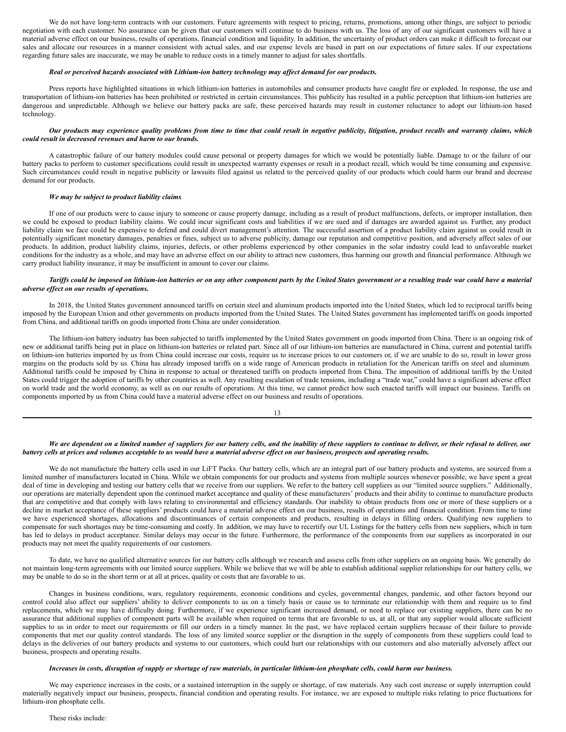We do not have long-term contracts with our customers. Future agreements with respect to pricing, returns, promotions, among other things, are subject to periodic negotiation with each customer. No assurance can be given that our customers will continue to do business with us. The loss of any of our significant customers will have a material adverse effect on our business, results of operations, financial condition and liquidity. In addition, the uncertainty of product orders can make it difficult to forecast our sales and allocate our resources in a manner consistent with actual sales, and our expense levels are based in part on our expectations of future sales. If our expectations regarding future sales are inaccurate, we may be unable to reduce costs in a timely manner to adjust for sales shortfalls.

***Real or perceived hazards associated with Lithium-ion battery technology may affect demand for our products.***

Press reports have highlighted situations in which lithium-ion batteries in automobiles and consumer products have caught fire or exploded. In response, the use and transportation of lithium-ion batteries has been prohibited or restricted in certain circumstances. This publicity has resulted in a public perception that lithium-ion batteries are dangerous and unpredictable. Although we believe our battery packs are safe, these perceived hazards may result in customer reluctance to adopt our lithium-ion based technology.

***Our products may experience quality problems from time to time that could result in negative publicity, litigation, product recalls and warranty claims, which could result in decreased revenues and harm to our brands.***

A catastrophic failure of our battery modules could cause personal or property damages for which we would be potentially liable. Damage to or the failure of our battery packs to perform to customer specifications could result in unexpected warranty expenses or result in a product recall, which would be time consuming and expensive. Such circumstances could result in negative publicity or lawsuits filed against us related to the perceived quality of our products which could harm our brand and decrease demand for our products.

***We may be subject to product liability claims***.

If one of our products were to cause injury to someone or cause property damage, including as a result of product malfunctions, defects, or improper installation, then we could be exposed to product liability claims. We could incur significant costs and liabilities if we are sued and if damages are awarded against us. Further, any product liability claim we face could be expensive to defend and could divert management's attention. The successful assertion of a product liability claim against us could result in potentially significant monetary damages, penalties or fines, subject us to adverse publicity, damage our reputation and competitive position, and adversely affect sales of our products. In addition, product liability claims, injuries, defects, or other problems experienced by other companies in the solar industry could lead to unfavorable market conditions for the industry as a whole, and may have an adverse effect on our ability to attract new customers, thus harming our growth and financial performance. Although we carry product liability insurance, it may be insufficient in amount to cover our claims.

***Tariffs could be imposed on lithium-ion batteries or on any other component parts by the United States government or a resulting trade war could have a material adverse effect on our results of operations.***

In 2018, the United States government announced tariffs on certain steel and aluminum products imported into the United States, which led to reciprocal tariffs being imposed by the European Union and other governments on products imported from the United States. The United States government has implemented tariffs on goods imported from China, and additional tariffs on goods imported from China are under consideration.

The lithium-ion battery industry has been subjected to tariffs implemented by the United States government on goods imported from China. There is an ongoing risk of new or additional tariffs being put in place on lithium-ion batteries or related part. Since all of our lithium-ion batteries are manufactured in China, current and potential tariffs on lithium-ion batteries imported by us from China could increase our costs, require us to increase prices to our customers or, if we are unable to do so, result in lower gross margins on the products sold by us. China has already imposed tariffs on a wide range of American products in retaliation for the American tariffs on steel and aluminum. Additional tariffs could be imposed by China in response to actual or threatened tariffs on products imported from China. The imposition of additional tariffs by the United States could trigger the adoption of tariffs by other countries as well. Any resulting escalation of trade tensions, including a "trade war," could have a significant adverse effect on world trade and the world economy, as well as on our results of operations. At this time, we cannot predict how such enacted tariffs will impact our business. Tariffs on components imported by us from China could have a material adverse effect on our business and results of operations.

***We are dependent on a limited number of suppliers for our battery cells, and the inability of these suppliers to continue to deliver, or their refusal to deliver, our battery cells at prices and volumes acceptable to us would have a material adverse effect on our business, prospects and operating results.***

We do not manufacture the battery cells used in our LiFT Packs. Our battery cells, which are an integral part of our battery products and systems, are sourced from a limited number of manufacturers located in China. While we obtain components for our products and systems from multiple sources whenever possible, we have spent a great deal of time in developing and testing our battery cells that we receive from our suppliers. We refer to the battery cell suppliers as our "limited source suppliers." Additionally, our operations are materially dependent upon the continued market acceptance and quality of these manufacturers' products and their ability to continue to manufacture products that are competitive and that comply with laws relating to environmental and efficiency standards. Our inability to obtain products from one or more of these suppliers or a decline in market acceptance of these suppliers' products could have a material adverse effect on our business, results of operations and financial condition. From time to time we have experienced shortages, allocations and discontinuances of certain components and products, resulting in delays in filling orders. Qualifying new suppliers to compensate for such shortages may be time-consuming and costly. In addition, we may have to recertify our UL Listings for the battery cells from new suppliers, which in turn has led to delays in product acceptance. Similar delays may occur in the future. Furthermore, the performance of the components from our suppliers as incorporated in our products may not meet the quality requirements of our customers.

To date, we have no qualified alternative sources for our battery cells although we research and assess cells from other suppliers on an ongoing basis. We generally do not maintain long-term agreements with our limited source suppliers. While we believe that we will be able to establish additional supplier relationships for our battery cells, we may be unable to do so in the short term or at all at prices, quality or costs that are favorable to us.

Changes in business conditions, wars, regulatory requirements, economic conditions and cycles, governmental changes, pandemic, and other factors beyond our control could also affect our suppliers' ability to deliver components to us on a timely basis or cause us to terminate our relationship with them and require us to find replacements, which we may have difficulty doing. Furthermore, if we experience significant increased demand, or need to replace our existing suppliers, there can be no assurance that additional supplies of component parts will be available when required on terms that are favorable to us, at all, or that any supplier would allocate sufficient supplies to us in order to meet our requirements or fill our orders in a timely manner. In the past, we have replaced certain suppliers because of their failure to provide components that met our quality control standards. The loss of any limited source supplier or the disruption in the supply of components from these suppliers could lead to delays in the deliveries of our battery products and systems to our customers, which could hurt our relationships with our customers and also materially adversely affect our business, prospects and operating results.

***Increases in costs, disruption of supply or shortage of raw materials, in particular lithium-ion phosphate cells, could harm our business.***

We may experience increases in the costs, or a sustained interruption in the supply or shortage, of raw materials. Any such cost increase or supply interruption could materially negatively impact our business, prospects, financial condition and operating results. For instance, we are exposed to multiple risks relating to price fluctuations for lithium-iron phosphate cells.

These risks include: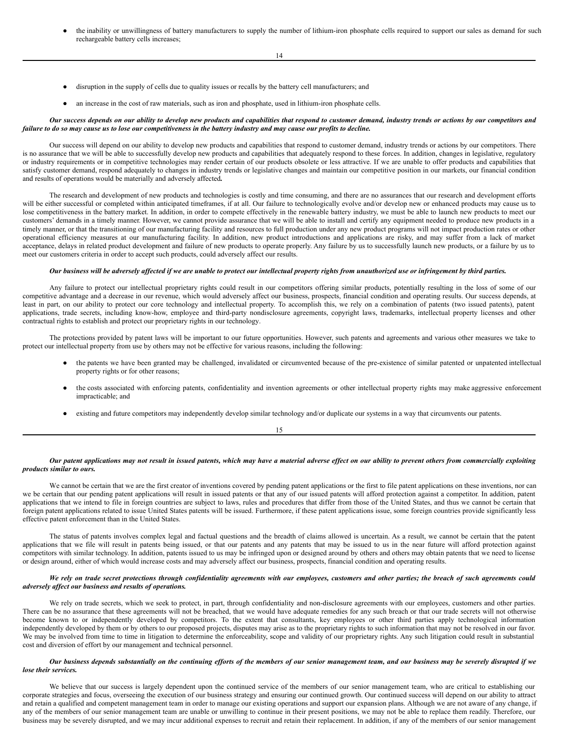- the inability or unwillingness of battery manufacturers to supply the number of lithium-iron phosphate cells required to support our sales as demand for such rechargeable battery cells increases;

- disruption in the supply of cells due to quality issues or recalls by the battery cell manufacturers; and

- an increase in the cost of raw materials, such as iron and phosphate, used in lithium-iron phosphate cells.

***Our success depends on our ability to develop new products and capabilities that respond to customer demand, industry trends or actions by our competitors and failure to do so may cause us to lose our competitiveness in the battery industry and may cause our profits to decline.***

Our success will depend on our ability to develop new products and capabilities that respond to customer demand, industry trends or actions by our competitors. There is no assurance that we will be able to successfully develop new products and capabilities that adequately respond to these forces. In addition, changes in legislative, regulatory or industry requirements or in competitive technologies may render certain of our products obsolete or less attractive. If we are unable to offer products and capabilities that satisfy customer demand, respond adequately to changes in industry trends or legislative changes and maintain our competitive position in our markets, our financial condition and results of operations would be materially and adversely affected**.**

The research and development of new products and technologies is costly and time consuming, and there are no assurances that our research and development efforts will be either successful or completed within anticipated timeframes, if at all. Our failure to technologically evolve and/or develop new or enhanced products may cause us to lose competitiveness in the battery market. In addition, in order to compete effectively in the renewable battery industry, we must be able to launch new products to meet our customers' demands in a timely manner. However, we cannot provide assurance that we will be able to install and certify any equipment needed to produce new products in a timely manner, or that the transitioning of our manufacturing facility and resources to full production under any new product programs will not impact production rates or other operational efficiency measures at our manufacturing facility. In addition, new product introductions and applications are risky, and may suffer from a lack of market acceptance, delays in related product development and failure of new products to operate properly. Any failure by us to successfully launch new products, or a failure by us to meet our customers criteria in order to accept such products, could adversely affect our results.

***Our business will be adversely affected if we are unable to protect our intellectual property rights from unauthorized use or infringement by third parties.***

Any failure to protect our intellectual proprietary rights could result in our competitors offering similar products, potentially resulting in the loss of some of our competitive advantage and a decrease in our revenue, which would adversely affect our business, prospects, financial condition and operating results. Our success depends, at least in part, on our ability to protect our core technology and intellectual property. To accomplish this, we rely on a combination of patents (two issued patents), patent applications, trade secrets, including know-how, employee and third-party nondisclosure agreements, copyright laws, trademarks, intellectual property licenses and other contractual rights to establish and protect our proprietary rights in our technology.

The protections provided by patent laws will be important to our future opportunities. However, such patents and agreements and various other measures we take to protect our intellectual property from use by others may not be effective for various reasons, including the following:

- the patents we have been granted may be challenged, invalidated or circumvented because of the pre-existence of similar patented or unpatented intellectual property rights or for other reasons;

- the costs associated with enforcing patents, confidentiality and invention agreements or other intellectual property rights may make aggressive enforcement impracticable; and

- existing and future competitors may independently develop similar technology and/or duplicate our systems in a way that circumvents our patents.

***Our patent applications may not result in issued patents, which may have a material adverse effect on our ability to prevent others from commercially exploiting products similar to ours.***

We cannot be certain that we are the first creator of inventions covered by pending patent applications or the first to file patent applications on these inventions, nor can we be certain that our pending patent applications will result in issued patents or that any of our issued patents will afford protection against a competitor. In addition, patent applications that we intend to file in foreign countries are subject to laws, rules and procedures that differ from those of the United States, and thus we cannot be certain that foreign patent applications related to issue United States patents will be issued. Furthermore, if these patent applications issue, some foreign countries provide significantly less effective patent enforcement than in the United States.

The status of patents involves complex legal and factual questions and the breadth of claims allowed is uncertain. As a result, we cannot be certain that the patent applications that we file will result in patents being issued, or that our patents and any patents that may be issued to us in the near future will afford protection against competitors with similar technology. In addition, patents issued to us may be infringed upon or designed around by others and others may obtain patents that we need to license or design around, either of which would increase costs and may adversely affect our business, prospects, financial condition and operating results.

***We rely on trade secret protections through confidentiality agreements with our employees, customers and other parties; the breach of such agreements could adversely affect our business and results of operations.***

We rely on trade secrets, which we seek to protect, in part, through confidentiality and non-disclosure agreements with our employees, customers and other parties. There can be no assurance that these agreements will not be breached, that we would have adequate remedies for any such breach or that our trade secrets will not otherwise become known to or independently developed by competitors. To the extent that consultants, key employees or other third parties apply technological information independently developed by them or by others to our proposed projects, disputes may arise as to the proprietary rights to such information that may not be resolved in our favor. We may be involved from time to time in litigation to determine the enforceability, scope and validity of our proprietary rights. Any such litigation could result in substantial cost and diversion of effort by our management and technical personnel.

***Our business depends substantially on the continuing efforts of the members of our senior management team, and our business may be severely disrupted if we lose their services.***

We believe that our success is largely dependent upon the continued service of the members of our senior management team, who are critical to establishing our corporate strategies and focus, overseeing the execution of our business strategy and ensuring our continued growth. Our continued success will depend on our ability to attract and retain a qualified and competent management team in order to manage our existing operations and support our expansion plans. Although we are not aware of any change, if any of the members of our senior management team are unable or unwilling to continue in their present positions, we may not be able to replace them readily. Therefore, our business may be severely disrupted, and we may incur additional expenses to recruit and retain their replacement. In addition, if any of the members of our senior management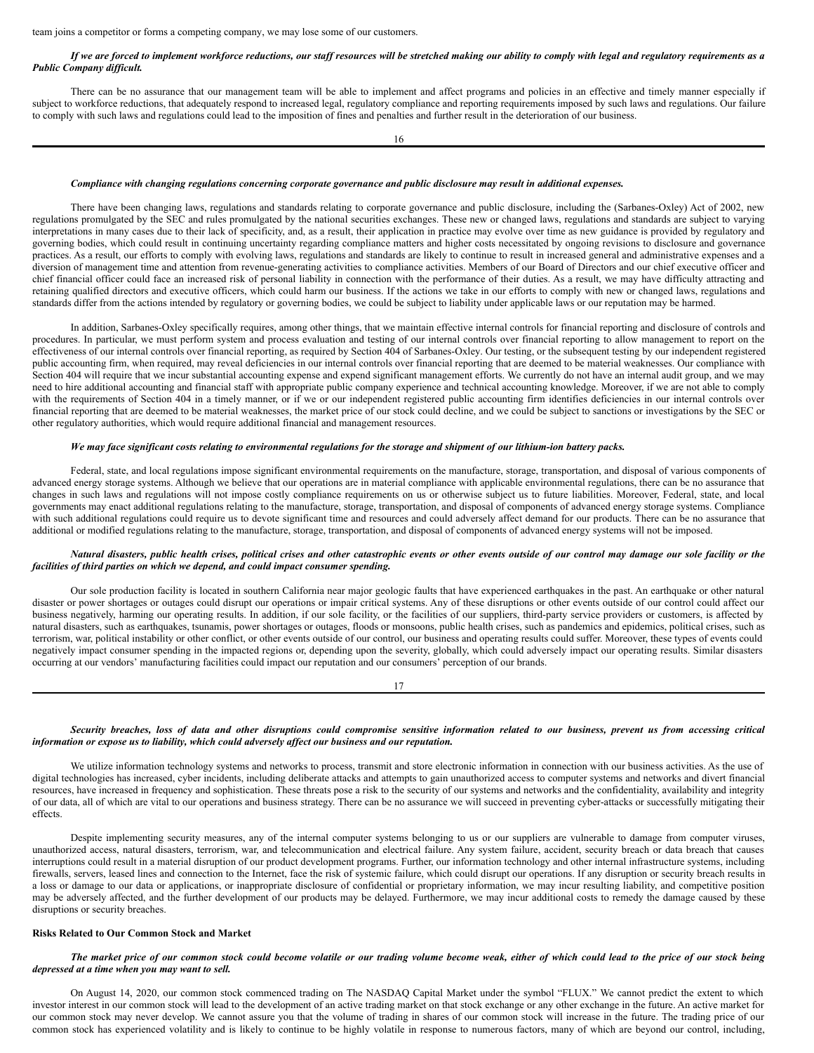team joins a competitor or forms a competing company, we may lose some of our customers.

***If we are forced to implement workforce reductions, our staff resources will be stretched making our ability to comply with legal and regulatory requirements as a Public Company difficult.***

There can be no assurance that our management team will be able to implement and affect programs and policies in an effective and timely manner especially if subject to workforce reductions, that adequately respond to increased legal, regulatory compliance and reporting requirements imposed by such laws and regulations. Our failure to comply with such laws and regulations could lead to the imposition of fines and penalties and further result in the deterioration of our business.

***Compliance with changing regulations concerning corporate governance and public disclosure may result in additional expenses.***

There have been changing laws, regulations and standards relating to corporate governance and public disclosure, including the (Sarbanes-Oxley) Act of 2002, new regulations promulgated by the SEC and rules promulgated by the national securities exchanges. These new or changed laws, regulations and standards are subject to varying interpretations in many cases due to their lack of specificity, and, as a result, their application in practice may evolve over time as new guidance is provided by regulatory and governing bodies, which could result in continuing uncertainty regarding compliance matters and higher costs necessitated by ongoing revisions to disclosure and governance practices. As a result, our efforts to comply with evolving laws, regulations and standards are likely to continue to result in increased general and administrative expenses and a diversion of management time and attention from revenue-generating activities to compliance activities. Members of our Board of Directors and our chief executive officer and chief financial officer could face an increased risk of personal liability in connection with the performance of their duties. As a result, we may have difficulty attracting and retaining qualified directors and executive officers, which could harm our business. If the actions we take in our efforts to comply with new or changed laws, regulations and standards differ from the actions intended by regulatory or governing bodies, we could be subject to liability under applicable laws or our reputation may be harmed.

In addition, Sarbanes-Oxley specifically requires, among other things, that we maintain effective internal controls for financial reporting and disclosure of controls and procedures. In particular, we must perform system and process evaluation and testing of our internal controls over financial reporting to allow management to report on the effectiveness of our internal controls over financial reporting, as required by Section 404 of Sarbanes-Oxley. Our testing, or the subsequent testing by our independent registered public accounting firm, when required, may reveal deficiencies in our internal controls over financial reporting that are deemed to be material weaknesses. Our compliance with Section 404 will require that we incur substantial accounting expense and expend significant management efforts. We currently do not have an internal audit group, and we may need to hire additional accounting and financial staff with appropriate public company experience and technical accounting knowledge. Moreover, if we are not able to comply with the requirements of Section 404 in a timely manner, or if we or our independent registered public accounting firm identifies deficiencies in our internal controls over financial reporting that are deemed to be material weaknesses, the market price of our stock could decline, and we could be subject to sanctions or investigations by the SEC or other regulatory authorities, which would require additional financial and management resources.

***We may face significant costs relating to environmental regulations for the storage and shipment of our lithium-ion battery packs.***

Federal, state, and local regulations impose significant environmental requirements on the manufacture, storage, transportation, and disposal of various components of advanced energy storage systems. Although we believe that our operations are in material compliance with applicable environmental regulations, there can be no assurance that changes in such laws and regulations will not impose costly compliance requirements on us or otherwise subject us to future liabilities. Moreover, Federal, state, and local governments may enact additional regulations relating to the manufacture, storage, transportation, and disposal of components of advanced energy storage systems. Compliance with such additional regulations could require us to devote significant time and resources and could adversely affect demand for our products. There can be no assurance that additional or modified regulations relating to the manufacture, storage, transportation, and disposal of components of advanced energy systems will not be imposed.

***Natural disasters, public health crises, political crises and other catastrophic events or other events outside of our control may damage our sole facility or the facilities of third parties on which we depend, and could impact consumer spending.***

Our sole production facility is located in southern California near major geologic faults that have experienced earthquakes in the past. An earthquake or other natural disaster or power shortages or outages could disrupt our operations or impair critical systems. Any of these disruptions or other events outside of our control could affect our business negatively, harming our operating results. In addition, if our sole facility, or the facilities of our suppliers, third-party service providers or customers, is affected by natural disasters, such as earthquakes, tsunamis, power shortages or outages, floods or monsoons, public health crises, such as pandemics and epidemics, political crises, such as terrorism, war, political instability or other conflict, or other events outside of our control, our business and operating results could suffer. Moreover, these types of events could negatively impact consumer spending in the impacted regions or, depending upon the severity, globally, which could adversely impact our operating results. Similar disasters occurring at our vendors' manufacturing facilities could impact our reputation and our consumers' perception of our brands.

***Security breaches, loss of data and other disruptions could compromise sensitive information related to our business, prevent us from accessing critical information or expose us to liability, which could adversely affect our business and our reputation.***

We utilize information technology systems and networks to process, transmit and store electronic information in connection with our business activities. As the use of digital technologies has increased, cyber incidents, including deliberate attacks and attempts to gain unauthorized access to computer systems and networks and divert financial resources, have increased in frequency and sophistication. These threats pose a risk to the security of our systems and networks and the confidentiality, availability and integrity of our data, all of which are vital to our operations and business strategy. There can be no assurance we will succeed in preventing cyber-attacks or successfully mitigating their effects.

Despite implementing security measures, any of the internal computer systems belonging to us or our suppliers are vulnerable to damage from computer viruses, unauthorized access, natural disasters, terrorism, war, and telecommunication and electrical failure. Any system failure, accident, security breach or data breach that causes interruptions could result in a material disruption of our product development programs. Further, our information technology and other internal infrastructure systems, including firewalls, servers, leased lines and connection to the Internet, face the risk of systemic failure, which could disrupt our operations. If any disruption or security breach results in a loss or damage to our data or applications, or inappropriate disclosure of confidential or proprietary information, we may incur resulting liability, and competitive position may be adversely affected, and the further development of our products may be delayed. Furthermore, we may incur additional costs to remedy the damage caused by these disruptions or security breaches.

**Risks Related to Our Common Stock and Market**

***The market price of our common stock could become volatile or our trading volume become weak, either of which could lead to the price of our stock being depressed at a time when you may want to sell.***

On August 14, 2020, our common stock commenced trading on The NASDAQ Capital Market under the symbol "FLUX." We cannot predict the extent to which investor interest in our common stock will lead to the development of an active trading market on that stock exchange or any other exchange in the future. An active market for our common stock may never develop. We cannot assure you that the volume of trading in shares of our common stock will increase in the future. The trading price of our common stock has experienced volatility and is likely to continue to be highly volatile in response to numerous factors, many of which are beyond our control, including,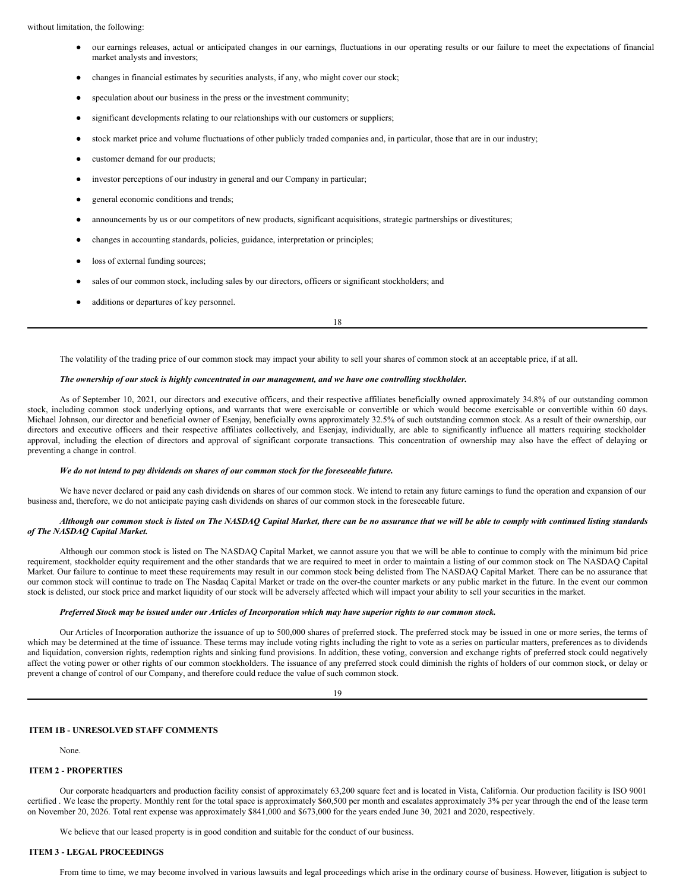without limitation, the following:

- our earnings releases, actual or anticipated changes in our earnings, fluctuations in our operating results or our failure to meet the expectations of financial market analysts and investors;
- changes in financial estimates by securities analysts, if any, who might cover our stock;
- speculation about our business in the press or the investment community;
- significant developments relating to our relationships with our customers or suppliers;
- stock market price and volume fluctuations of other publicly traded companies and, in particular, those that are in our industry;
- customer demand for our products;
- investor perceptions of our industry in general and our Company in particular;
- general economic conditions and trends;
- announcements by us or our competitors of new products, significant acquisitions, strategic partnerships or divestitures;
- changes in accounting standards, policies, guidance, interpretation or principles;
- loss of external funding sources;
- sales of our common stock, including sales by our directors, officers or significant stockholders; and
- additions or departures of key personnel.

The volatility of the trading price of our common stock may impact your ability to sell your shares of common stock at an acceptable price, if at all.

***The ownership of our stock is highly concentrated in our management, and we have one controlling stockholder.***

As of September 10, 2021, our directors and executive officers, and their respective affiliates beneficially owned approximately 34.8% of our outstanding common stock, including common stock underlying options, and warrants that were exercisable or convertible or which would become exercisable or convertible within 60 days. Michael Johnson, our director and beneficial owner of Esenjay, beneficially owns approximately 32.5% of such outstanding common stock. As a result of their ownership, our directors and executive officers and their respective affiliates collectively, and Esenjay, individually, are able to significantly influence all matters requiring stockholder approval, including the election of directors and approval of significant corporate transactions. This concentration of ownership may also have the effect of delaying or preventing a change in control.

***We do not intend to pay dividends on shares of our common stock for the foreseeable future.***

We have never declared or paid any cash dividends on shares of our common stock. We intend to retain any future earnings to fund the operation and expansion of our business and, therefore, we do not anticipate paying cash dividends on shares of our common stock in the foreseeable future.

***Although our common stock is listed on The NASDAQ Capital Market, there can be no assurance that we will be able to comply with continued listing standards of The NASDAQ Capital Market.***

Although our common stock is listed on The NASDAQ Capital Market, we cannot assure you that we will be able to continue to comply with the minimum bid price requirement, stockholder equity requirement and the other standards that we are required to meet in order to maintain a listing of our common stock on The NASDAQ Capital Market. Our failure to continue to meet these requirements may result in our common stock being delisted from The NASDAQ Capital Market. There can be no assurance that our common stock will continue to trade on The Nasdaq Capital Market or trade on the over-the counter markets or any public market in the future. In the event our common stock is delisted, our stock price and market liquidity of our stock will be adversely affected which will impact your ability to sell your securities in the market.

***Preferred Stock may be issued under our Articles of Incorporation which may have superior rights to our common stock.***

Our Articles of Incorporation authorize the issuance of up to 500,000 shares of preferred stock. The preferred stock may be issued in one or more series, the terms of which may be determined at the time of issuance. These terms may include voting rights including the right to vote as a series on particular matters, preferences as to dividends and liquidation, conversion rights, redemption rights and sinking fund provisions. In addition, these voting, conversion and exchange rights of preferred stock could negatively affect the voting power or other rights of our common stockholders. The issuance of any preferred stock could diminish the rights of holders of our common stock, or delay or prevent a change of control of our Company, and therefore could reduce the value of such common stock.

## ITEM 1B - UNRESOLVED STAFF COMMENTS

None.

## ITEM 2 - PROPERTIES

Our corporate headquarters and production facility consist of approximately 63,200 square feet and is located in Vista, California. Our production facility is ISO 9001 certified . We lease the property. Monthly rent for the total space is approximately $60,500 per month and escalates approximately 3% per year through the end of the lease term on November 20, 2026. Total rent expense was approximately $841,000 and $673,000 for the years ended June 30, 2021 and 2020, respectively.

We believe that our leased property is in good condition and suitable for the conduct of our business.

## ITEM 3 - LEGAL PROCEEDINGS

From time to time, we may become involved in various lawsuits and legal proceedings which arise in the ordinary course of business. However, litigation is subject to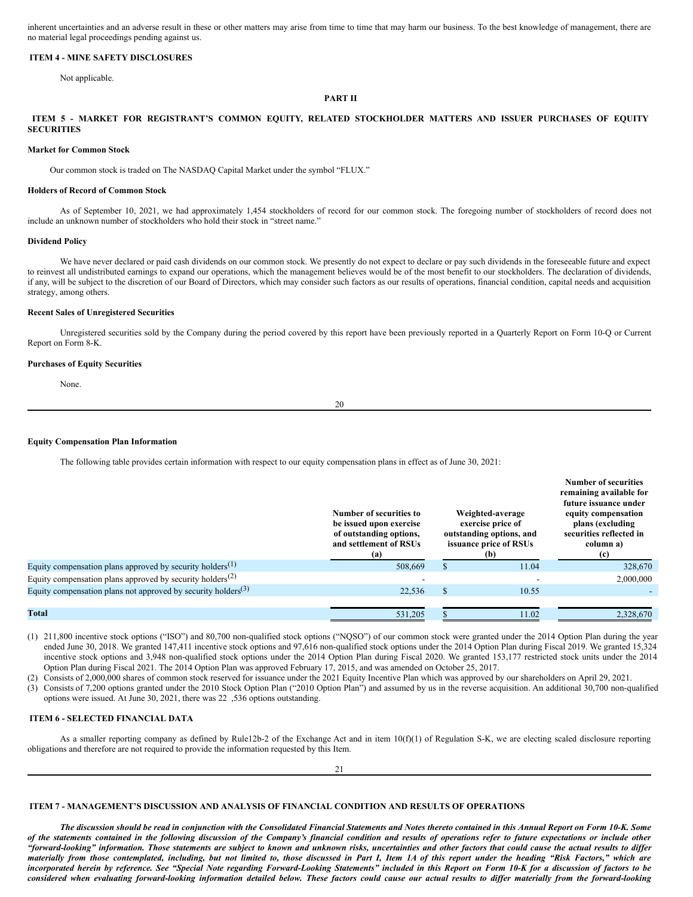inherent uncertainties and an adverse result in these or other matters may arise from time to time that may harm our business. To the best knowledge of management, there are no material legal proceedings pending against us.

## ITEM 4 - MINE SAFETY DISCLOSURES

Not applicable.

# PART II

## ITEM 5 - MARKET FOR REGISTRANT'S COMMON EQUITY, RELATED STOCKHOLDER MATTERS AND ISSUER PURCHASES OF EQUITY SECURITIES

**Market for Common Stock**

Our common stock is traded on The NASDAQ Capital Market under the symbol "FLUX."

**Holders of Record of Common Stock**

As of September 10, 2021, we had approximately 1,454 stockholders of record for our common stock. The foregoing number of stockholders of record does not include an unknown number of stockholders who hold their stock in "street name."

**Dividend Policy**

We have never declared or paid cash dividends on our common stock. We presently do not expect to declare or pay such dividends in the foreseeable future and expect to reinvest all undistributed earnings to expand our operations, which the management believes would be of the most benefit to our stockholders. The declaration of dividends, if any, will be subject to the discretion of our Board of Directors, which may consider such factors as our results of operations, financial condition, capital needs and acquisition strategy, among others.

**Recent Sales of Unregistered Securities**

Unregistered securities sold by the Company during the period covered by this report have been previously reported in a Quarterly Report on Form 10-Q or Current Report on Form 8-K.

**Purchases of Equity Securities**

None.

**Equity Compensation Plan Information**

The following table provides certain information with respect to our equity compensation plans in effect as of June 30, 2021:

| | Number of securities to be issued upon exercise of outstanding options, and settlement of RSUs (a) | Weighted-average exercise price of outstanding options, and issuance price of RSUs (b) | Number of securities remaining available for future issuance under equity compensation plans (excluding securities reflected in column a) (c) |
|---|---|---|---|
| Equity compensation plans approved by security holders[1] | 508,669 | $ 11.04 | 328,670 |
| Equity compensation plans approved by security holders[2] | - | - | 2,000,000 |
| Equity compensation plans not approved by security holders[3] | 22,536 | $ 10.55 | - |
| **Total** | 531,205 | $ 11.02 | 2,328,670 |

(1) 211,800 incentive stock options ("ISO") and 80,700 non-qualified stock options ("NQSO") of our common stock were granted under the 2014 Option Plan during the year ended June 30, 2018. We granted 147,411 incentive stock options and 97,616 non-qualified stock options under the 2014 Option Plan during Fiscal 2019. We granted 15,324 incentive stock options and 3,948 non-qualified stock options under the 2014 Option Plan during Fiscal 2020. We granted 153,177 restricted stock units under the 2014 Option Plan during Fiscal 2021. The 2014 Option Plan was approved February 17, 2015, and was amended on October 25, 2017.

(2) Consists of 2,000,000 shares of common stock reserved for issuance under the 2021 Equity Incentive Plan which was approved by our shareholders on April 29, 2021.

(3) Consists of 7,200 options granted under the 2010 Stock Option Plan ("2010 Option Plan") and assumed by us in the reverse acquisition. An additional 30,700 non-qualified options were issued. At June 30, 2021, there was 22 ,536 options outstanding.

## ITEM 6 - SELECTED FINANCIAL DATA

As a smaller reporting company as defined by Rule12b-2 of the Exchange Act and in item 10(f)(1) of Regulation S-K, we are electing scaled disclosure reporting obligations and therefore are not required to provide the information requested by this Item.

## ITEM 7 - MANAGEMENT'S DISCUSSION AND ANALYSIS OF FINANCIAL CONDITION AND RESULTS OF OPERATIONS

***The discussion should be read in conjunction with the Consolidated Financial Statements and Notes thereto contained in this Annual Report on Form 10-K. Some of the statements contained in the following discussion of the Company's financial condition and results of operations refer to future expectations or include other "forward-looking" information. Those statements are subject to known and unknown risks, uncertainties and other factors that could cause the actual results to differ materially from those contemplated, including, but not limited to, those discussed in Part I, Item 1A of this report under the heading "Risk Factors," which are incorporated herein by reference. See "Special Note regarding Forward-Looking Statements" included in this Report on Form 10-K for a discussion of factors to be considered when evaluating forward-looking information detailed below. These factors could cause our actual results to differ materially from the forward-looking***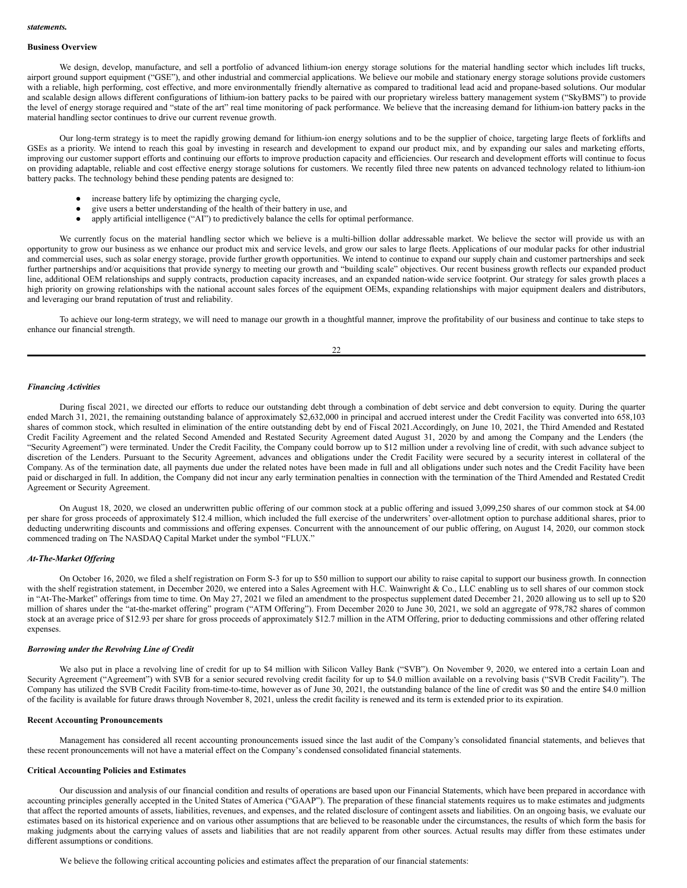*statements.*

**Business Overview**

We design, develop, manufacture, and sell a portfolio of advanced lithium-ion energy storage solutions for the material handling sector which includes lift trucks, airport ground support equipment ("GSE"), and other industrial and commercial applications. We believe our mobile and stationary energy storage solutions provide customers with a reliable, high performing, cost effective, and more environmentally friendly alternative as compared to traditional lead acid and propane-based solutions. Our modular and scalable design allows different configurations of lithium-ion battery packs to be paired with our proprietary wireless battery management system ("SkyBMS") to provide the level of energy storage required and "state of the art" real time monitoring of pack performance. We believe that the increasing demand for lithium-ion battery packs in the material handling sector continues to drive our current revenue growth.

Our long-term strategy is to meet the rapidly growing demand for lithium-ion energy solutions and to be the supplier of choice, targeting large fleets of forklifts and GSEs as a priority. We intend to reach this goal by investing in research and development to expand our product mix, and by expanding our sales and marketing efforts, improving our customer support efforts and continuing our efforts to improve production capacity and efficiencies. Our research and development efforts will continue to focus on providing adaptable, reliable and cost effective energy storage solutions for customers. We recently filed three new patents on advanced technology related to lithium-ion battery packs. The technology behind these pending patents are designed to:

- increase battery life by optimizing the charging cycle,
- give users a better understanding of the health of their battery in use, and
- apply artificial intelligence ("AI") to predictively balance the cells for optimal performance.

We currently focus on the material handling sector which we believe is a multi-billion dollar addressable market. We believe the sector will provide us with an opportunity to grow our business as we enhance our product mix and service levels, and grow our sales to large fleets. Applications of our modular packs for other industrial and commercial uses, such as solar energy storage, provide further growth opportunities. We intend to continue to expand our supply chain and customer partnerships and seek further partnerships and/or acquisitions that provide synergy to meeting our growth and "building scale" objectives. Our recent business growth reflects our expanded product line, additional OEM relationships and supply contracts, production capacity increases, and an expanded nation-wide service footprint. Our strategy for sales growth places a high priority on growing relationships with the national account sales forces of the equipment OEMs, expanding relationships with major equipment dealers and distributors, and leveraging our brand reputation of trust and reliability.

To achieve our long-term strategy, we will need to manage our growth in a thoughtful manner, improve the profitability of our business and continue to take steps to enhance our financial strength.

***Financing Activities***

During fiscal 2021, we directed our efforts to reduce our outstanding debt through a combination of debt service and debt conversion to equity. During the quarter ended March 31, 2021, the remaining outstanding balance of approximately $2,632,000 in principal and accrued interest under the Credit Facility was converted into 658,103 shares of common stock, which resulted in elimination of the entire outstanding debt by end of Fiscal 2021.Accordingly, on June 10, 2021, the Third Amended and Restated Credit Facility Agreement and the related Second Amended and Restated Security Agreement dated August 31, 2020 by and among the Company and the Lenders (the "Security Agreement") were terminated. Under the Credit Facility, the Company could borrow up to $12 million under a revolving line of credit, with such advance subject to discretion of the Lenders. Pursuant to the Security Agreement, advances and obligations under the Credit Facility were secured by a security interest in collateral of the Company. As of the termination date, all payments due under the related notes have been made in full and all obligations under such notes and the Credit Facility have been paid or discharged in full. In addition, the Company did not incur any early termination penalties in connection with the termination of the Third Amended and Restated Credit Agreement or Security Agreement.

On August 18, 2020, we closed an underwritten public offering of our common stock at a public offering and issued 3,099,250 shares of our common stock at $4.00 per share for gross proceeds of approximately $12.4 million, which included the full exercise of the underwriters' over-allotment option to purchase additional shares, prior to deducting underwriting discounts and commissions and offering expenses. Concurrent with the announcement of our public offering, on August 14, 2020, our common stock commenced trading on The NASDAQ Capital Market under the symbol "FLUX."

***At-The-Market Offering***

On October 16, 2020, we filed a shelf registration on Form S-3 for up to $50 million to support our ability to raise capital to support our business growth. In connection with the shelf registration statement, in December 2020, we entered into a Sales Agreement with H.C. Wainwright & Co., LLC enabling us to sell shares of our common stock in "At-The-Market" offerings from time to time. On May 27, 2021 we filed an amendment to the prospectus supplement dated December 21, 2020 allowing us to sell up to $20 million of shares under the "at-the-market offering" program ("ATM Offering"). From December 2020 to June 30, 2021, we sold an aggregate of 978,782 shares of common stock at an average price of $12.93 per share for gross proceeds of approximately $12.7 million in the ATM Offering, prior to deducting commissions and other offering related expenses.

***Borrowing under the Revolving Line of Credit***

We also put in place a revolving line of credit for up to $4 million with Silicon Valley Bank ("SVB"). On November 9, 2020, we entered into a certain Loan and Security Agreement ("Agreement") with SVB for a senior secured revolving credit facility for up to $4.0 million available on a revolving basis ("SVB Credit Facility"). The Company has utilized the SVB Credit Facility from-time-to-time, however as of June 30, 2021, the outstanding balance of the line of credit was $0 and the entire $4.0 million of the facility is available for future draws through November 8, 2021, unless the credit facility is renewed and its term is extended prior to its expiration.

**Recent Accounting Pronouncements**

Management has considered all recent accounting pronouncements issued since the last audit of the Company's consolidated financial statements, and believes that these recent pronouncements will not have a material effect on the Company's condensed consolidated financial statements.

**Critical Accounting Policies and Estimates**

Our discussion and analysis of our financial condition and results of operations are based upon our Financial Statements, which have been prepared in accordance with accounting principles generally accepted in the United States of America ("GAAP"). The preparation of these financial statements requires us to make estimates and judgments that affect the reported amounts of assets, liabilities, revenues, and expenses, and the related disclosure of contingent assets and liabilities. On an ongoing basis, we evaluate our estimates based on its historical experience and on various other assumptions that are believed to be reasonable under the circumstances, the results of which form the basis for making judgments about the carrying values of assets and liabilities that are not readily apparent from other sources. Actual results may differ from these estimates under different assumptions or conditions.

We believe the following critical accounting policies and estimates affect the preparation of our financial statements: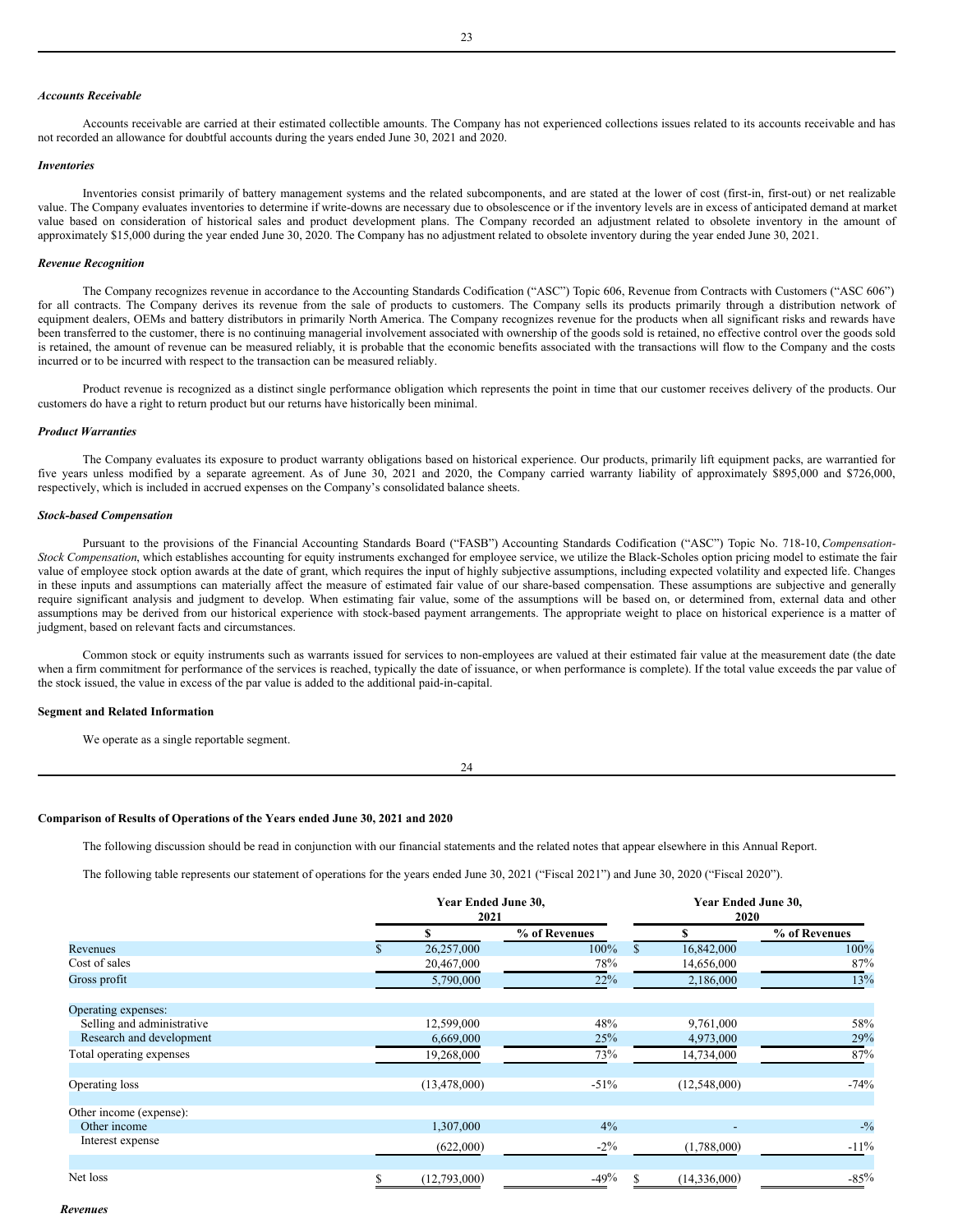***Accounts Receivable***

Accounts receivable are carried at their estimated collectible amounts. The Company has not experienced collections issues related to its accounts receivable and has not recorded an allowance for doubtful accounts during the years ended June 30, 2021 and 2020.

***Inventories***

Inventories consist primarily of battery management systems and the related subcomponents, and are stated at the lower of cost (first-in, first-out) or net realizable value. The Company evaluates inventories to determine if write-downs are necessary due to obsolescence or if the inventory levels are in excess of anticipated demand at market value based on consideration of historical sales and product development plans. The Company recorded an adjustment related to obsolete inventory in the amount of approximately $15,000 during the year ended June 30, 2020. The Company has no adjustment related to obsolete inventory during the year ended June 30, 2021.

***Revenue Recognition***

The Company recognizes revenue in accordance to the Accounting Standards Codification ("ASC") Topic 606, Revenue from Contracts with Customers ("ASC 606") for all contracts. The Company derives its revenue from the sale of products to customers. The Company sells its products primarily through a distribution network of equipment dealers, OEMs and battery distributors in primarily North America. The Company recognizes revenue for the products when all significant risks and rewards have been transferred to the customer, there is no continuing managerial involvement associated with ownership of the goods sold is retained, no effective control over the goods sold is retained, the amount of revenue can be measured reliably, it is probable that the economic benefits associated with the transactions will flow to the Company and the costs incurred or to be incurred with respect to the transaction can be measured reliably.

Product revenue is recognized as a distinct single performance obligation which represents the point in time that our customer receives delivery of the products. Our customers do have a right to return product but our returns have historically been minimal.

***Product Warranties***

The Company evaluates its exposure to product warranty obligations based on historical experience. Our products, primarily lift equipment packs, are warrantied for five years unless modified by a separate agreement. As of June 30, 2021 and 2020, the Company carried warranty liability of approximately $895,000 and $726,000, respectively, which is included in accrued expenses on the Company's consolidated balance sheets.

***Stock-based Compensation***

Pursuant to the provisions of the Financial Accounting Standards Board ("FASB") Accounting Standards Codification ("ASC") Topic No. 718-10, *Compensation-Stock Compensation*, which establishes accounting for equity instruments exchanged for employee service, we utilize the Black-Scholes option pricing model to estimate the fair value of employee stock option awards at the date of grant, which requires the input of highly subjective assumptions, including expected volatility and expected life. Changes in these inputs and assumptions can materially affect the measure of estimated fair value of our share-based compensation. These assumptions are subjective and generally require significant analysis and judgment to develop. When estimating fair value, some of the assumptions will be based on, or determined from, external data and other assumptions may be derived from our historical experience with stock-based payment arrangements. The appropriate weight to place on historical experience is a matter of judgment, based on relevant facts and circumstances.

Common stock or equity instruments such as warrants issued for services to non-employees are valued at their estimated fair value at the measurement date (the date when a firm commitment for performance of the services is reached, typically the date of issuance, or when performance is complete). If the total value exceeds the par value of the stock issued, the value in excess of the par value is added to the additional paid-in-capital.

**Segment and Related Information**

We operate as a single reportable segment.

**Comparison of Results of Operations of the Years ended June 30, 2021 and 2020**

The following discussion should be read in conjunction with our financial statements and the related notes that appear elsewhere in this Annual Report.

The following table represents our statement of operations for the years ended June 30, 2021 ("Fiscal 2021") and June 30, 2020 ("Fiscal 2020").

| | Year Ended June 30, 2021 | | Year Ended June 30, 2020 | |
|---|---|---|---|---|
| | $ | % of Revenues | $ | % of Revenues |
| Revenues | $ 26,257,000 | 100% | $ 16,842,000 | 100% |
| Cost of sales | 20,467,000 | 78% | 14,656,000 | 87% |
| Gross profit | 5,790,000 | 22% | 2,186,000 | 13% |
| Operating expenses: | | | | |
| Selling and administrative | 12,599,000 | 48% | 9,761,000 | 58% |
| Research and development | 6,669,000 | 25% | 4,973,000 | 29% |
| Total operating expenses | 19,268,000 | 73% | 14,734,000 | 87% |
| Operating loss | (13,478,000) | -51% | (12,548,000) | -74% |
| Other income (expense): | | | | |
| Other income | 1,307,000 | 4% | - | -% |
| Interest expense | (622,000) | -2% | (1,788,000) | -11% |
| Net loss | $ (12,793,000) | -49% | $ (14,336,000) | -85% |

***Revenues***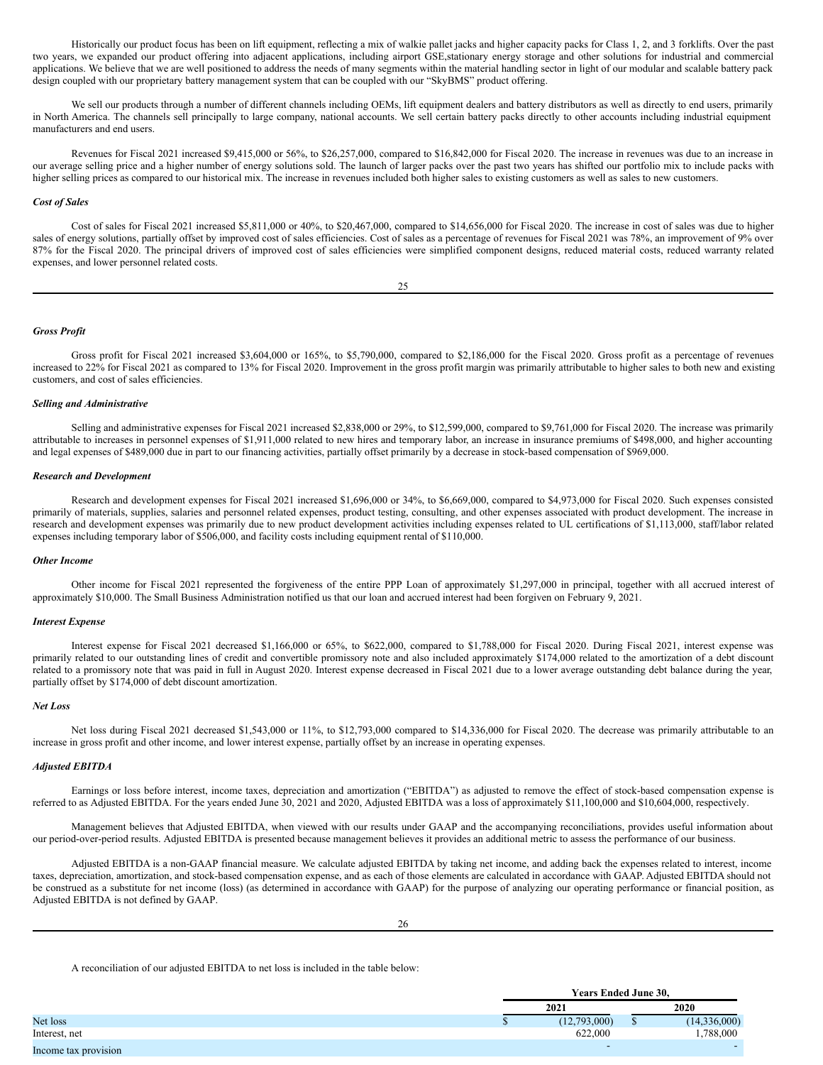Historically our product focus has been on lift equipment, reflecting a mix of walkie pallet jacks and higher capacity packs for Class 1, 2, and 3 forklifts. Over the past two years, we expanded our product offering into adjacent applications, including airport GSE,stationary energy storage and other solutions for industrial and commercial applications. We believe that we are well positioned to address the needs of many segments within the material handling sector in light of our modular and scalable battery pack design coupled with our proprietary battery management system that can be coupled with our "SkyBMS" product offering.

We sell our products through a number of different channels including OEMs, lift equipment dealers and battery distributors as well as directly to end users, primarily in North America. The channels sell principally to large company, national accounts. We sell certain battery packs directly to other accounts including industrial equipment manufacturers and end users.

Revenues for Fiscal 2021 increased $9,415,000 or 56%, to $26,257,000, compared to $16,842,000 for Fiscal 2020. The increase in revenues was due to an increase in our average selling price and a higher number of energy solutions sold. The launch of larger packs over the past two years has shifted our portfolio mix to include packs with higher selling prices as compared to our historical mix. The increase in revenues included both higher sales to existing customers as well as sales to new customers.

***Cost of Sales***

Cost of sales for Fiscal 2021 increased $5,811,000 or 40%, to $20,467,000, compared to $14,656,000 for Fiscal 2020. The increase in cost of sales was due to higher sales of energy solutions, partially offset by improved cost of sales efficiencies. Cost of sales as a percentage of revenues for Fiscal 2021 was 78%, an improvement of 9% over 87% for the Fiscal 2020. The principal drivers of improved cost of sales efficiencies were simplified component designs, reduced material costs, reduced warranty related expenses, and lower personnel related costs.

***Gross Profit***

Gross profit for Fiscal 2021 increased $3,604,000 or 165%, to $5,790,000, compared to $2,186,000 for the Fiscal 2020. Gross profit as a percentage of revenues increased to 22% for Fiscal 2021 as compared to 13% for Fiscal 2020. Improvement in the gross profit margin was primarily attributable to higher sales to both new and existing customers, and cost of sales efficiencies.

***Selling and Administrative***

Selling and administrative expenses for Fiscal 2021 increased $2,838,000 or 29%, to $12,599,000, compared to $9,761,000 for Fiscal 2020. The increase was primarily attributable to increases in personnel expenses of $1,911,000 related to new hires and temporary labor, an increase in insurance premiums of $498,000, and higher accounting and legal expenses of $489,000 due in part to our financing activities, partially offset primarily by a decrease in stock-based compensation of $969,000.

***Research and Development***

Research and development expenses for Fiscal 2021 increased $1,696,000 or 34%, to $6,669,000, compared to $4,973,000 for Fiscal 2020. Such expenses consisted primarily of materials, supplies, salaries and personnel related expenses, product testing, consulting, and other expenses associated with product development. The increase in research and development expenses was primarily due to new product development activities including expenses related to UL certifications of $1,113,000, staff/labor related expenses including temporary labor of $506,000, and facility costs including equipment rental of $110,000.

***Other Income***

Other income for Fiscal 2021 represented the forgiveness of the entire PPP Loan of approximately $1,297,000 in principal, together with all accrued interest of approximately $10,000. The Small Business Administration notified us that our loan and accrued interest had been forgiven on February 9, 2021.

***Interest Expense***

Interest expense for Fiscal 2021 decreased $1,166,000 or 65%, to $622,000, compared to $1,788,000 for Fiscal 2020. During Fiscal 2021, interest expense was primarily related to our outstanding lines of credit and convertible promissory note and also included approximately $174,000 related to the amortization of a debt discount related to a promissory note that was paid in full in August 2020. Interest expense decreased in Fiscal 2021 due to a lower average outstanding debt balance during the year, partially offset by $174,000 of debt discount amortization.

***Net Loss***

Net loss during Fiscal 2021 decreased $1,543,000 or 11%, to $12,793,000 compared to $14,336,000 for Fiscal 2020. The decrease was primarily attributable to an increase in gross profit and other income, and lower interest expense, partially offset by an increase in operating expenses.

***Adjusted EBITDA***

Earnings or loss before interest, income taxes, depreciation and amortization ("EBITDA") as adjusted to remove the effect of stock-based compensation expense is referred to as Adjusted EBITDA. For the years ended June 30, 2021 and 2020, Adjusted EBITDA was a loss of approximately $11,100,000 and $10,604,000, respectively.

Management believes that Adjusted EBITDA, when viewed with our results under GAAP and the accompanying reconciliations, provides useful information about our period-over-period results. Adjusted EBITDA is presented because management believes it provides an additional metric to assess the performance of our business.

Adjusted EBITDA is a non-GAAP financial measure. We calculate adjusted EBITDA by taking net income, and adding back the expenses related to interest, income taxes, depreciation, amortization, and stock-based compensation expense, and as each of those elements are calculated in accordance with GAAP. Adjusted EBITDA should not be construed as a substitute for net income (loss) (as determined in accordance with GAAP) for the purpose of analyzing our operating performance or financial position, as Adjusted EBITDA is not defined by GAAP.

A reconciliation of our adjusted EBITDA to net loss is included in the table below:

| | Years Ended June 30, | |
|---|---|---|
| | 2021 | 2020 |
| Net loss | $ (12,793,000) | $ (14,336,000) |
| Interest, net | 622,000 | 1,788,000 |
| Income tax provision | - | - |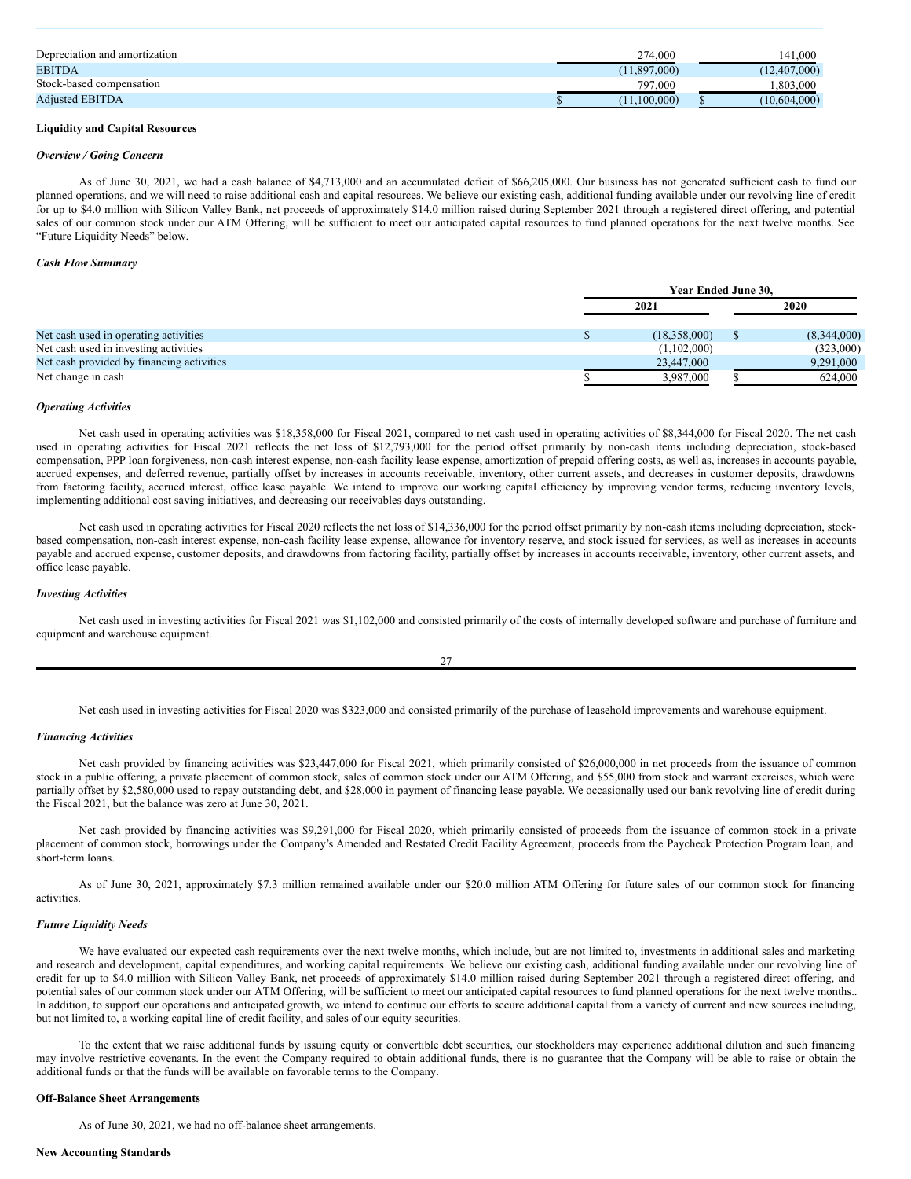| | | |
|---|---|---|
| Depreciation and amortization | 274,000 | 141,000 |
| EBITDA | (11,897,000) | (12,407,000) |
| Stock-based compensation | 797,000 | 1,803,000 |
| Adjusted EBITDA | $ (11,100,000) | $ (10,604,000) |

## Liquidity and Capital Resources

### *Overview / Going Concern*

As of June 30, 2021, we had a cash balance of $4,713,000 and an accumulated deficit of $66,205,000. Our business has not generated sufficient cash to fund our planned operations, and we will need to raise additional cash and capital resources. We believe our existing cash, additional funding available under our revolving line of credit for up to $4.0 million with Silicon Valley Bank, net proceeds of approximately $14.0 million raised during September 2021 through a registered direct offering, and potential sales of our common stock under our ATM Offering, will be sufficient to meet our anticipated capital resources to fund planned operations for the next twelve months. See "Future Liquidity Needs" below.

### *Cash Flow Summary*

| | Year Ended June 30, | |
|---|---|---|
| | 2021 | 2020 |
| Net cash used in operating activities | $ (18,358,000) | $ (8,344,000) |
| Net cash used in investing activities | (1,102,000) | (323,000) |
| Net cash provided by financing activities | 23,447,000 | 9,291,000 |
| Net change in cash | $ 3,987,000 | $ 624,000 |

### *Operating Activities*

Net cash used in operating activities was $18,358,000 for Fiscal 2021, compared to net cash used in operating activities of $8,344,000 for Fiscal 2020. The net cash used in operating activities for Fiscal 2021 reflects the net loss of $12,793,000 for the period offset primarily by non-cash items including depreciation, stock-based compensation, PPP loan forgiveness, non-cash interest expense, non-cash facility lease expense, amortization of prepaid offering costs, as well as, increases in accounts payable, accrued expenses, and deferred revenue, partially offset by increases in accounts receivable, inventory, other current assets, and decreases in customer deposits, drawdowns from factoring facility, accrued interest, office lease payable. We intend to improve our working capital efficiency by improving vendor terms, reducing inventory levels, implementing additional cost saving initiatives, and decreasing our receivables days outstanding.

Net cash used in operating activities for Fiscal 2020 reflects the net loss of $14,336,000 for the period offset primarily by non-cash items including depreciation, stock-based compensation, non-cash interest expense, non-cash facility lease expense, allowance for inventory reserve, and stock issued for services, as well as increases in accounts payable and accrued expense, customer deposits, and drawdowns from factoring facility, partially offset by increases in accounts receivable, inventory, other current assets, and office lease payable.

### *Investing Activities*

Net cash used in investing activities for Fiscal 2021 was $1,102,000 and consisted primarily of the costs of internally developed software and purchase of furniture and equipment and warehouse equipment.

Net cash used in investing activities for Fiscal 2020 was $323,000 and consisted primarily of the purchase of leasehold improvements and warehouse equipment.

### *Financing Activities*

Net cash provided by financing activities was $23,447,000 for Fiscal 2021, which primarily consisted of $26,000,000 in net proceeds from the issuance of common stock in a public offering, a private placement of common stock, sales of common stock under our ATM Offering, and $55,000 from stock and warrant exercises, which were partially offset by $2,580,000 used to repay outstanding debt, and $28,000 in payment of financing lease payable. We occasionally used our bank revolving line of credit during the Fiscal 2021, but the balance was zero at June 30, 2021.

Net cash provided by financing activities was $9,291,000 for Fiscal 2020, which primarily consisted of proceeds from the issuance of common stock in a private placement of common stock, borrowings under the Company's Amended and Restated Credit Facility Agreement, proceeds from the Paycheck Protection Program loan, and short-term loans.

As of June 30, 2021, approximately $7.3 million remained available under our $20.0 million ATM Offering for future sales of our common stock for financing activities.

### *Future Liquidity Needs*

We have evaluated our expected cash requirements over the next twelve months, which include, but are not limited to, investments in additional sales and marketing and research and development, capital expenditures, and working capital requirements. We believe our existing cash, additional funding available under our revolving line of credit for up to $4.0 million with Silicon Valley Bank, net proceeds of approximately $14.0 million raised during September 2021 through a registered direct offering, and potential sales of our common stock under our ATM Offering, will be sufficient to meet our anticipated capital resources to fund planned operations for the next twelve months.. In addition, to support our operations and anticipated growth, we intend to continue our efforts to secure additional capital from a variety of current and new sources including, but not limited to, a working capital line of credit facility, and sales of our equity securities.

To the extent that we raise additional funds by issuing equity or convertible debt securities, our stockholders may experience additional dilution and such financing may involve restrictive covenants. In the event the Company required to obtain additional funds, there is no guarantee that the Company will be able to raise or obtain the additional funds or that the funds will be available on favorable terms to the Company.

## Off-Balance Sheet Arrangements

As of June 30, 2021, we had no off-balance sheet arrangements.

## New Accounting Standards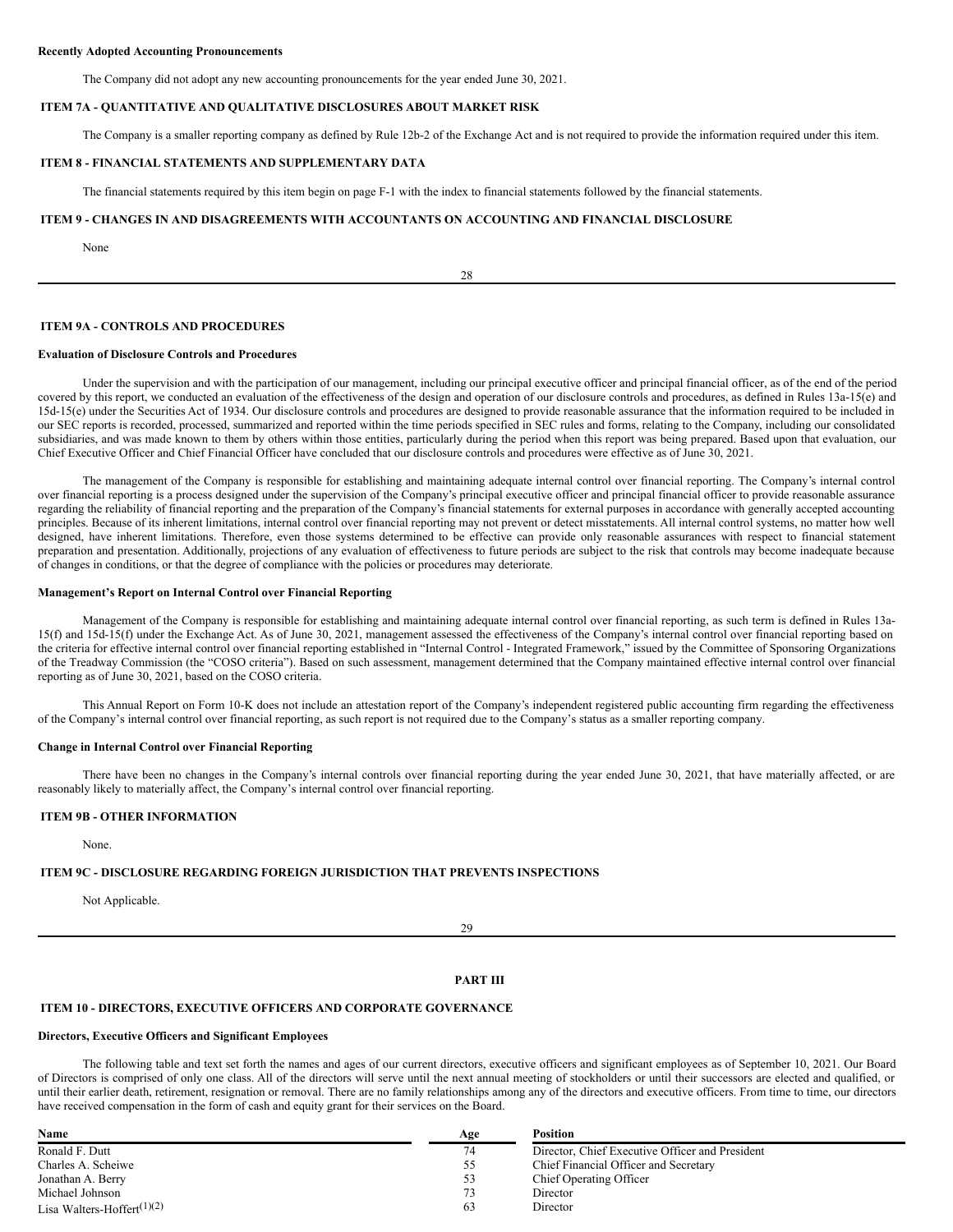**Recently Adopted Accounting Pronouncements**

The Company did not adopt any new accounting pronouncements for the year ended June 30, 2021.

## ITEM 7A - QUANTITATIVE AND QUALITATIVE DISCLOSURES ABOUT MARKET RISK

The Company is a smaller reporting company as defined by Rule 12b-2 of the Exchange Act and is not required to provide the information required under this item.

## ITEM 8 - FINANCIAL STATEMENTS AND SUPPLEMENTARY DATA

The financial statements required by this item begin on page F-1 with the index to financial statements followed by the financial statements.

## ITEM 9 - CHANGES IN AND DISAGREEMENTS WITH ACCOUNTANTS ON ACCOUNTING AND FINANCIAL DISCLOSURE

None

## ITEM 9A - CONTROLS AND PROCEDURES

**Evaluation of Disclosure Controls and Procedures**

Under the supervision and with the participation of our management, including our principal executive officer and principal financial officer, as of the end of the period covered by this report, we conducted an evaluation of the effectiveness of the design and operation of our disclosure controls and procedures, as defined in Rules 13a-15(e) and 15d-15(e) under the Securities Act of 1934. Our disclosure controls and procedures are designed to provide reasonable assurance that the information required to be included in our SEC reports is recorded, processed, summarized and reported within the time periods specified in SEC rules and forms, relating to the Company, including our consolidated subsidiaries, and was made known to them by others within those entities, particularly during the period when this report was being prepared. Based upon that evaluation, our Chief Executive Officer and Chief Financial Officer have concluded that our disclosure controls and procedures were effective as of June 30, 2021.

The management of the Company is responsible for establishing and maintaining adequate internal control over financial reporting. The Company's internal control over financial reporting is a process designed under the supervision of the Company's principal executive officer and principal financial officer to provide reasonable assurance regarding the reliability of financial reporting and the preparation of the Company's financial statements for external purposes in accordance with generally accepted accounting principles. Because of its inherent limitations, internal control over financial reporting may not prevent or detect misstatements. All internal control systems, no matter how well designed, have inherent limitations. Therefore, even those systems determined to be effective can provide only reasonable assurances with respect to financial statement preparation and presentation. Additionally, projections of any evaluation of effectiveness to future periods are subject to the risk that controls may become inadequate because of changes in conditions, or that the degree of compliance with the policies or procedures may deteriorate.

**Management's Report on Internal Control over Financial Reporting**

Management of the Company is responsible for establishing and maintaining adequate internal control over financial reporting, as such term is defined in Rules 13a-15(f) and 15d-15(f) under the Exchange Act. As of June 30, 2021, management assessed the effectiveness of the Company's internal control over financial reporting based on the criteria for effective internal control over financial reporting established in "Internal Control - Integrated Framework," issued by the Committee of Sponsoring Organizations of the Treadway Commission (the "COSO criteria"). Based on such assessment, management determined that the Company maintained effective internal control over financial reporting as of June 30, 2021, based on the COSO criteria.

This Annual Report on Form 10-K does not include an attestation report of the Company's independent registered public accounting firm regarding the effectiveness of the Company's internal control over financial reporting, as such report is not required due to the Company's status as a smaller reporting company.

**Change in Internal Control over Financial Reporting**

There have been no changes in the Company's internal controls over financial reporting during the year ended June 30, 2021, that have materially affected, or are reasonably likely to materially affect, the Company's internal control over financial reporting.

## ITEM 9B - OTHER INFORMATION

None.

## ITEM 9C - DISCLOSURE REGARDING FOREIGN JURISDICTION THAT PREVENTS INSPECTIONS

Not Applicable.

# PART III

## ITEM 10 - DIRECTORS, EXECUTIVE OFFICERS AND CORPORATE GOVERNANCE

**Directors, Executive Officers and Significant Employees**

The following table and text set forth the names and ages of our current directors, executive officers and significant employees as of September 10, 2021. Our Board of Directors is comprised of only one class. All of the directors will serve until the next annual meeting of stockholders or until their successors are elected and qualified, or until their earlier death, retirement, resignation or removal. There are no family relationships among any of the directors and executive officers. From time to time, our directors have received compensation in the form of cash and equity grant for their services on the Board.

| Name | Age | Position |
|---|---|---|
| Ronald F. Dutt | 74 | Director, Chief Executive Officer and President |
| Charles A. Scheiwe | 55 | Chief Financial Officer and Secretary |
| Jonathan A. Berry | 53 | Chief Operating Officer |
| Michael Johnson | 73 | Director |
| Lisa Walters-Hoffert(1)(2) | 63 | Director |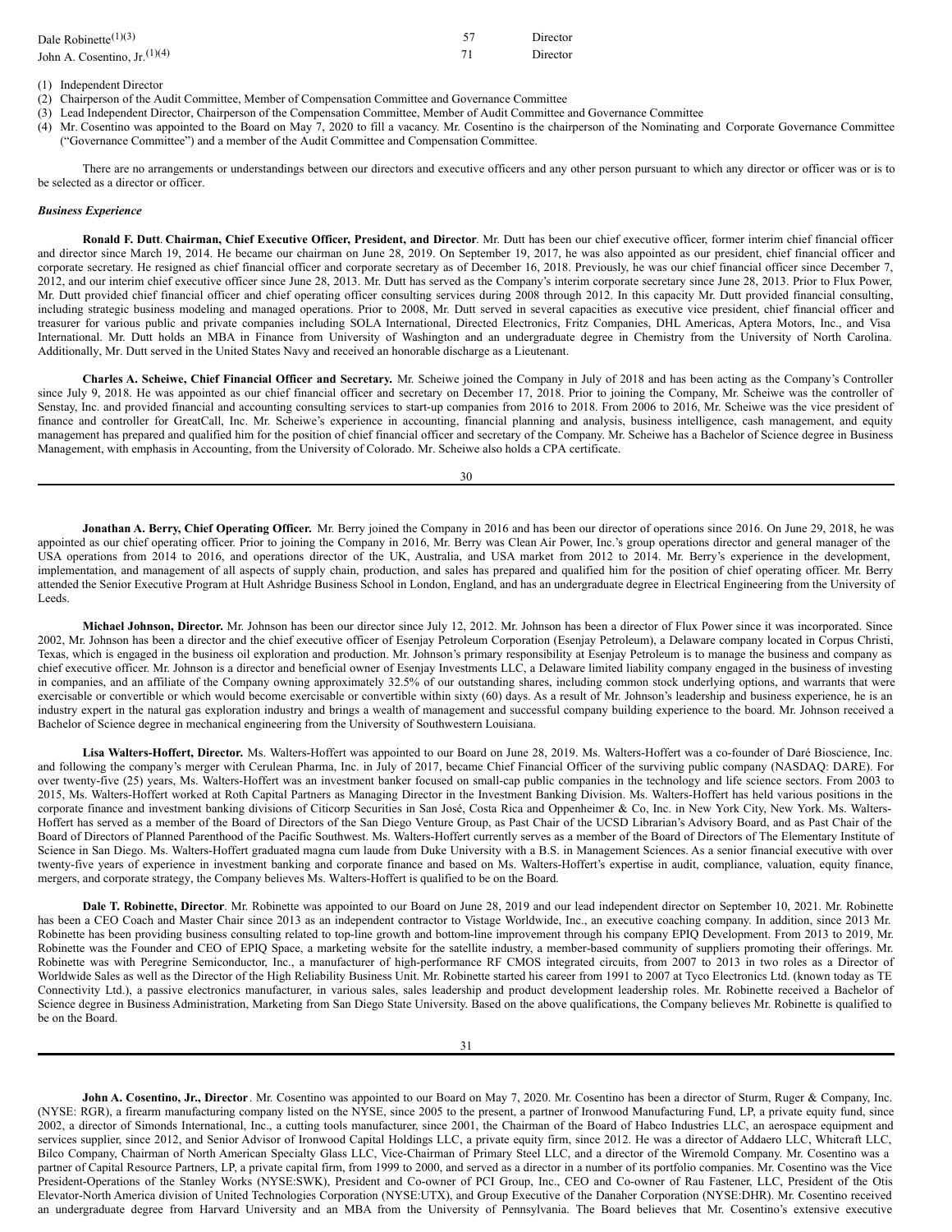| Dale Robinette[(1)(3)] | 57 | Director |
| --- | --- | --- |
| John A. Cosentino, Jr.[(1)(4)] | 71 | Director |

(1) Independent Director
(2) Chairperson of the Audit Committee, Member of Compensation Committee and Governance Committee
(3) Lead Independent Director, Chairperson of the Compensation Committee, Member of Audit Committee and Governance Committee
(4) Mr. Cosentino was appointed to the Board on May 7, 2020 to fill a vacancy. Mr. Cosentino is the chairperson of the Nominating and Corporate Governance Committee ("Governance Committee") and a member of the Audit Committee and Compensation Committee.

There are no arrangements or understandings between our directors and executive officers and any other person pursuant to which any director or officer was or is to be selected as a director or officer.

***Business Experience***

**Ronald F. Dutt**. **Chairman, Chief Executive Officer, President, and Director**. Mr. Dutt has been our chief executive officer, former interim chief financial officer and director since March 19, 2014. He became our chairman on June 28, 2019. On September 19, 2017, he was also appointed as our president, chief financial officer and corporate secretary. He resigned as chief financial officer and corporate secretary as of December 16, 2018. Previously, he was our chief financial officer since December 7, 2012, and our interim chief executive officer since June 28, 2013. Mr. Dutt has served as the Company's interim corporate secretary since June 28, 2013. Prior to Flux Power, Mr. Dutt provided chief financial officer and chief operating officer consulting services during 2008 through 2012. In this capacity Mr. Dutt provided financial consulting, including strategic business modeling and managed operations. Prior to 2008, Mr. Dutt served in several capacities as executive vice president, chief financial officer and treasurer for various public and private companies including SOLA International, Directed Electronics, Fritz Companies, DHL Americas, Aptera Motors, Inc., and Visa International. Mr. Dutt holds an MBA in Finance from University of Washington and an undergraduate degree in Chemistry from the University of North Carolina. Additionally, Mr. Dutt served in the United States Navy and received an honorable discharge as a Lieutenant.

**Charles A. Scheiwe, Chief Financial Officer and Secretary.** Mr. Scheiwe joined the Company in July of 2018 and has been acting as the Company's Controller since July 9, 2018. He was appointed as our chief financial officer and secretary on December 17, 2018. Prior to joining the Company, Mr. Scheiwe was the controller of Senstay, Inc. and provided financial and accounting consulting services to start-up companies from 2016 to 2018. From 2006 to 2016, Mr. Scheiwe was the vice president of finance and controller for GreatCall, Inc. Mr. Scheiwe's experience in accounting, financial planning and analysis, business intelligence, cash management, and equity management has prepared and qualified him for the position of chief financial officer and secretary of the Company. Mr. Scheiwe has a Bachelor of Science degree in Business Management, with emphasis in Accounting, from the University of Colorado. Mr. Scheiwe also holds a CPA certificate.

**Jonathan A. Berry, Chief Operating Officer.** Mr. Berry joined the Company in 2016 and has been our director of operations since 2016. On June 29, 2018, he was appointed as our chief operating officer. Prior to joining the Company in 2016, Mr. Berry was Clean Air Power, Inc.'s group operations director and general manager of the USA operations from 2014 to 2016, and operations director of the UK, Australia, and USA market from 2012 to 2014. Mr. Berry's experience in the development, implementation, and management of all aspects of supply chain, production, and sales has prepared and qualified him for the position of chief operating officer. Mr. Berry attended the Senior Executive Program at Hult Ashridge Business School in London, England, and has an undergraduate degree in Electrical Engineering from the University of Leeds.

**Michael Johnson, Director.** Mr. Johnson has been our director since July 12, 2012. Mr. Johnson has been a director of Flux Power since it was incorporated. Since 2002, Mr. Johnson has been a director and the chief executive officer of Esenjay Petroleum Corporation (Esenjay Petroleum), a Delaware company located in Corpus Christi, Texas, which is engaged in the business oil exploration and production. Mr. Johnson's primary responsibility at Esenjay Petroleum is to manage the business and company as chief executive officer. Mr. Johnson is a director and beneficial owner of Esenjay Investments LLC, a Delaware limited liability company engaged in the business of investing in companies, and an affiliate of the Company owning approximately 32.5% of our outstanding shares, including common stock underlying options, and warrants that were exercisable or convertible or which would become exercisable or convertible within sixty (60) days. As a result of Mr. Johnson's leadership and business experience, he is an industry expert in the natural gas exploration industry and brings a wealth of management and successful company building experience to the board. Mr. Johnson received a Bachelor of Science degree in mechanical engineering from the University of Southwestern Louisiana.

**Lisa Walters-Hoffert, Director.** Ms. Walters-Hoffert was appointed to our Board on June 28, 2019. Ms. Walters-Hoffert was a co-founder of Daré Bioscience, Inc. and following the company's merger with Cerulean Pharma, Inc. in July of 2017, became Chief Financial Officer of the surviving public company (NASDAQ: DARE). For over twenty-five (25) years, Ms. Walters-Hoffert was an investment banker focused on small-cap public companies in the technology and life science sectors. From 2003 to 2015, Ms. Walters-Hoffert worked at Roth Capital Partners as Managing Director in the Investment Banking Division. Ms. Walters-Hoffert has held various positions in the corporate finance and investment banking divisions of Citicorp Securities in San José, Costa Rica and Oppenheimer & Co, Inc. in New York City, New York. Ms. Walters-Hoffert has served as a member of the Board of Directors of the San Diego Venture Group, as Past Chair of the UCSD Librarian's Advisory Board, and as Past Chair of the Board of Directors of Planned Parenthood of the Pacific Southwest. Ms. Walters-Hoffert currently serves as a member of the Board of Directors of The Elementary Institute of Science in San Diego. Ms. Walters-Hoffert graduated magna cum laude from Duke University with a B.S. in Management Sciences. As a senior financial executive with over twenty-five years of experience in investment banking and corporate finance and based on Ms. Walters-Hoffert's expertise in audit, compliance, valuation, equity finance, mergers, and corporate strategy, the Company believes Ms. Walters-Hoffert is qualified to be on the Board.

**Dale T. Robinette, Director**. Mr. Robinette was appointed to our Board on June 28, 2019 and our lead independent director on September 10, 2021. Mr. Robinette has been a CEO Coach and Master Chair since 2013 as an independent contractor to Vistage Worldwide, Inc., an executive coaching company. In addition, since 2013 Mr. Robinette has been providing business consulting related to top-line growth and bottom-line improvement through his company EPIQ Development. From 2013 to 2019, Mr. Robinette was the Founder and CEO of EPIQ Space, a marketing website for the satellite industry, a member-based community of suppliers promoting their offerings. Mr. Robinette was with Peregrine Semiconductor, Inc., a manufacturer of high-performance RF CMOS integrated circuits, from 2007 to 2013 in two roles as a Director of Worldwide Sales as well as the Director of the High Reliability Business Unit. Mr. Robinette started his career from 1991 to 2007 at Tyco Electronics Ltd. (known today as TE Connectivity Ltd.), a passive electronics manufacturer, in various sales, sales leadership and product development leadership roles. Mr. Robinette received a Bachelor of Science degree in Business Administration, Marketing from San Diego State University. Based on the above qualifications, the Company believes Mr. Robinette is qualified to be on the Board.

**John A. Cosentino, Jr., Director**. Mr. Cosentino was appointed to our Board on May 7, 2020. Mr. Cosentino has been a director of Sturm, Ruger & Company, Inc. (NYSE: RGR), a firearm manufacturing company listed on the NYSE, since 2005 to the present, a partner of Ironwood Manufacturing Fund, LP, a private equity fund, since 2002, a director of Simonds International, Inc., a cutting tools manufacturer, since 2001, the Chairman of the Board of Habco Industries LLC, an aerospace equipment and services supplier, since 2012, and Senior Advisor of Ironwood Capital Holdings LLC, a private equity firm, since 2012. He was a director of Addaero LLC, Whitcraft LLC, Bilco Company, Chairman of North American Specialty Glass LLC, Vice-Chairman of Primary Steel LLC, and a director of the Wiremold Company. Mr. Cosentino was a partner of Capital Resource Partners, LP, a private capital firm, from 1999 to 2000, and served as a director in a number of its portfolio companies. Mr. Cosentino was the Vice President-Operations of the Stanley Works (NYSE:SWK), President and Co-owner of PCI Group, Inc., CEO and Co-owner of Rau Fastener, LLC, President of the Otis Elevator-North America division of United Technologies Corporation (NYSE:UTX), and Group Executive of the Danaher Corporation (NYSE:DHR). Mr. Cosentino received an undergraduate degree from Harvard University and an MBA from the University of Pennsylvania. The Board believes that Mr. Cosentino's extensive executive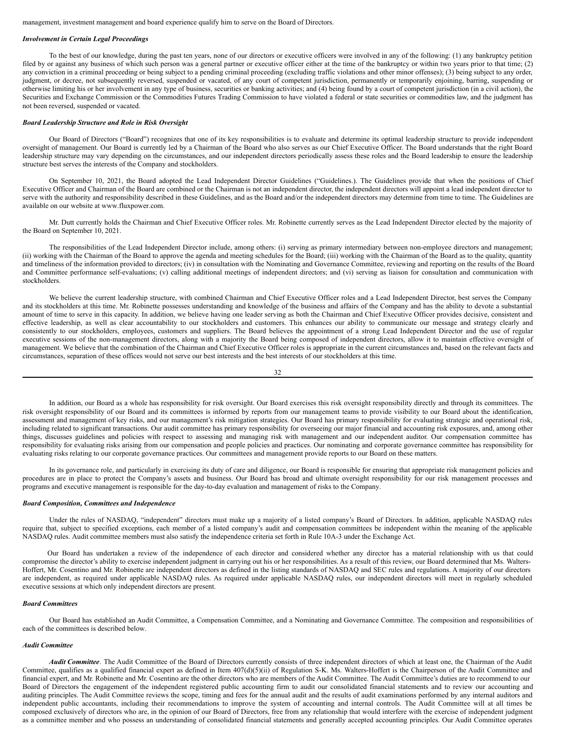management, investment management and board experience qualify him to serve on the Board of Directors.

***Involvement in Certain Legal Proceedings***

To the best of our knowledge, during the past ten years, none of our directors or executive officers were involved in any of the following: (1) any bankruptcy petition filed by or against any business of which such person was a general partner or executive officer either at the time of the bankruptcy or within two years prior to that time; (2) any conviction in a criminal proceeding or being subject to a pending criminal proceeding (excluding traffic violations and other minor offenses); (3) being subject to any order, judgment, or decree, not subsequently reversed, suspended or vacated, of any court of competent jurisdiction, permanently or temporarily enjoining, barring, suspending or otherwise limiting his or her involvement in any type of business, securities or banking activities; and (4) being found by a court of competent jurisdiction (in a civil action), the Securities and Exchange Commission or the Commodities Futures Trading Commission to have violated a federal or state securities or commodities law, and the judgment has not been reversed, suspended or vacated.

***Board Leadership Structure and Role in Risk Oversight***

Our Board of Directors ("Board") recognizes that one of its key responsibilities is to evaluate and determine its optimal leadership structure to provide independent oversight of management. Our Board is currently led by a Chairman of the Board who also serves as our Chief Executive Officer. The Board understands that the right Board leadership structure may vary depending on the circumstances, and our independent directors periodically assess these roles and the Board leadership to ensure the leadership structure best serves the interests of the Company and stockholders.

On September 10, 2021, the Board adopted the Lead Independent Director Guidelines ("Guidelines.). The Guidelines provide that when the positions of Chief Executive Officer and Chairman of the Board are combined or the Chairman is not an independent director, the independent directors will appoint a lead independent director to serve with the authority and responsibility described in these Guidelines, and as the Board and/or the independent directors may determine from time to time. The Guidelines are available on our website at www.fluxpower.com.

Mr. Dutt currently holds the Chairman and Chief Executive Officer roles. Mr. Robinette currently serves as the Lead Independent Director elected by the majority of the Board on September 10, 2021.

The responsibilities of the Lead Independent Director include, among others: (i) serving as primary intermediary between non-employee directors and management; (ii) working with the Chairman of the Board to approve the agenda and meeting schedules for the Board; (iii) working with the Chairman of the Board as to the quality, quantity and timeliness of the information provided to directors; (iv) in consultation with the Nominating and Governance Committee, reviewing and reporting on the results of the Board and Committee performance self-evaluations; (v) calling additional meetings of independent directors; and (vi) serving as liaison for consultation and communication with stockholders.

We believe the current leadership structure, with combined Chairman and Chief Executive Officer roles and a Lead Independent Director, best serves the Company and its stockholders at this time. Mr. Robinette possesses understanding and knowledge of the business and affairs of the Company and has the ability to devote a substantial amount of time to serve in this capacity. In addition, we believe having one leader serving as both the Chairman and Chief Executive Officer provides decisive, consistent and effective leadership, as well as clear accountability to our stockholders and customers. This enhances our ability to communicate our message and strategy clearly and consistently to our stockholders, employees, customers and suppliers. The Board believes the appointment of a strong Lead Independent Director and the use of regular executive sessions of the non-management directors, along with a majority the Board being composed of independent directors, allow it to maintain effective oversight of management. We believe that the combination of the Chairman and Chief Executive Officer roles is appropriate in the current circumstances and, based on the relevant facts and circumstances, separation of these offices would not serve our best interests and the best interests of our stockholders at this time.

In addition, our Board as a whole has responsibility for risk oversight. Our Board exercises this risk oversight responsibility directly and through its committees. The risk oversight responsibility of our Board and its committees is informed by reports from our management teams to provide visibility to our Board about the identification, assessment and management of key risks, and our management's risk mitigation strategies. Our Board has primary responsibility for evaluating strategic and operational risk, including related to significant transactions. Our audit committee has primary responsibility for overseeing our major financial and accounting risk exposures, and, among other things, discusses guidelines and policies with respect to assessing and managing risk with management and our independent auditor. Our compensation committee has responsibility for evaluating risks arising from our compensation and people policies and practices. Our nominating and corporate governance committee has responsibility for evaluating risks relating to our corporate governance practices. Our committees and management provide reports to our Board on these matters.

In its governance role, and particularly in exercising its duty of care and diligence, our Board is responsible for ensuring that appropriate risk management policies and procedures are in place to protect the Company's assets and business. Our Board has broad and ultimate oversight responsibility for our risk management processes and programs and executive management is responsible for the day-to-day evaluation and management of risks to the Company.

***Board Composition, Committees and Independence***

Under the rules of NASDAQ, "independent" directors must make up a majority of a listed company's Board of Directors. In addition, applicable NASDAQ rules require that, subject to specified exceptions, each member of a listed company's audit and compensation committees be independent within the meaning of the applicable NASDAQ rules. Audit committee members must also satisfy the independence criteria set forth in Rule 10A-3 under the Exchange Act.

Our Board has undertaken a review of the independence of each director and considered whether any director has a material relationship with us that could compromise the director's ability to exercise independent judgment in carrying out his or her responsibilities. As a result of this review, our Board determined that Ms. Walters-Hoffert, Mr. Cosentino and Mr. Robinette are independent directors as defined in the listing standards of NASDAQ and SEC rules and regulations. A majority of our directors are independent, as required under applicable NASDAQ rules. As required under applicable NASDAQ rules, our independent directors will meet in regularly scheduled executive sessions at which only independent directors are present.

***Board Committees***

Our Board has established an Audit Committee, a Compensation Committee, and a Nominating and Governance Committee. The composition and responsibilities of each of the committees is described below.

***Audit Committee***

***Audit Committee***. The Audit Committee of the Board of Directors currently consists of three independent directors of which at least one, the Chairman of the Audit Committee, qualifies as a qualified financial expert as defined in Item 407(d)(5)(ii) of Regulation S-K. Ms. Walters-Hoffert is the Chairperson of the Audit Committee and financial expert, and Mr. Robinette and Mr. Cosentino are the other directors who are members of the Audit Committee. The Audit Committee's duties are to recommend to our Board of Directors the engagement of the independent registered public accounting firm to audit our consolidated financial statements and to review our accounting and auditing principles. The Audit Committee reviews the scope, timing and fees for the annual audit and the results of audit examinations performed by any internal auditors and independent public accountants, including their recommendations to improve the system of accounting and internal controls. The Audit Committee will at all times be composed exclusively of directors who are, in the opinion of our Board of Directors, free from any relationship that would interfere with the exercise of independent judgment as a committee member and who possess an understanding of consolidated financial statements and generally accepted accounting principles. Our Audit Committee operates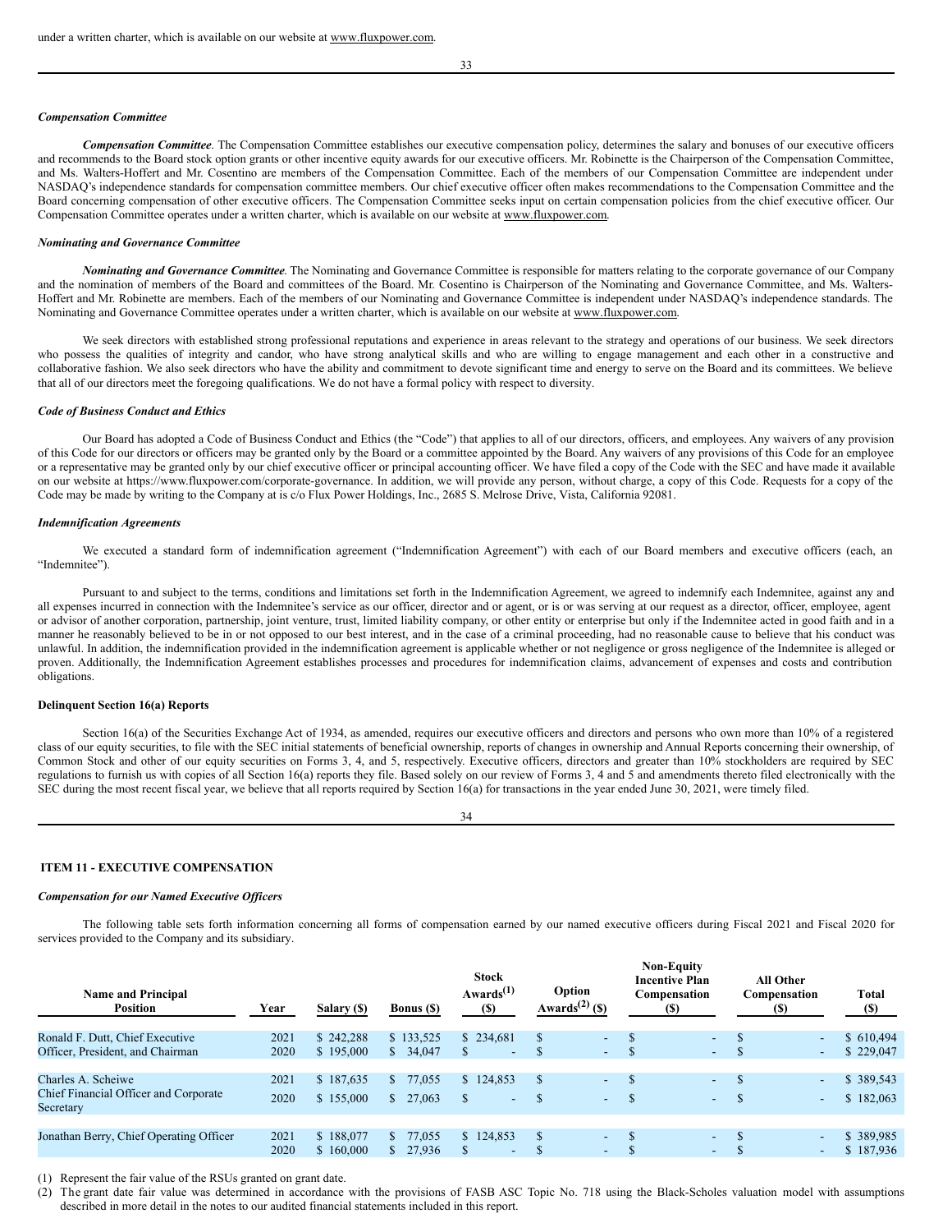under a written charter, which is available on our website at www.fluxpower.com.

*Compensation Committee*

***Compensation Committee***. The Compensation Committee establishes our executive compensation policy, determines the salary and bonuses of our executive officers and recommends to the Board stock option grants or other incentive equity awards for our executive officers. Mr. Robinette is the Chairperson of the Compensation Committee, and Ms. Walters-Hoffert and Mr. Cosentino are members of the Compensation Committee. Each of the members of our Compensation Committee are independent under NASDAQ's independence standards for compensation committee members. Our chief executive officer often makes recommendations to the Compensation Committee and the Board concerning compensation of other executive officers. The Compensation Committee seeks input on certain compensation policies from the chief executive officer. Our Compensation Committee operates under a written charter, which is available on our website at www.fluxpower.com.

*Nominating and Governance Committee*

***Nominating and Governance Committee***. The Nominating and Governance Committee is responsible for matters relating to the corporate governance of our Company and the nomination of members of the Board and committees of the Board. Mr. Cosentino is Chairperson of the Nominating and Governance Committee, and Ms. Walters-Hoffert and Mr. Robinette are members. Each of the members of our Nominating and Governance Committee is independent under NASDAQ's independence standards. The Nominating and Governance Committee operates under a written charter, which is available on our website at www.fluxpower.com.

We seek directors with established strong professional reputations and experience in areas relevant to the strategy and operations of our business. We seek directors who possess the qualities of integrity and candor, who have strong analytical skills and who are willing to engage management and each other in a constructive and collaborative fashion. We also seek directors who have the ability and commitment to devote significant time and energy to serve on the Board and its committees. We believe that all of our directors meet the foregoing qualifications. We do not have a formal policy with respect to diversity.

*Code of Business Conduct and Ethics*

Our Board has adopted a Code of Business Conduct and Ethics (the "Code") that applies to all of our directors, officers, and employees. Any waivers of any provision of this Code for our directors or officers may be granted only by the Board or a committee appointed by the Board. Any waivers of any provisions of this Code for an employee or a representative may be granted only by our chief executive officer or principal accounting officer. We have filed a copy of the Code with the SEC and have made it available on our website at https://www.fluxpower.com/corporate-governance. In addition, we will provide any person, without charge, a copy of this Code. Requests for a copy of the Code may be made by writing to the Company at is c/o Flux Power Holdings, Inc., 2685 S. Melrose Drive, Vista, California 92081.

*Indemnification Agreements*

We executed a standard form of indemnification agreement ("Indemnification Agreement") with each of our Board members and executive officers (each, an "Indemnitee").

Pursuant to and subject to the terms, conditions and limitations set forth in the Indemnification Agreement, we agreed to indemnify each Indemnitee, against any and all expenses incurred in connection with the Indemnitee's service as our officer, director and or agent, or is or was serving at our request as a director, officer, employee, agent or advisor of another corporation, partnership, joint venture, trust, limited liability company, or other entity or enterprise but only if the Indemnitee acted in good faith and in a manner he reasonably believed to be in or not opposed to our best interest, and in the case of a criminal proceeding, had no reasonable cause to believe that his conduct was unlawful. In addition, the indemnification provided in the indemnification agreement is applicable whether or not negligence or gross negligence of the Indemnitee is alleged or proven. Additionally, the Indemnification Agreement establishes processes and procedures for indemnification claims, advancement of expenses and costs and contribution obligations.

**Delinquent Section 16(a) Reports**

Section 16(a) of the Securities Exchange Act of 1934, as amended, requires our executive officers and directors and persons who own more than 10% of a registered class of our equity securities, to file with the SEC initial statements of beneficial ownership, reports of changes in ownership and Annual Reports concerning their ownership, of Common Stock and other of our equity securities on Forms 3, 4, and 5, respectively. Executive officers, directors and greater than 10% stockholders are required by SEC regulations to furnish us with copies of all Section 16(a) reports they file. Based solely on our review of Forms 3, 4 and 5 and amendments thereto filed electronically with the SEC during the most recent fiscal year, we believe that all reports required by Section 16(a) for transactions in the year ended June 30, 2021, were timely filed.

## ITEM 11 - EXECUTIVE COMPENSATION

*Compensation for our Named Executive Officers*

The following table sets forth information concerning all forms of compensation earned by our named executive officers during Fiscal 2021 and Fiscal 2020 for services provided to the Company and its subsidiary.

| Name and Principal Position | Year | Salary ($) | Bonus ($) | Stock Awards[(1)] ($) | Option Awards[(2)] ($) | Non-Equity Incentive Plan Compensation ($) | All Other Compensation ($) | Total ($) |
|---|---|---|---|---|---|---|---|---|
| Ronald F. Dutt, Chief Executive Officer, President, and Chairman | 2021 | $ 242,288 | $ 133,525 | $ 234,681 | $ - | $ - | $ - | $ 610,494 |
| | 2020 | $ 195,000 | $ 34,047 | $ - | $ - | $ - | $ - | $ 229,047 |
| Charles A. Scheiwe Chief Financial Officer and Corporate Secretary | 2021 | $ 187,635 | $ 77,055 | $ 124,853 | $ - | $ - | $ - | $ 389,543 |
| | 2020 | $ 155,000 | $ 27,063 | $ - | $ - | $ - | $ - | $ 182,063 |
| Jonathan Berry, Chief Operating Officer | 2021 | $ 188,077 | $ 77,055 | $ 124,853 | $ - | $ - | $ - | $ 389,985 |
| | 2020 | $ 160,000 | $ 27,936 | $ - | $ - | $ - | $ - | $ 187,936 |

(1) Represent the fair value of the RSUs granted on grant date.

(2) The grant date fair value was determined in accordance with the provisions of FASB ASC Topic No. 718 using the Black-Scholes valuation model with assumptions described in more detail in the notes to our audited financial statements included in this report.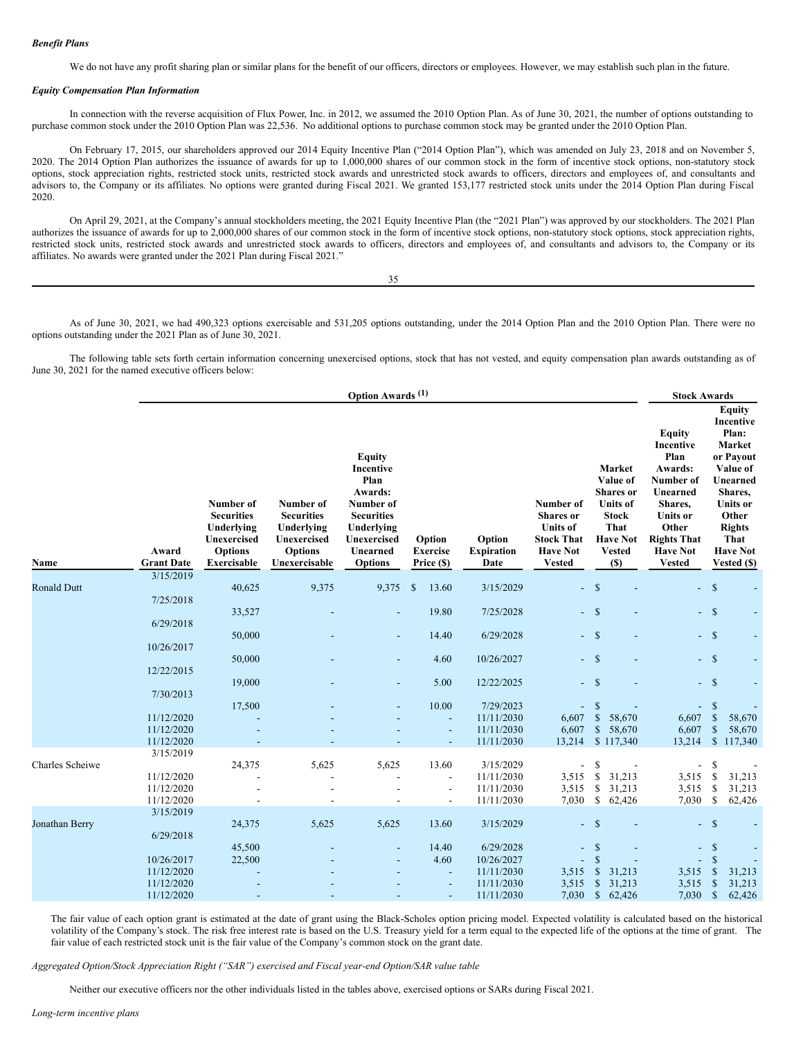***Benefit Plans***

We do not have any profit sharing plan or similar plans for the benefit of our officers, directors or employees. However, we may establish such plan in the future.

***Equity Compensation Plan Information***

In connection with the reverse acquisition of Flux Power, Inc. in 2012, we assumed the 2010 Option Plan. As of June 30, 2021, the number of options outstanding to purchase common stock under the 2010 Option Plan was 22,536. No additional options to purchase common stock may be granted under the 2010 Option Plan.

On February 17, 2015, our shareholders approved our 2014 Equity Incentive Plan ("2014 Option Plan"), which was amended on July 23, 2018 and on November 5, 2020. The 2014 Option Plan authorizes the issuance of awards for up to 1,000,000 shares of our common stock in the form of incentive stock options, non-statutory stock options, stock appreciation rights, restricted stock units, restricted stock awards and unrestricted stock awards to officers, directors and employees of, and consultants and advisors to, the Company or its affiliates. No options were granted during Fiscal 2021. We granted 153,177 restricted stock units under the 2014 Option Plan during Fiscal 2020.

On April 29, 2021, at the Company's annual stockholders meeting, the 2021 Equity Incentive Plan (the "2021 Plan") was approved by our stockholders. The 2021 Plan authorizes the issuance of awards for up to 2,000,000 shares of our common stock in the form of incentive stock options, non-statutory stock options, stock appreciation rights, restricted stock units, restricted stock awards and unrestricted stock awards to officers, directors and employees of, and consultants and advisors to, the Company or its affiliates. No awards were granted under the 2021 Plan during Fiscal 2021."

As of June 30, 2021, we had 490,323 options exercisable and 531,205 options outstanding, under the 2014 Option Plan and the 2010 Option Plan. There were no options outstanding under the 2021 Plan as of June 30, 2021.

The following table sets forth certain information concerning unexercised options, stock that has not vested, and equity compensation plan awards outstanding as of June 30, 2021 for the named executive officers below:

| | | Option Awards (1) | | | | | | | Stock Awards | |
|---|---|---|---|---|---|---|---|---|---|---|
| Name | Award Grant Date | Number of Securities Underlying Unexercised Options Exercisable | Number of Securities Underlying Unexercised Options Unexercisable | Equity Incentive Plan Awards: Number of Securities Underlying Unexercised Unearned Options | Option Exercise Price ($) | Option Expiration Date | Number of Shares or Units of Stock That Have Not Vested | Market Value of Shares or Units of Stock That Have Not Vested ($) | Equity Incentive Plan Awards: Number of Unearned Shares, Units or Other Rights That Have Not Vested | Equity Incentive Plan: Market or Payout Value of Unearned Shares, Units or Other Rights That Have Not Vested ($) |
| Ronald Dutt | 3/15/2019 | 40,625 | 9,375 | 9,375 | $ 13.60 | 3/15/2029 | - | $ - | - | $ - |
| | 7/25/2018 | 33,527 | - | - | 19.80 | 7/25/2028 | - | $ - | - | $ - |
| | 6/29/2018 | 50,000 | - | - | 14.40 | 6/29/2028 | - | $ - | - | $ - |
| | 10/26/2017 | 50,000 | - | - | 4.60 | 10/26/2027 | - | $ - | - | $ - |
| | 12/22/2015 | 19,000 | - | - | 5.00 | 12/22/2025 | - | $ - | - | $ - |
| | 7/30/2013 | 17,500 | - | - | 10.00 | 7/29/2023 | - | $ - | - | $ - |
| | 11/12/2020 | - | - | - | - | 11/11/2030 | 6,607 | $ 58,670 | 6,607 | $ 58,670 |
| | 11/12/2020 | - | - | - | - | 11/11/2030 | 6,607 | $ 58,670 | 6,607 | $ 58,670 |
| | 11/12/2020 | - | - | - | - | 11/11/2030 | 13,214 | $ 117,340 | 13,214 | $ 117,340 |
| Charles Scheiwe | 3/15/2019 | 24,375 | 5,625 | 5,625 | 13.60 | 3/15/2029 | - | $ - | - | $ - |
| | 11/12/2020 | - | - | - | - | 11/11/2030 | 3,515 | $ 31,213 | 3,515 | $ 31,213 |
| | 11/12/2020 | - | - | - | - | 11/11/2030 | 3,515 | $ 31,213 | 3,515 | $ 31,213 |
| | 11/12/2020 | - | - | - | - | 11/11/2030 | 7,030 | $ 62,426 | 7,030 | $ 62,426 |
| Jonathan Berry | 3/15/2019 | 24,375 | 5,625 | 5,625 | 13.60 | 3/15/2029 | - | $ - | - | $ - |
| | 6/29/2018 | 45,500 | - | - | 14.40 | 6/29/2028 | - | $ - | - | $ - |
| | 10/26/2017 | 22,500 | - | - | 4.60 | 10/26/2027 | - | $ - | - | $ - |
| | 11/12/2020 | - | - | - | - | 11/11/2030 | 3,515 | $ 31,213 | 3,515 | $ 31,213 |
| | 11/12/2020 | - | - | - | - | 11/11/2030 | 3,515 | $ 31,213 | 3,515 | $ 31,213 |
| | 11/12/2020 | - | - | - | - | 11/11/2030 | 7,030 | $ 62,426 | 7,030 | $ 62,426 |

The fair value of each option grant is estimated at the date of grant using the Black-Scholes option pricing model. Expected volatility is calculated based on the historical volatility of the Company's stock. The risk free interest rate is based on the U.S. Treasury yield for a term equal to the expected life of the options at the time of grant. The fair value of each restricted stock unit is the fair value of the Company's common stock on the grant date.

*Aggregated Option/Stock Appreciation Right ("SAR") exercised and Fiscal year-end Option/SAR value table*

Neither our executive officers nor the other individuals listed in the tables above, exercised options or SARs during Fiscal 2021.

*Long-term incentive plans*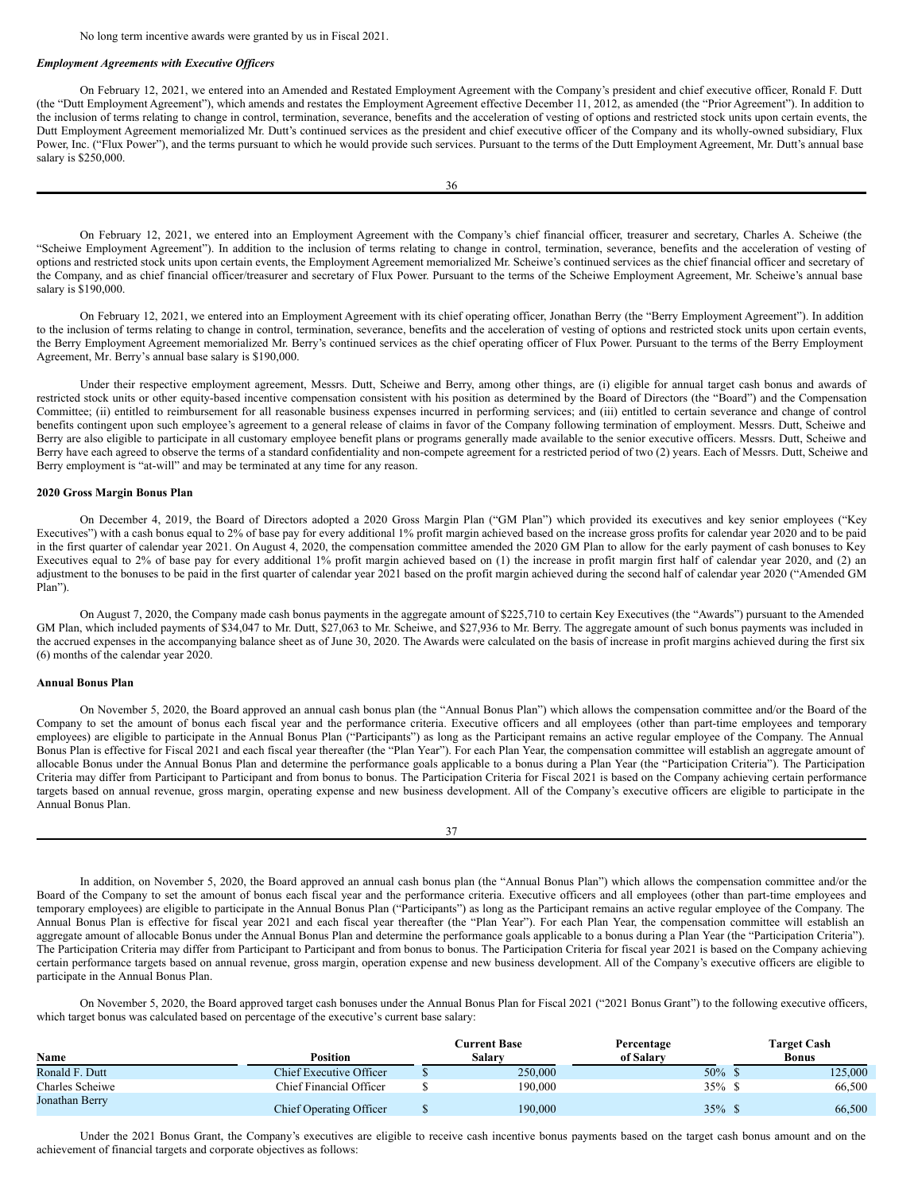No long term incentive awards were granted by us in Fiscal 2021.

***Employment Agreements with Executive Officers***

On February 12, 2021, we entered into an Amended and Restated Employment Agreement with the Company's president and chief executive officer, Ronald F. Dutt (the "Dutt Employment Agreement"), which amends and restates the Employment Agreement effective December 11, 2012, as amended (the "Prior Agreement"). In addition to the inclusion of terms relating to change in control, termination, severance, benefits and the acceleration of vesting of options and restricted stock units upon certain events, the Dutt Employment Agreement memorialized Mr. Dutt's continued services as the president and chief executive officer of the Company and its wholly-owned subsidiary, Flux Power, Inc. ("Flux Power"), and the terms pursuant to which he would provide such services. Pursuant to the terms of the Dutt Employment Agreement, Mr. Dutt's annual base salary is $250,000.

On February 12, 2021, we entered into an Employment Agreement with the Company's chief financial officer, treasurer and secretary, Charles A. Scheiwe (the "Scheiwe Employment Agreement"). In addition to the inclusion of terms relating to change in control, termination, severance, benefits and the acceleration of vesting of options and restricted stock units upon certain events, the Employment Agreement memorialized Mr. Scheiwe's continued services as the chief financial officer and secretary of the Company, and as chief financial officer/treasurer and secretary of Flux Power. Pursuant to the terms of the Scheiwe Employment Agreement, Mr. Scheiwe's annual base salary is $190,000.

On February 12, 2021, we entered into an Employment Agreement with its chief operating officer, Jonathan Berry (the "Berry Employment Agreement"). In addition to the inclusion of terms relating to change in control, termination, severance, benefits and the acceleration of vesting of options and restricted stock units upon certain events, the Berry Employment Agreement memorialized Mr. Berry's continued services as the chief operating officer of Flux Power. Pursuant to the terms of the Berry Employment Agreement, Mr. Berry's annual base salary is $190,000.

Under their respective employment agreement, Messrs. Dutt, Scheiwe and Berry, among other things, are (i) eligible for annual target cash bonus and awards of restricted stock units or other equity-based incentive compensation consistent with his position as determined by the Board of Directors (the "Board") and the Compensation Committee; (ii) entitled to reimbursement for all reasonable business expenses incurred in performing services; and (iii) entitled to certain severance and change of control benefits contingent upon such employee's agreement to a general release of claims in favor of the Company following termination of employment. Messrs. Dutt, Scheiwe and Berry are also eligible to participate in all customary employee benefit plans or programs generally made available to the senior executive officers. Messrs. Dutt, Scheiwe and Berry have each agreed to observe the terms of a standard confidentiality and non-compete agreement for a restricted period of two (2) years. Each of Messrs. Dutt, Scheiwe and Berry employment is "at-will" and may be terminated at any time for any reason.

**2020 Gross Margin Bonus Plan**

On December 4, 2019, the Board of Directors adopted a 2020 Gross Margin Plan ("GM Plan") which provided its executives and key senior employees ("Key Executives") with a cash bonus equal to 2% of base pay for every additional 1% profit margin achieved based on the increase gross profits for calendar year 2020 and to be paid in the first quarter of calendar year 2021. On August 4, 2020, the compensation committee amended the 2020 GM Plan to allow for the early payment of cash bonuses to Key Executives equal to 2% of base pay for every additional 1% profit margin achieved based on (1) the increase in profit margin first half of calendar year 2020, and (2) an adjustment to the bonuses to be paid in the first quarter of calendar year 2021 based on the profit margin achieved during the second half of calendar year 2020 ("Amended GM Plan").

On August 7, 2020, the Company made cash bonus payments in the aggregate amount of $225,710 to certain Key Executives (the "Awards") pursuant to the Amended GM Plan, which included payments of $34,047 to Mr. Dutt, $27,063 to Mr. Scheiwe, and $27,936 to Mr. Berry. The aggregate amount of such bonus payments was included in the accrued expenses in the accompanying balance sheet as of June 30, 2020. The Awards were calculated on the basis of increase in profit margins achieved during the first six (6) months of the calendar year 2020.

**Annual Bonus Plan**

On November 5, 2020, the Board approved an annual cash bonus plan (the "Annual Bonus Plan") which allows the compensation committee and/or the Board of the Company to set the amount of bonus each fiscal year and the performance criteria. Executive officers and all employees (other than part-time employees and temporary employees) are eligible to participate in the Annual Bonus Plan ("Participants") as long as the Participant remains an active regular employee of the Company. The Annual Bonus Plan is effective for Fiscal 2021 and each fiscal year thereafter (the "Plan Year"). For each Plan Year, the compensation committee will establish an aggregate amount of allocable Bonus under the Annual Bonus Plan and determine the performance goals applicable to a bonus during a Plan Year (the "Participation Criteria"). The Participation Criteria may differ from Participant to Participant and from bonus to bonus. The Participation Criteria for Fiscal 2021 is based on the Company achieving certain performance targets based on annual revenue, gross margin, operating expense and new business development. All of the Company's executive officers are eligible to participate in the Annual Bonus Plan.

In addition, on November 5, 2020, the Board approved an annual cash bonus plan (the "Annual Bonus Plan") which allows the compensation committee and/or the Board of the Company to set the amount of bonus each fiscal year and the performance criteria. Executive officers and all employees (other than part-time employees and temporary employees) are eligible to participate in the Annual Bonus Plan ("Participants") as long as the Participant remains an active regular employee of the Company. The Annual Bonus Plan is effective for fiscal year 2021 and each fiscal year thereafter (the "Plan Year"). For each Plan Year, the compensation committee will establish an aggregate amount of allocable Bonus under the Annual Bonus Plan and determine the performance goals applicable to a bonus during a Plan Year (the "Participation Criteria"). The Participation Criteria may differ from Participant to Participant and from bonus to bonus. The Participation Criteria for fiscal year 2021 is based on the Company achieving certain performance targets based on annual revenue, gross margin, operation expense and new business development. All of the Company's executive officers are eligible to participate in the Annual Bonus Plan.

On November 5, 2020, the Board approved target cash bonuses under the Annual Bonus Plan for Fiscal 2021 ("2021 Bonus Grant") to the following executive officers, which target bonus was calculated based on percentage of the executive's current base salary:

| Name | Position | Current Base Salary | Percentage of Salary | Target Cash Bonus |
|---|---|---|---|---|
| Ronald F. Dutt | Chief Executive Officer | $ 250,000 | 50% | $ 125,000 |
| Charles Scheiwe | Chief Financial Officer | $ 190,000 | 35% | $ 66,500 |
| Jonathan Berry | Chief Operating Officer | $ 190,000 | 35% | $ 66,500 |

Under the 2021 Bonus Grant, the Company's executives are eligible to receive cash incentive bonus payments based on the target cash bonus amount and on the achievement of financial targets and corporate objectives as follows: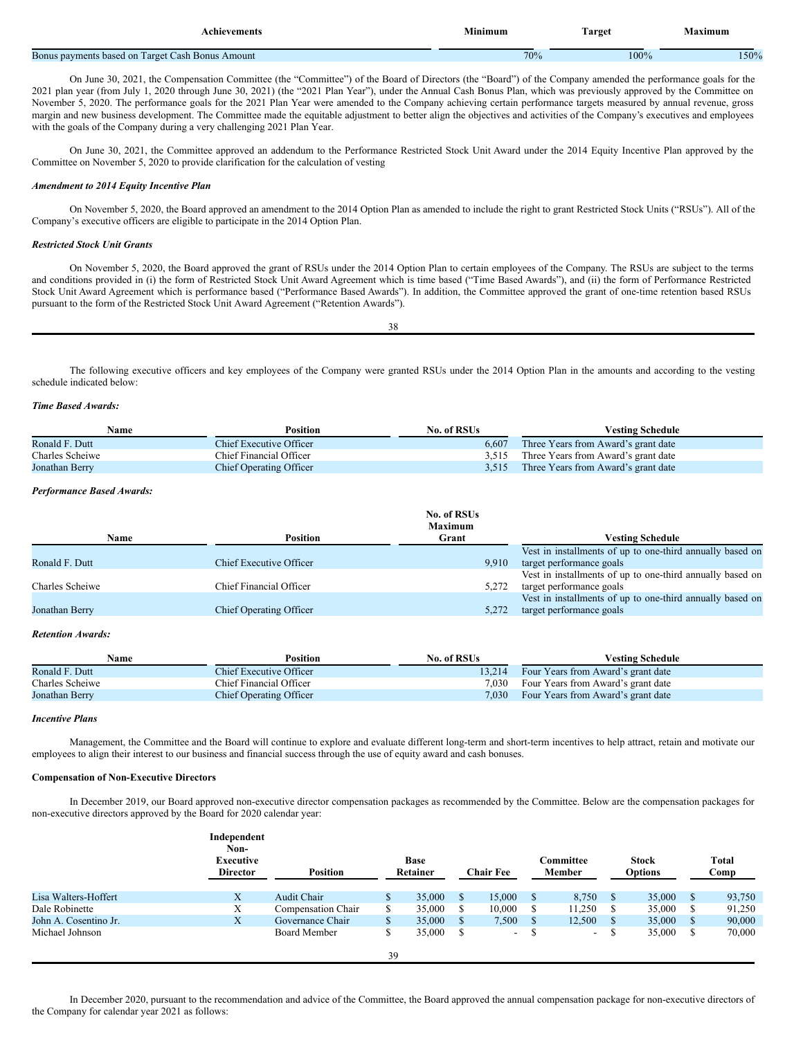| Achievements | Minimum | Target | Maximum |
|---|---|---|---|
| Bonus payments based on Target Cash Bonus Amount | 70% | 100% | 150% |

On June 30, 2021, the Compensation Committee (the "Committee") of the Board of Directors (the "Board") of the Company amended the performance goals for the 2021 plan year (from July 1, 2020 through June 30, 2021) (the "2021 Plan Year"), under the Annual Cash Bonus Plan, which was previously approved by the Committee on November 5, 2020. The performance goals for the 2021 Plan Year were amended to the Company achieving certain performance targets measured by annual revenue, gross margin and new business development. The Committee made the equitable adjustment to better align the objectives and activities of the Company's executives and employees with the goals of the Company during a very challenging 2021 Plan Year.

On June 30, 2021, the Committee approved an addendum to the Performance Restricted Stock Unit Award under the 2014 Equity Incentive Plan approved by the Committee on November 5, 2020 to provide clarification for the calculation of vesting

***Amendment to 2014 Equity Incentive Plan***

On November 5, 2020, the Board approved an amendment to the 2014 Option Plan as amended to include the right to grant Restricted Stock Units ("RSUs"). All of the Company's executive officers are eligible to participate in the 2014 Option Plan.

***Restricted Stock Unit Grants***

On November 5, 2020, the Board approved the grant of RSUs under the 2014 Option Plan to certain employees of the Company. The RSUs are subject to the terms and conditions provided in (i) the form of Restricted Stock Unit Award Agreement which is time based ("Time Based Awards"), and (ii) the form of Performance Restricted Stock Unit Award Agreement which is performance based ("Performance Based Awards"). In addition, the Committee approved the grant of one-time retention based RSUs pursuant to the form of the Restricted Stock Unit Award Agreement ("Retention Awards").

The following executive officers and key employees of the Company were granted RSUs under the 2014 Option Plan in the amounts and according to the vesting schedule indicated below:

***Time Based Awards:***

| Name | Position | No. of RSUs | Vesting Schedule |
|---|---|---|---|
| Ronald F. Dutt | Chief Executive Officer | 6,607 | Three Years from Award's grant date |
| Charles Scheiwe | Chief Financial Officer | 3,515 | Three Years from Award's grant date |
| Jonathan Berry | Chief Operating Officer | 3,515 | Three Years from Award's grant date |

***Performance Based Awards:***

| Name | Position | No. of RSUs Maximum Grant | Vesting Schedule |
|---|---|---|---|
| Ronald F. Dutt | Chief Executive Officer | 9,910 | Vest in installments of up to one-third annually based on target performance goals |
| Charles Scheiwe | Chief Financial Officer | 5,272 | Vest in installments of up to one-third annually based on target performance goals |
| Jonathan Berry | Chief Operating Officer | 5,272 | Vest in installments of up to one-third annually based on target performance goals |

***Retention Awards:***

| Name | Position | No. of RSUs | Vesting Schedule |
|---|---|---|---|
| Ronald F. Dutt | Chief Executive Officer | 13,214 | Four Years from Award's grant date |
| Charles Scheiwe | Chief Financial Officer | 7,030 | Four Years from Award's grant date |
| Jonathan Berry | Chief Operating Officer | 7,030 | Four Years from Award's grant date |

***Incentive Plans***

Management, the Committee and the Board will continue to explore and evaluate different long-term and short-term incentives to help attract, retain and motivate our employees to align their interest to our business and financial success through the use of equity award and cash bonuses.

**Compensation of Non-Executive Directors**

In December 2019, our Board approved non-executive director compensation packages as recommended by the Committee. Below are the compensation packages for non-executive directors approved by the Board for 2020 calendar year:

| | Independent Non-Executive Director | Position | Base Retainer | Chair Fee | Committee Member | Stock Options | Total Comp |
|---|---|---|---|---|---|---|---|
| Lisa Walters-Hoffert | X | Audit Chair | $ 35,000 | $ 15,000 | $ 8,750 | $ 35,000 | $ 93,750 |
| Dale Robinette | X | Compensation Chair | $ 35,000 | $ 10,000 | $ 11,250 | $ 35,000 | $ 91,250 |
| John A. Cosentino Jr. | X | Governance Chair | $ 35,000 | $ 7,500 | $ 12,500 | $ 35,000 | $ 90,000 |
| Michael Johnson | | Board Member | $ 35,000 | $ - | $ - | $ 35,000 | $ 70,000 |

In December 2020, pursuant to the recommendation and advice of the Committee, the Board approved the annual compensation package for non-executive directors of the Company for calendar year 2021 as follows: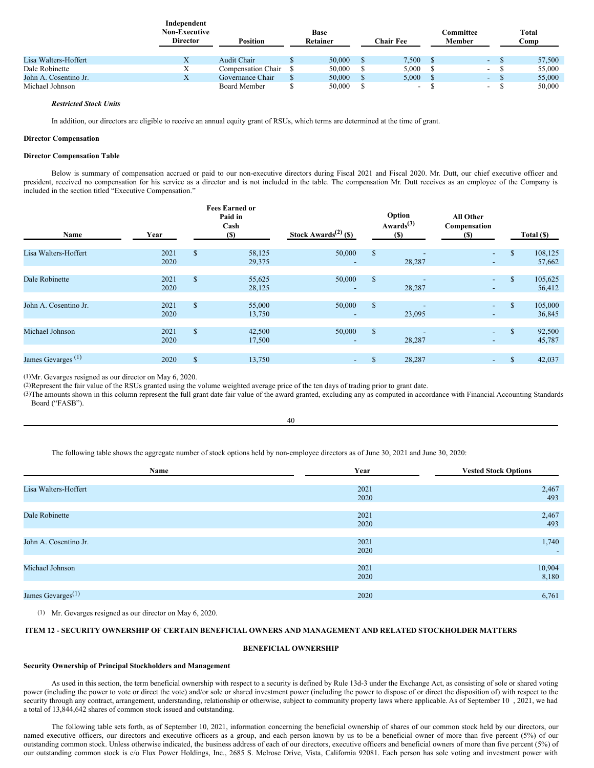| | Independent Non-Executive Director | Position | Base Retainer | Chair Fee | Committee Member | Total Comp |
|---|---|---|---|---|---|---|
| Lisa Walters-Hoffert | X | Audit Chair | $ 50,000 | $ 7,500 | $ - | $ 57,500 |
| Dale Robinette | X | Compensation Chair | $ 50,000 | $ 5,000 | $ - | $ 55,000 |
| John A. Cosentino Jr. | X | Governance Chair | $ 50,000 | $ 5,000 | $ - | $ 55,000 |
| Michael Johnson | | Board Member | $ 50,000 | $ - | $ - | $ 50,000 |

***Restricted Stock Units***

In addition, our directors are eligible to receive an annual equity grant of RSUs, which terms are determined at the time of grant.

**Director Compensation**

**Director Compensation Table**

Below is summary of compensation accrued or paid to our non-executive directors during Fiscal 2021 and Fiscal 2020. Mr. Dutt, our chief executive officer and president, received no compensation for his service as a director and is not included in the table. The compensation Mr. Dutt receives as an employee of the Company is included in the section titled "Executive Compensation."

| Name | Year | Fees Earned or Paid in Cash ($) | Stock Awards[(2)] ($) | Option Awards[(3)] ($) | All Other Compensation ($) | Total ($) |
|---|---|---|---|---|---|---|
| Lisa Walters-Hoffert | 2021 | $ 58,125 | 50,000 | $ - | - | $ 108,125 |
| | 2020 | 29,375 | - | 28,287 | - | 57,662 |
| Dale Robinette | 2021 | $ 55,625 | 50,000 | $ - | - | $ 105,625 |
| | 2020 | 28,125 | - | 28,287 | - | 56,412 |
| John A. Cosentino Jr. | 2021 | $ 55,000 | 50,000 | $ - | - | $ 105,000 |
| | 2020 | 13,750 | - | 23,095 | - | 36,845 |
| Michael Johnson | 2021 | $ 42,500 | 50,000 | $ - | - | $ 92,500 |
| | 2020 | 17,500 | - | 28,287 | - | 45,787 |
| James Gevarges [(1)] | 2020 | $ 13,750 | - | $ 28,287 | - | $ 42,037 |

(1)Mr. Gevarges resigned as our director on May 6, 2020.
(2)Represent the fair value of the RSUs granted using the volume weighted average price of the ten days of trading prior to grant date.
(3)The amounts shown in this column represent the full grant date fair value of the award granted, excluding any as computed in accordance with Financial Accounting Standards Board ("FASB").

The following table shows the aggregate number of stock options held by non-employee directors as of June 30, 2021 and June 30, 2020:

| Name | Year | Vested Stock Options |
|---|---|---|
| Lisa Walters-Hoffert | 2021 | 2,467 |
| | 2020 | 493 |
| Dale Robinette | 2021 | 2,467 |
| | 2020 | 493 |
| John A. Cosentino Jr. | 2021 | 1,740 |
| | 2020 | - |
| Michael Johnson | 2021 | 10,904 |
| | 2020 | 8,180 |
| James Gevarges[(1)] | 2020 | 6,761 |

(1) Mr. Gevarges resigned as our director on May 6, 2020.

## ITEM 12 - SECURITY OWNERSHIP OF CERTAIN BENEFICIAL OWNERS AND MANAGEMENT AND RELATED STOCKHOLDER MATTERS

### BENEFICIAL OWNERSHIP

**Security Ownership of Principal Stockholders and Management**

As used in this section, the term beneficial ownership with respect to a security is defined by Rule 13d-3 under the Exchange Act, as consisting of sole or shared voting power (including the power to vote or direct the vote) and/or sole or shared investment power (including the power to dispose of or direct the disposition of) with respect to the security through any contract, arrangement, understanding, relationship or otherwise, subject to community property laws where applicable. As of September 10 , 2021, we had a total of 13,844,642 shares of common stock issued and outstanding.

The following table sets forth, as of September 10, 2021, information concerning the beneficial ownership of shares of our common stock held by our directors, our named executive officers, our directors and executive officers as a group, and each person known by us to be a beneficial owner of more than five percent (5%) of our outstanding common stock. Unless otherwise indicated, the business address of each of our directors, executive officers and beneficial owners of more than five percent (5%) of our outstanding common stock is c/o Flux Power Holdings, Inc., 2685 S. Melrose Drive, Vista, California 92081. Each person has sole voting and investment power with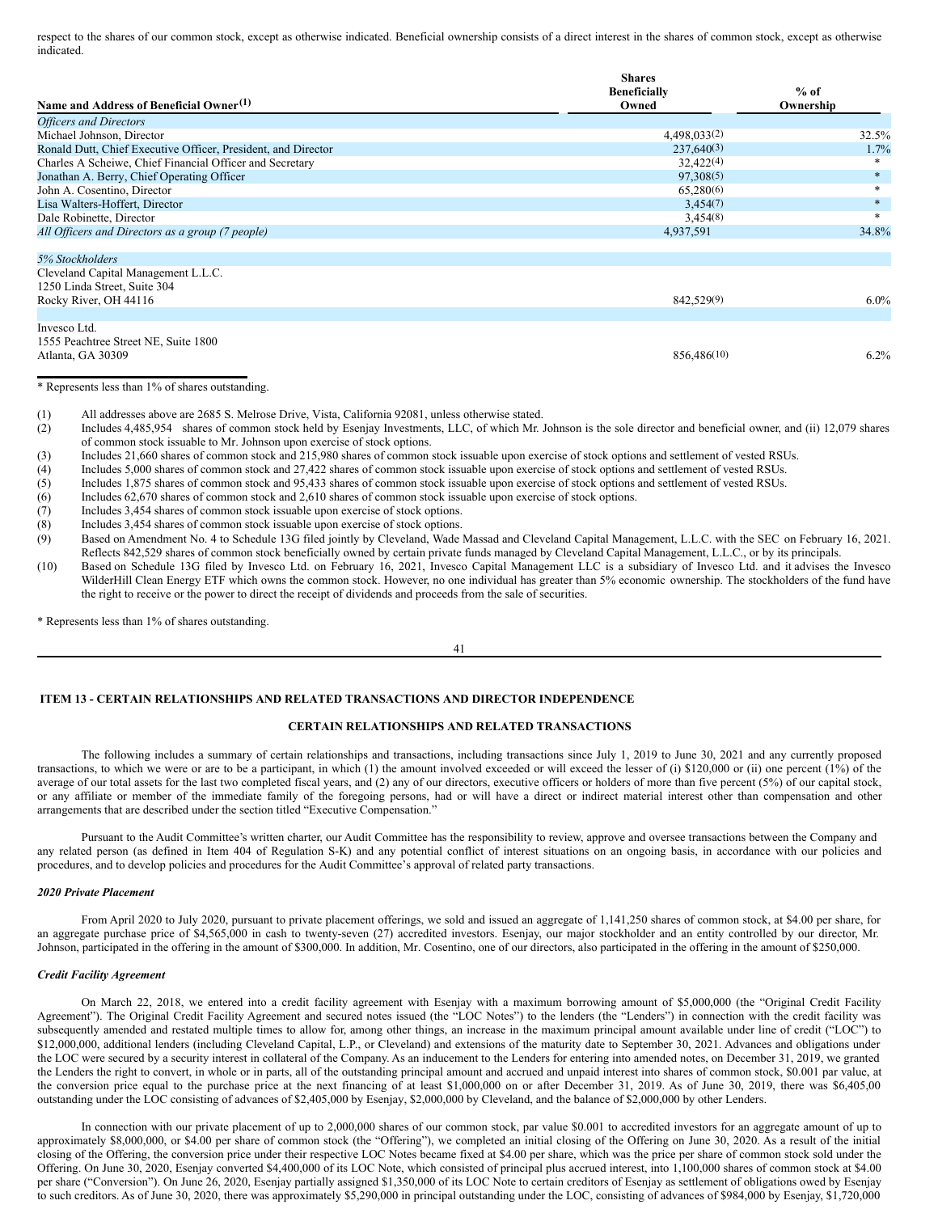respect to the shares of our common stock, except as otherwise indicated. Beneficial ownership consists of a direct interest in the shares of common stock, except as otherwise indicated.

| Name and Address of Beneficial Owner(1) | Shares Beneficially Owned | % of Ownership |
|---|---|---|
| *Officers and Directors* | | |
| Michael Johnson, Director | 4,498,033(2) | 32.5% |
| Ronald Dutt, Chief Executive Officer, President, and Director | 237,640(3) | 1.7% |
| Charles A Scheiwe, Chief Financial Officer and Secretary | 32,422(4) | * |
| Jonathan A. Berry, Chief Operating Officer | 97,308(5) | * |
| John A. Cosentino, Director | 65,280(6) | * |
| Lisa Walters-Hoffert, Director | 3,454(7) | * |
| Dale Robinette, Director | 3,454(8) | * |
| *All Officers and Directors as a group (7 people)* | 4,937,591 | 34.8% |
| *5% Stockholders* | | |
| Cleveland Capital Management L.L.C.<br>1250 Linda Street, Suite 304<br>Rocky River, OH 44116 | 842,529(9) | 6.0% |
| Invesco Ltd.<br>1555 Peachtree Street NE, Suite 1800<br>Atlanta, GA 30309 | 856,486(10) | 6.2% |

\* Represents less than 1% of shares outstanding.

(1) All addresses above are 2685 S. Melrose Drive, Vista, California 92081, unless otherwise stated.

(2) Includes 4,485,954 shares of common stock held by Esenjay Investments, LLC, of which Mr. Johnson is the sole director and beneficial owner, and (ii) 12,079 shares of common stock issuable to Mr. Johnson upon exercise of stock options.

(3) Includes 21,660 shares of common stock and 215,980 shares of common stock issuable upon exercise of stock options and settlement of vested RSUs.

(4) Includes 5,000 shares of common stock and 27,422 shares of common stock issuable upon exercise of stock options and settlement of vested RSUs.

(5) Includes 1,875 shares of common stock and 95,433 shares of common stock issuable upon exercise of stock options and settlement of vested RSUs.

(6) Includes 62,670 shares of common stock and 2,610 shares of common stock issuable upon exercise of stock options.

(7) Includes 3,454 shares of common stock issuable upon exercise of stock options.

(8) Includes 3,454 shares of common stock issuable upon exercise of stock options.

(9) Based on Amendment No. 4 to Schedule 13G filed jointly by Cleveland, Wade Massad and Cleveland Capital Management, L.L.C. with the SEC on February 16, 2021. Reflects 842,529 shares of common stock beneficially owned by certain private funds managed by Cleveland Capital Management, L.L.C., or by its principals.

(10) Based on Schedule 13G filed by Invesco Ltd. on February 16, 2021, Invesco Capital Management LLC is a subsidiary of Invesco Ltd. and it advises the Invesco WilderHill Clean Energy ETF which owns the common stock. However, no one individual has greater than 5% economic ownership. The stockholders of the fund have the right to receive or the power to direct the receipt of dividends and proceeds from the sale of securities.

\* Represents less than 1% of shares outstanding.

## ITEM 13 - CERTAIN RELATIONSHIPS AND RELATED TRANSACTIONS AND DIRECTOR INDEPENDENCE

### CERTAIN RELATIONSHIPS AND RELATED TRANSACTIONS

The following includes a summary of certain relationships and transactions, including transactions since July 1, 2019 to June 30, 2021 and any currently proposed transactions, to which we were or are to be a participant, in which (1) the amount involved exceeded or will exceed the lesser of (i) $120,000 or (ii) one percent (1%) of the average of our total assets for the last two completed fiscal years, and (2) any of our directors, executive officers or holders of more than five percent (5%) of our capital stock, or any affiliate or member of the immediate family of the foregoing persons, had or will have a direct or indirect material interest other than compensation and other arrangements that are described under the section titled "Executive Compensation."

Pursuant to the Audit Committee's written charter, our Audit Committee has the responsibility to review, approve and oversee transactions between the Company and any related person (as defined in Item 404 of Regulation S-K) and any potential conflict of interest situations on an ongoing basis, in accordance with our policies and procedures, and to develop policies and procedures for the Audit Committee's approval of related party transactions.

***2020 Private Placement***

From April 2020 to July 2020, pursuant to private placement offerings, we sold and issued an aggregate of 1,141,250 shares of common stock, at $4.00 per share, for an aggregate purchase price of $4,565,000 in cash to twenty-seven (27) accredited investors. Esenjay, our major stockholder and an entity controlled by our director, Mr. Johnson, participated in the offering in the amount of $300,000. In addition, Mr. Cosentino, one of our directors, also participated in the offering in the amount of $250,000.

***Credit Facility Agreement***

On March 22, 2018, we entered into a credit facility agreement with Esenjay with a maximum borrowing amount of $5,000,000 (the "Original Credit Facility Agreement"). The Original Credit Facility Agreement and secured notes issued (the "LOC Notes") to the lenders (the "Lenders") in connection with the credit facility was subsequently amended and restated multiple times to allow for, among other things, an increase in the maximum principal amount available under line of credit ("LOC") to $12,000,000, additional lenders (including Cleveland Capital, L.P., or Cleveland) and extensions of the maturity date to September 30, 2021. Advances and obligations under the LOC were secured by a security interest in collateral of the Company. As an inducement to the Lenders for entering into amended notes, on December 31, 2019, we granted the Lenders the right to convert, in whole or in parts, all of the outstanding principal amount and accrued and unpaid interest into shares of common stock, $0.001 par value, at the conversion price equal to the purchase price at the next financing of at least $1,000,000 on or after December 31, 2019. As of June 30, 2019, there was $6,405,00 outstanding under the LOC consisting of advances of $2,405,000 by Esenjay, $2,000,000 by Cleveland, and the balance of $2,000,000 by other Lenders.

In connection with our private placement of up to 2,000,000 shares of our common stock, par value $0.001 to accredited investors for an aggregate amount of up to approximately $8,000,000, or $4.00 per share of common stock (the "Offering"), we completed an initial closing of the Offering on June 30, 2020. As a result of the initial closing of the Offering, the conversion price under their respective LOC Notes became fixed at $4.00 per share, which was the price per share of common stock sold under the Offering. On June 30, 2020, Esenjay converted $4,400,000 of its LOC Note, which consisted of principal plus accrued interest, into 1,100,000 shares of common stock at $4.00 per share ("Conversion"). On June 26, 2020, Esenjay partially assigned $1,350,000 of its LOC Note to certain creditors of Esenjay as settlement of obligations owed by Esenjay to such creditors. As of June 30, 2020, there was approximately $5,290,000 in principal outstanding under the LOC, consisting of advances of $984,000 by Esenjay, $1,720,000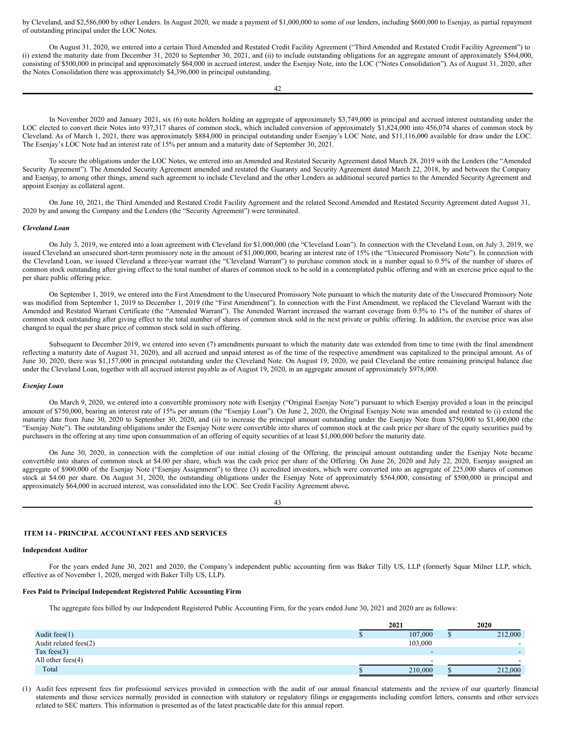by Cleveland, and $2,586,000 by other Lenders. In August 2020, we made a payment of $1,000,000 to some of our lenders, including $600,000 to Esenjay, as partial repayment of outstanding principal under the LOC Notes.

On August 31, 2020, we entered into a certain Third Amended and Restated Credit Facility Agreement ("Third Amended and Restated Credit Facility Agreement") to (i) extend the maturity date from December 31, 2020 to September 30, 2021, and (ii) to include outstanding obligations for an aggregate amount of approximately $564,000, consisting of $500,000 in principal and approximately $64,000 in accrued interest, under the Esenjay Note, into the LOC ("Notes Consolidation"). As of August 31, 2020, after the Notes Consolidation there was approximately $4,396,000 in principal outstanding.

In November 2020 and January 2021, six (6) note holders holding an aggregate of approximately $3,749,000 in principal and accrued interest outstanding under the LOC elected to convert their Notes into 937,317 shares of common stock, which included conversion of approximately $1,824,000 into 456,074 shares of common stock by Cleveland. As of March 1, 2021, there was approximately $884,000 in principal outstanding under Esenjay's LOC Note, and $11,116,000 available for draw under the LOC. The Esenjay's LOC Note had an interest rate of 15% per annum and a maturity date of September 30, 2021.

To secure the obligations under the LOC Notes, we entered into an Amended and Restated Security Agreement dated March 28, 2019 with the Lenders (the "Amended Security Agreement"). The Amended Security Agreement amended and restated the Guaranty and Security Agreement dated March 22, 2018, by and between the Company and Esenjay, to among other things, amend such agreement to include Cleveland and the other Lenders as additional secured parties to the Amended Security Agreement and appoint Esenjay as collateral agent.

On June 10, 2021, the Third Amended and Restated Credit Facility Agreement and the related Second Amended and Restated Security Agreement dated August 31, 2020 by and among the Company and the Lenders (the "Security Agreement") were terminated.

***Cleveland Loan***

On July 3, 2019, we entered into a loan agreement with Cleveland for $1,000,000 (the "Cleveland Loan"). In connection with the Cleveland Loan, on July 3, 2019, we issued Cleveland an unsecured short-term promissory note in the amount of $1,000,000, bearing an interest rate of 15% (the "Unsecured Promissory Note"). In connection with the Cleveland Loan, we issued Cleveland a three-year warrant (the "Cleveland Warrant") to purchase common stock in a number equal to 0.5% of the number of shares of common stock outstanding after giving effect to the total number of shares of common stock to be sold in a contemplated public offering and with an exercise price equal to the per share public offering price.

On September 1, 2019, we entered into the First Amendment to the Unsecured Promissory Note pursuant to which the maturity date of the Unsecured Promissory Note was modified from September 1, 2019 to December 1, 2019 (the "First Amendment"). In connection with the First Amendment, we replaced the Cleveland Warrant with the Amended and Restated Warrant Certificate (the "Amended Warrant"). The Amended Warrant increased the warrant coverage from 0.5% to 1% of the number of shares of common stock outstanding after giving effect to the total number of shares of common stock sold in the next private or public offering. In addition, the exercise price was also changed to equal the per share price of common stock sold in such offering.

Subsequent to December 2019, we entered into seven (7) amendments pursuant to which the maturity date was extended from time to time (with the final amendment reflecting a maturity date of August 31, 2020), and all accrued and unpaid interest as of the time of the respective amendment was capitalized to the principal amount. As of June 30, 2020, there was $1,157,000 in principal outstanding under the Cleveland Note. On August 19, 2020, we paid Cleveland the entire remaining principal balance due under the Cleveland Loan, together with all accrued interest payable as of August 19, 2020, in an aggregate amount of approximately $978,000.

***Esenjay Loan***

On March 9, 2020, we entered into a convertible promissory note with Esenjay ("Original Esenjay Note") pursuant to which Esenjay provided a loan in the principal amount of $750,000, bearing an interest rate of 15% per annum (the "Esenjay Loan"). On June 2, 2020, the Original Esenjay Note was amended and restated to (i) extend the maturity date from June 30, 2020 to September 30, 2020, and (ii) to increase the principal amount outstanding under the Esenjay Note from $750,000 to $1,400,000 (the "Esenjay Note"). The outstanding obligations under the Esenjay Note were convertible into shares of common stock at the cash price per share of the equity securities paid by purchasers in the offering at any time upon consummation of an offering of equity securities of at least $1,000,000 before the maturity date.

On June 30, 2020, in connection with the completion of our initial closing of the Offering, the principal amount outstanding under the Esenjay Note became convertible into shares of common stock at $4.00 per share, which was the cash price per share of the Offering. On June 26, 2020 and July 22, 2020, Esenjay assigned an aggregate of $900,000 of the Esenjay Note ("Esenjay Assignment") to three (3) accredited investors, which were converted into an aggregate of 225,000 shares of common stock at $4.00 per share. On August 31, 2020, the outstanding obligations under the Esenjay Note of approximately $564,000, consisting of $500,000 in principal and approximately $64,000 in accrued interest, was consolidated into the LOC. See Credit Facility Agreement above**.**

## ITEM 14 - PRINCIPAL ACCOUNTANT FEES AND SERVICES

**Independent Auditor**

For the years ended June 30, 2021 and 2020, the Company's independent public accounting firm was Baker Tilly US, LLP (formerly Squar Milner LLP, which, effective as of November 1, 2020, merged with Baker Tilly US, LLP).

**Fees Paid to Principal Independent Registered Public Accounting Firm**

The aggregate fees billed by our Independent Registered Public Accounting Firm, for the years ended June 30, 2021 and 2020 are as follows:

| | 2021 | 2020 |
|---|---|---|
| Audit fees(1) | $ 107,000 | $ 212,000 |
| Audit related fees(2) | 103,000 | - |
| Tax fees(3) | - | - |
| All other fees(4) | - | - |
| Total | $ 210,000 | $ 212,000 |

(1) Audit fees represent fees for professional services provided in connection with the audit of our annual financial statements and the review of our quarterly financial statements and those services normally provided in connection with statutory or regulatory filings or engagements including comfort letters, consents and other services related to SEC matters. This information is presented as of the latest practicable date for this annual report.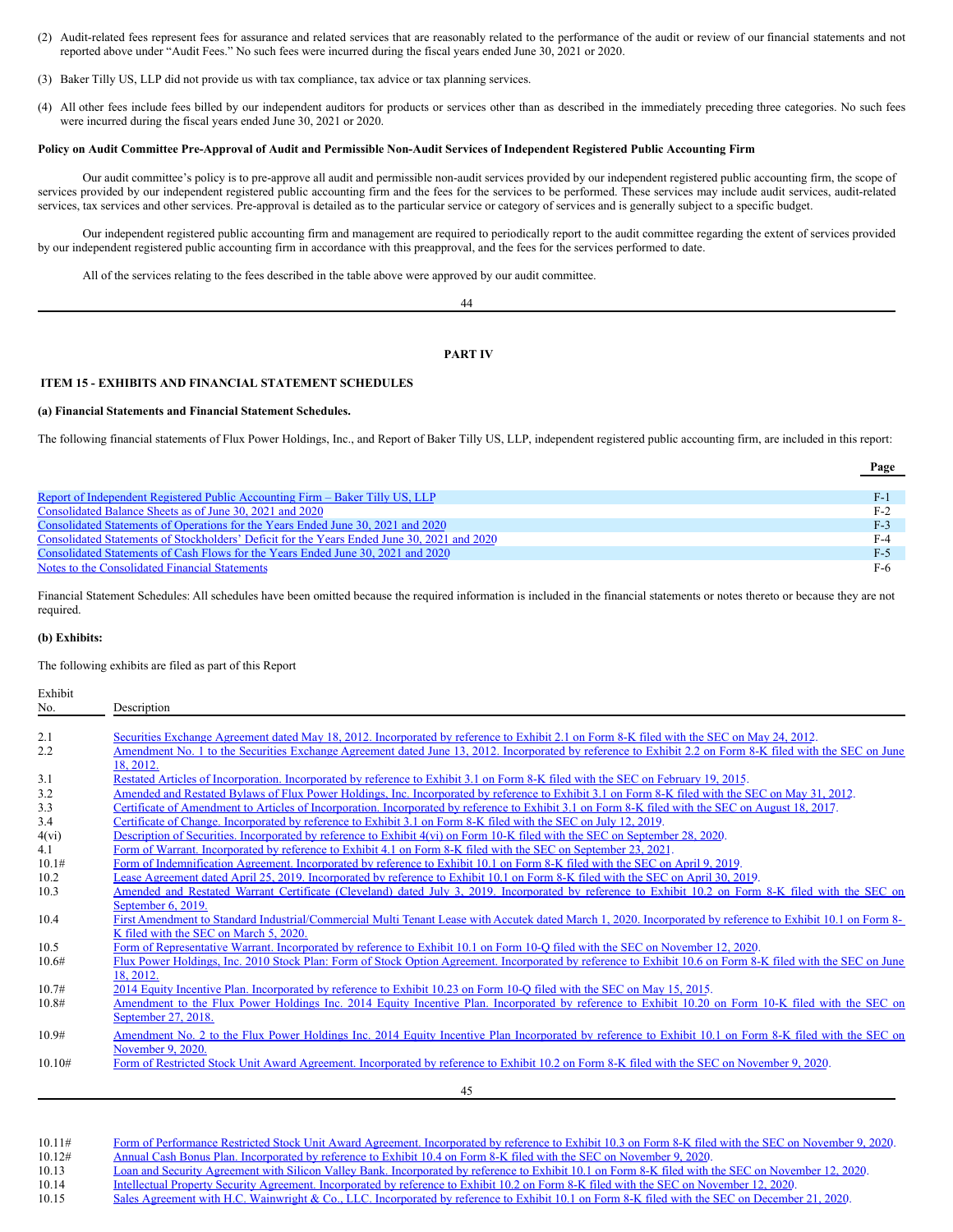(2) Audit-related fees represent fees for assurance and related services that are reasonably related to the performance of the audit or review of our financial statements and not reported above under "Audit Fees." No such fees were incurred during the fiscal years ended June 30, 2021 or 2020.

(3) Baker Tilly US, LLP did not provide us with tax compliance, tax advice or tax planning services.

(4) All other fees include fees billed by our independent auditors for products or services other than as described in the immediately preceding three categories. No such fees were incurred during the fiscal years ended June 30, 2021 or 2020.

**Policy on Audit Committee Pre-Approval of Audit and Permissible Non-Audit Services of Independent Registered Public Accounting Firm**

Our audit committee's policy is to pre-approve all audit and permissible non-audit services provided by our independent registered public accounting firm, the scope of services provided by our independent registered public accounting firm and the fees for the services to be performed. These services may include audit services, audit-related services, tax services and other services. Pre-approval is detailed as to the particular service or category of services and is generally subject to a specific budget.

Our independent registered public accounting firm and management are required to periodically report to the audit committee regarding the extent of services provided by our independent registered public accounting firm in accordance with this preapproval, and the fees for the services performed to date.

All of the services relating to the fees described in the table above were approved by our audit committee.

# PART IV

## ITEM 15 - EXHIBITS AND FINANCIAL STATEMENT SCHEDULES

**(a) Financial Statements and Financial Statement Schedules.**

The following financial statements of Flux Power Holdings, Inc., and Report of Baker Tilly US, LLP, independent registered public accounting firm, are included in this report:

| | Page |
|---|---|
| Report of Independent Registered Public Accounting Firm – Baker Tilly US, LLP | F-1 |
| Consolidated Balance Sheets as of June 30, 2021 and 2020 | F-2 |
| Consolidated Statements of Operations for the Years Ended June 30, 2021 and 2020 | F-3 |
| Consolidated Statements of Stockholders' Deficit for the Years Ended June 30, 2021 and 2020 | F-4 |
| Consolidated Statements of Cash Flows for the Years Ended June 30, 2021 and 2020 | F-5 |
| Notes to the Consolidated Financial Statements | F-6 |

Financial Statement Schedules: All schedules have been omitted because the required information is included in the financial statements or notes thereto or because they are not required.

**(b) Exhibits:**

The following exhibits are filed as part of this Report

| Exhibit No. | Description |
|---|---|
| 2.1 | Securities Exchange Agreement dated May 18, 2012. Incorporated by reference to Exhibit 2.1 on Form 8-K filed with the SEC on May 24, 2012. |
| 2.2 | Amendment No. 1 to the Securities Exchange Agreement dated June 13, 2012. Incorporated by reference to Exhibit 2.2 on Form 8-K filed with the SEC on June 18, 2012. |
| 3.1 | Restated Articles of Incorporation. Incorporated by reference to Exhibit 3.1 on Form 8-K filed with the SEC on February 19, 2015. |
| 3.2 | Amended and Restated Bylaws of Flux Power Holdings, Inc. Incorporated by reference to Exhibit 3.1 on Form 8-K filed with the SEC on May 31, 2012. |
| 3.3 | Certificate of Amendment to Articles of Incorporation. Incorporated by reference to Exhibit 3.1 on Form 8-K filed with the SEC on August 18, 2017. |
| 3.4 | Certificate of Change. Incorporated by reference to Exhibit 3.1 on Form 8-K filed with the SEC on July 12, 2019. |
| 4(vi) | Description of Securities. Incorporated by reference to Exhibit 4(vi) on Form 10-K filed with the SEC on September 28, 2020. |
| 4.1 | Form of Warrant. Incorporated by reference to Exhibit 4.1 on Form 8-K filed with the SEC on September 23, 2021. |
| 10.1# | Form of Indemnification Agreement. Incorporated by reference to Exhibit 10.1 on Form 8-K filed with the SEC on April 9, 2019. |
| 10.2 | Lease Agreement dated April 25, 2019. Incorporated by reference to Exhibit 10.1 on Form 8-K filed with the SEC on April 30, 2019. |
| 10.3 | Amended and Restated Warrant Certificate (Cleveland) dated July 3, 2019. Incorporated by reference to Exhibit 10.2 on Form 8-K filed with the SEC on September 6, 2019. |
| 10.4 | First Amendment to Standard Industrial/Commercial Multi Tenant Lease with Accutek dated March 1, 2020. Incorporated by reference to Exhibit 10.1 on Form 8-K filed with the SEC on March 5, 2020. |
| 10.5 | Form of Representative Warrant. Incorporated by reference to Exhibit 10.1 on Form 10-Q filed with the SEC on November 12, 2020. |
| 10.6# | Flux Power Holdings, Inc. 2010 Stock Plan: Form of Stock Option Agreement. Incorporated by reference to Exhibit 10.6 on Form 8-K filed with the SEC on June 18, 2012. |
| 10.7# | 2014 Equity Incentive Plan. Incorporated by reference to Exhibit 10.23 on Form 10-Q filed with the SEC on May 15, 2015. |
| 10.8# | Amendment to the Flux Power Holdings Inc. 2014 Equity Incentive Plan. Incorporated by reference to Exhibit 10.20 on Form 10-K filed with the SEC on September 27, 2018. |
| 10.9# | Amendment No. 2 to the Flux Power Holdings Inc. 2014 Equity Incentive Plan Incorporated by reference to Exhibit 10.1 on Form 8-K filed with the SEC on November 9, 2020. |
| 10.10# | Form of Restricted Stock Unit Award Agreement. Incorporated by reference to Exhibit 10.2 on Form 8-K filed with the SEC on November 9, 2020. |
| 10.11# | Form of Performance Restricted Stock Unit Award Agreement. Incorporated by reference to Exhibit 10.3 on Form 8-K filed with the SEC on November 9, 2020. |
| 10.12# | Annual Cash Bonus Plan. Incorporated by reference to Exhibit 10.4 on Form 8-K filed with the SEC on November 9, 2020. |
| 10.13 | Loan and Security Agreement with Silicon Valley Bank. Incorporated by reference to Exhibit 10.1 on Form 8-K filed with the SEC on November 12, 2020. |
| 10.14 | Intellectual Property Security Agreement. Incorporated by reference to Exhibit 10.2 on Form 8-K filed with the SEC on November 12, 2020. |
| 10.15 | Sales Agreement with H.C. Wainwright & Co., LLC. Incorporated by reference to Exhibit 10.1 on Form 8-K filed with the SEC on December 21, 2020. |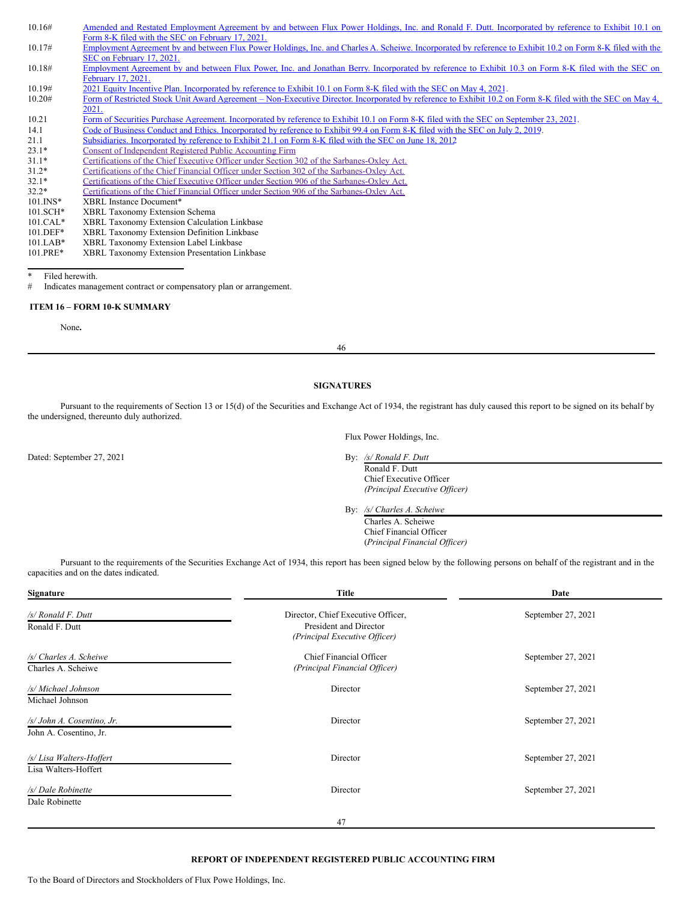| | |
|---|---|
| 10.16# | Amended and Restated Employment Agreement by and between Flux Power Holdings, Inc. and Ronald F. Dutt. Incorporated by reference to Exhibit 10.1 on Form 8-K filed with the SEC on February 17, 2021. |
| 10.17# | Employment Agreement by and between Flux Power Holdings, Inc. and Charles A. Scheiwe. Incorporated by reference to Exhibit 10.2 on Form 8-K filed with the SEC on February 17, 2021. |
| 10.18# | Employment Agreement by and between Flux Power, Inc. and Jonathan Berry. Incorporated by reference to Exhibit 10.3 on Form 8-K filed with the SEC on February 17, 2021. |
| 10.19# | 2021 Equity Incentive Plan. Incorporated by reference to Exhibit 10.1 on Form 8-K filed with the SEC on May 4, 2021. |
| 10.20# | Form of Restricted Stock Unit Award Agreement – Non-Executive Director. Incorporated by reference to Exhibit 10.2 on Form 8-K filed with the SEC on May 4, 2021. |
| 10.21 | Form of Securities Purchase Agreement. Incorporated by reference to Exhibit 10.1 on Form 8-K filed with the SEC on September 23, 2021. |
| 14.1 | Code of Business Conduct and Ethics. Incorporated by reference to Exhibit 99.4 on Form 8-K filed with the SEC on July 2, 2019. |
| 21.1 | Subsidiaries. Incorporated by reference to Exhibit 21.1 on Form 8-K filed with the SEC on June 18, 2012 |
| 23.1* | Consent of Independent Registered Public Accounting Firm |
| 31.1* | Certifications of the Chief Executive Officer under Section 302 of the Sarbanes-Oxley Act. |
| 31.2* | Certifications of the Chief Financial Officer under Section 302 of the Sarbanes-Oxley Act. |
| 32.1* | Certifications of the Chief Executive Officer under Section 906 of the Sarbanes-Oxley Act. |
| 32.2* | Certifications of the Chief Financial Officer under Section 906 of the Sarbanes-Oxley Act. |
| 101.INS* | XBRL Instance Document* |
| 101.SCH* | XBRL Taxonomy Extension Schema |
| 101.CAL* | XBRL Taxonomy Extension Calculation Linkbase |
| 101.DEF* | XBRL Taxonomy Extension Definition Linkbase |
| 101.LAB* | XBRL Taxonomy Extension Label Linkbase |
| 101.PRE* | XBRL Taxonomy Extension Presentation Linkbase |

\* Filed herewith.

\# Indicates management contract or compensatory plan or arrangement.

**ITEM 16 – FORM 10-K SUMMARY**

None**.**

**SIGNATURES**

Pursuant to the requirements of Section 13 or 15(d) of the Securities and Exchange Act of 1934, the registrant has duly caused this report to be signed on its behalf by the undersigned, thereunto duly authorized.

Flux Power Holdings, Inc.

Dated: September 27, 2021

By: */s/ Ronald F. Dutt*
Ronald F. Dutt
Chief Executive Officer
*(Principal Executive Officer)*

By: */s/ Charles A. Scheiwe*
Charles A. Scheiwe
Chief Financial Officer
(*Principal Financial Officer)*

Pursuant to the requirements of the Securities Exchange Act of 1934, this report has been signed below by the following persons on behalf of the registrant and in the capacities and on the dates indicated.

| Signature | Title | Date |
|---|---|---|
| */s/ Ronald F. Dutt* <br> Ronald F. Dutt | Director, Chief Executive Officer, President and Director *(Principal Executive Officer)* | September 27, 2021 |
| */s/ Charles A. Scheiwe* <br> Charles A. Scheiwe | Chief Financial Officer *(Principal Financial Officer)* | September 27, 2021 |
| */s/ Michael Johnson* <br> Michael Johnson | Director | September 27, 2021 |
| */s/ John A. Cosentino, Jr.* <br> John A. Cosentino, Jr. | Director | September 27, 2021 |
| */s/ Lisa Walters-Hoffert* <br> Lisa Walters-Hoffert | Director | September 27, 2021 |
| */s/ Dale Robinette* <br> Dale Robinette | Director | September 27, 2021 |

**REPORT OF INDEPENDENT REGISTERED PUBLIC ACCOUNTING FIRM**

To the Board of Directors and Stockholders of Flux Powe Holdings, Inc.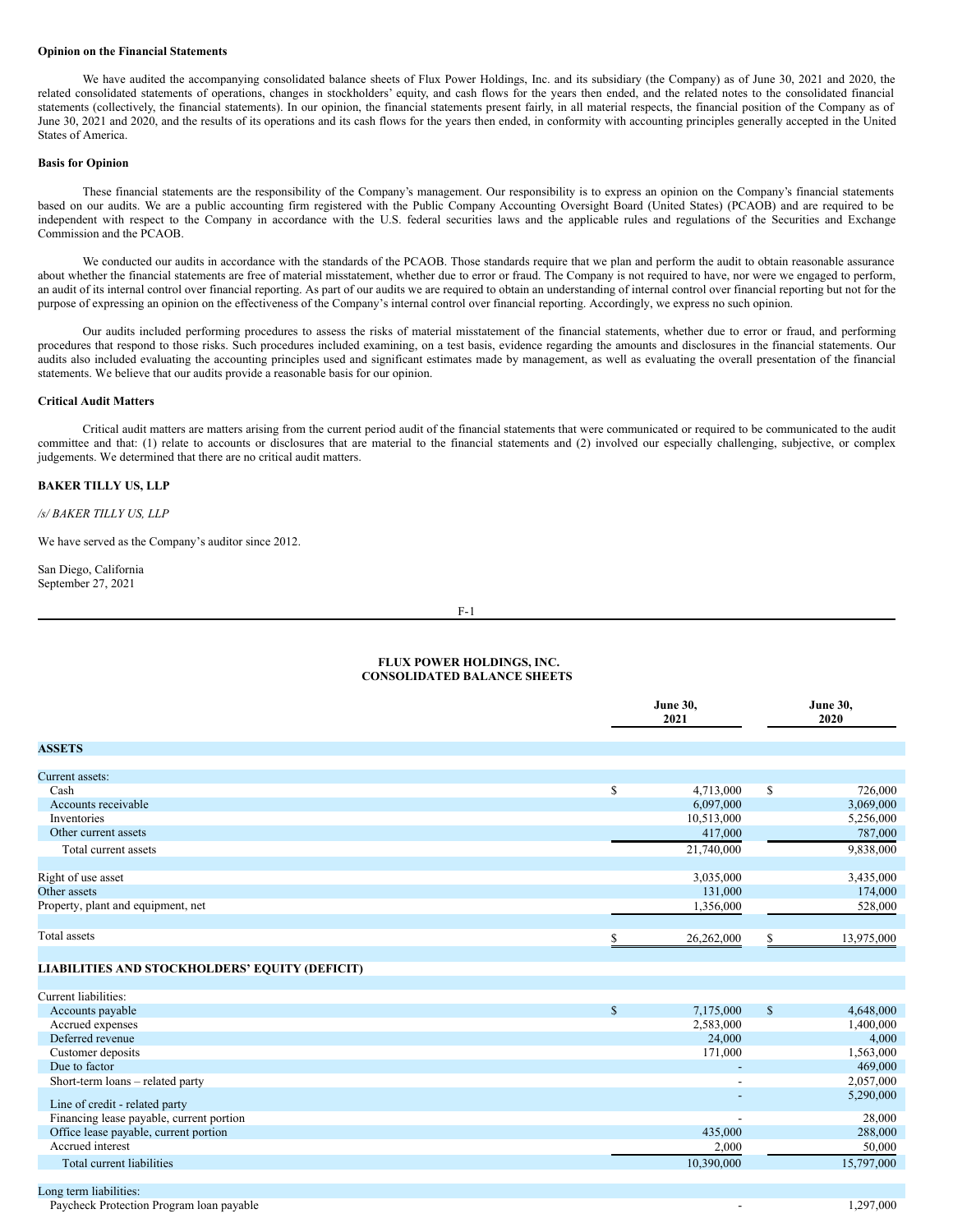**Opinion on the Financial Statements**

We have audited the accompanying consolidated balance sheets of Flux Power Holdings, Inc. and its subsidiary (the Company) as of June 30, 2021 and 2020, the related consolidated statements of operations, changes in stockholders' equity, and cash flows for the years then ended, and the related notes to the consolidated financial statements (collectively, the financial statements). In our opinion, the financial statements present fairly, in all material respects, the financial position of the Company as of June 30, 2021 and 2020, and the results of its operations and its cash flows for the years then ended, in conformity with accounting principles generally accepted in the United States of America.

**Basis for Opinion**

These financial statements are the responsibility of the Company's management. Our responsibility is to express an opinion on the Company's financial statements based on our audits. We are a public accounting firm registered with the Public Company Accounting Oversight Board (United States) (PCAOB) and are required to be independent with respect to the Company in accordance with the U.S. federal securities laws and the applicable rules and regulations of the Securities and Exchange Commission and the PCAOB.

We conducted our audits in accordance with the standards of the PCAOB. Those standards require that we plan and perform the audit to obtain reasonable assurance about whether the financial statements are free of material misstatement, whether due to error or fraud. The Company is not required to have, nor were we engaged to perform, an audit of its internal control over financial reporting. As part of our audits we are required to obtain an understanding of internal control over financial reporting but not for the purpose of expressing an opinion on the effectiveness of the Company's internal control over financial reporting. Accordingly, we express no such opinion.

Our audits included performing procedures to assess the risks of material misstatement of the financial statements, whether due to error or fraud, and performing procedures that respond to those risks. Such procedures included examining, on a test basis, evidence regarding the amounts and disclosures in the financial statements. Our audits also included evaluating the accounting principles used and significant estimates made by management, as well as evaluating the overall presentation of the financial statements. We believe that our audits provide a reasonable basis for our opinion.

**Critical Audit Matters**

Critical audit matters are matters arising from the current period audit of the financial statements that were communicated or required to be communicated to the audit committee and that: (1) relate to accounts or disclosures that are material to the financial statements and (2) involved our especially challenging, subjective, or complex judgements. We determined that there are no critical audit matters.

**BAKER TILLY US, LLP**

*/s/ BAKER TILLY US, LLP*

We have served as the Company's auditor since 2012.

San Diego, California
September 27, 2021

**FLUX POWER HOLDINGS, INC.**
**CONSOLIDATED BALANCE SHEETS**

| | June 30, 2021 | June 30, 2020 |
|---|---|---|
| **ASSETS** | | |
| Current assets: | | |
| Cash | $ 4,713,000 | $ 726,000 |
| Accounts receivable | 6,097,000 | 3,069,000 |
| Inventories | 10,513,000 | 5,256,000 |
| Other current assets | 417,000 | 787,000 |
| Total current assets | 21,740,000 | 9,838,000 |
| Right of use asset | 3,035,000 | 3,435,000 |
| Other assets | 131,000 | 174,000 |
| Property, plant and equipment, net | 1,356,000 | 528,000 |
| Total assets | $ 26,262,000 | $ 13,975,000 |
| **LIABILITIES AND STOCKHOLDERS' EQUITY (DEFICIT)** | | |
| Current liabilities: | | |
| Accounts payable | $ 7,175,000 | $ 4,648,000 |
| Accrued expenses | 2,583,000 | 1,400,000 |
| Deferred revenue | 24,000 | 4,000 |
| Customer deposits | 171,000 | 1,563,000 |
| Due to factor | - | 469,000 |
| Short-term loans – related party | - | 2,057,000 |
| Line of credit - related party | - | 5,290,000 |
| Financing lease payable, current portion | - | 28,000 |
| Office lease payable, current portion | 435,000 | 288,000 |
| Accrued interest | 2,000 | 50,000 |
| Total current liabilities | 10,390,000 | 15,797,000 |
| Long term liabilities: | | |
| Paycheck Protection Program loan payable | - | 1,297,000 |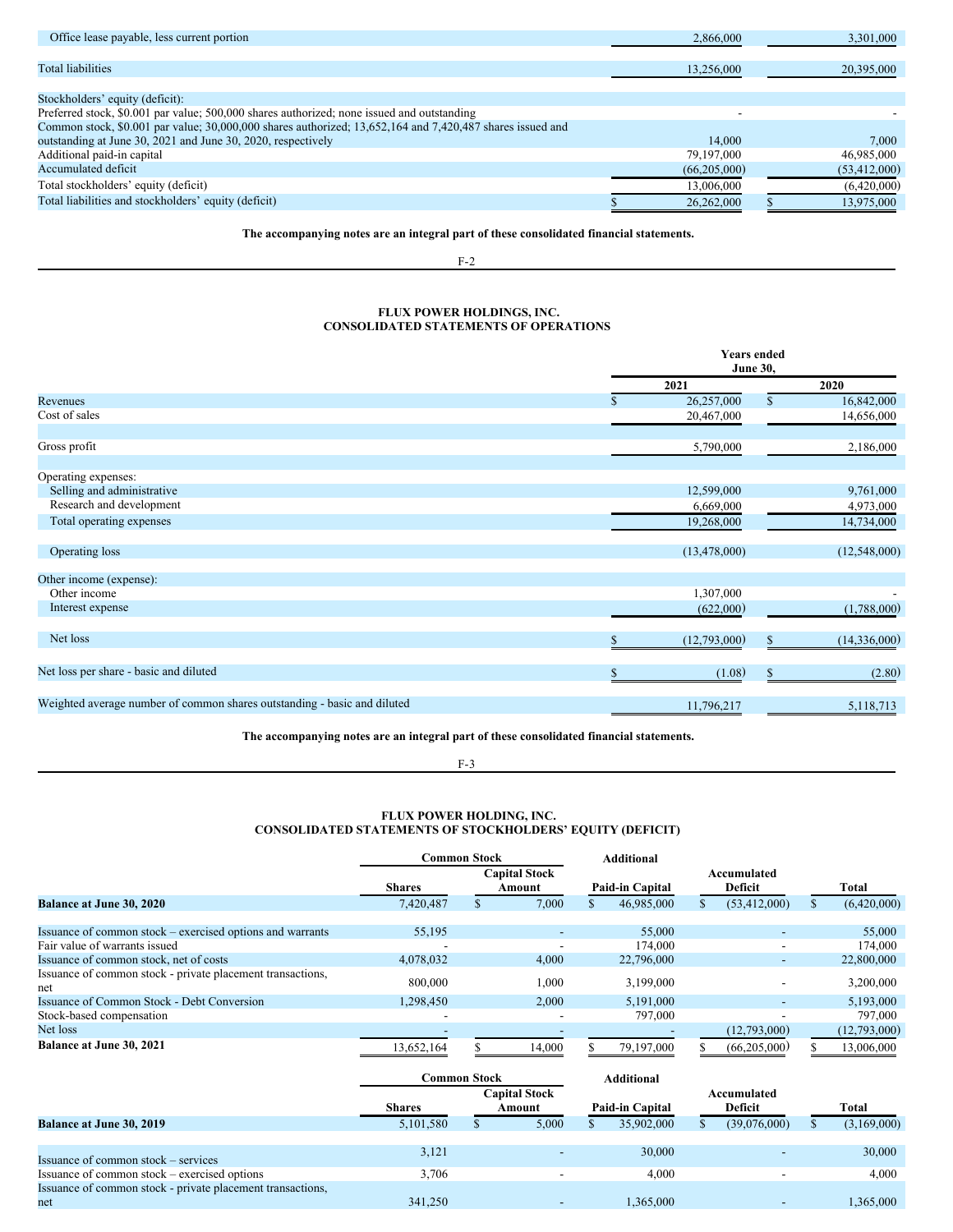| | | |
|---|---|---|
| Office lease payable, less current portion | 2,866,000 | 3,301,000 |
| Total liabilities | 13,256,000 | 20,395,000 |
| Stockholders' equity (deficit): | | |
| Preferred stock, $0.001 par value; 500,000 shares authorized; none issued and outstanding | - | - |
| Common stock, $0.001 par value; 30,000,000 shares authorized; 13,652,164 and 7,420,487 shares issued and outstanding at June 30, 2021 and June 30, 2020, respectively | 14,000 | 7,000 |
| Additional paid-in capital | 79,197,000 | 46,985,000 |
| Accumulated deficit | (66,205,000) | (53,412,000) |
| Total stockholders' equity (deficit) | 13,006,000 | (6,420,000) |
| Total liabilities and stockholders' equity (deficit) | $ 26,262,000 | $ 13,975,000 |

**The accompanying notes are an integral part of these consolidated financial statements.**

## FLUX POWER HOLDINGS, INC.
## CONSOLIDATED STATEMENTS OF OPERATIONS

| | Years ended June 30, | |
|---|---|---|
| | 2021 | 2020 |
| Revenues | $ 26,257,000 | $ 16,842,000 |
| Cost of sales | 20,467,000 | 14,656,000 |
| Gross profit | 5,790,000 | 2,186,000 |
| Operating expenses: | | |
| Selling and administrative | 12,599,000 | 9,761,000 |
| Research and development | 6,669,000 | 4,973,000 |
| Total operating expenses | 19,268,000 | 14,734,000 |
| Operating loss | (13,478,000) | (12,548,000) |
| Other income (expense): | | |
| Other income | 1,307,000 | - |
| Interest expense | (622,000) | (1,788,000) |
| Net loss | $ (12,793,000) | $ (14,336,000) |
| Net loss per share - basic and diluted | $ (1.08) | $ (2.80) |
| Weighted average number of common shares outstanding - basic and diluted | 11,796,217 | 5,118,713 |

**The accompanying notes are an integral part of these consolidated financial statements.**

## FLUX POWER HOLDING, INC.
## CONSOLIDATED STATEMENTS OF STOCKHOLDERS' EQUITY (DEFICIT)

| | Common Stock | | Additional | Accumulated | |
|---|---|---|---|---|---|
| | Shares | Capital Stock Amount | Paid-in Capital | Deficit | Total |
| **Balance at June 30, 2020** | 7,420,487 | $ 7,000 | $ 46,985,000 | $ (53,412,000) | $ (6,420,000) |
| Issuance of common stock – exercised options and warrants | 55,195 | - | 55,000 | - | 55,000 |
| Fair value of warrants issued | - | - | 174,000 | - | 174,000 |
| Issuance of common stock, net of costs | 4,078,032 | 4,000 | 22,796,000 | - | 22,800,000 |
| Issuance of common stock - private placement transactions, net | 800,000 | 1,000 | 3,199,000 | - | 3,200,000 |
| Issuance of Common Stock - Debt Conversion | 1,298,450 | 2,000 | 5,191,000 | - | 5,193,000 |
| Stock-based compensation | - | - | 797,000 | - | 797,000 |
| Net loss | - | - | - | (12,793,000) | (12,793,000) |
| **Balance at June 30, 2021** | 13,652,164 | $ 14,000 | $ 79,197,000 | $ (66,205,000) | $ 13,006,000 |

| | Common Stock | | Additional | Accumulated | |
|---|---|---|---|---|---|
| | Shares | Capital Stock Amount | Paid-in Capital | Deficit | Total |
| **Balance at June 30, 2019** | 5,101,580 | $ 5,000 | $ 35,902,000 | $ (39,076,000) | $ (3,169,000) |
| Issuance of common stock – services | 3,121 | - | 30,000 | - | 30,000 |
| Issuance of common stock – exercised options | 3,706 | - | 4,000 | - | 4,000 |
| Issuance of common stock - private placement transactions, net | 341,250 | - | 1,365,000 | - | 1,365,000 |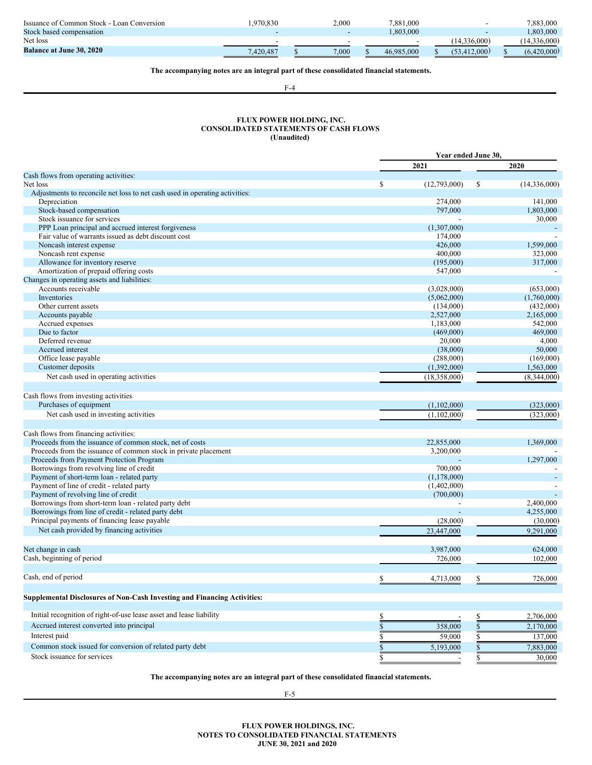| | | | | | |
|---|---|---|---|---|---|
| Issuance of Common Stock - Loan Conversion | 1,970,830 | 2,000 | 7,881,000 | - | 7,883,000 |
| Stock based compensation | - | - | 1,803,000 | - | 1,803,000 |
| Net loss | - | - | - | (14,336,000) | (14,336,000) |
| **Balance at June 30, 2020** | 7,420,487 | $ 7,000 | $ 46,985,000 | $ (53,412,000) | $ (6,420,000) |

**The accompanying notes are an integral part of these consolidated financial statements.**

**FLUX POWER HOLDING, INC.**
**CONSOLIDATED STATEMENTS OF CASH FLOWS**
**(Unaudited)**

| | Year ended June 30, | |
|---|---|---|
| | 2021 | 2020 |
| Cash flows from operating activities: | | |
| Net loss | $ (12,793,000) | $ (14,336,000) |
| Adjustments to reconcile net loss to net cash used in operating activities: | | |
| Depreciation | 274,000 | 141,000 |
| Stock-based compensation | 797,000 | 1,803,000 |
| Stock issuance for services | - | 30,000 |
| PPP Loan principal and accrued interest forgiveness | (1,307,000) | - |
| Fair value of warrants issued as debt discount cost | 174,000 | - |
| Noncash interest expense | 426,000 | 1,599,000 |
| Noncash rent expense | 400,000 | 323,000 |
| Allowance for inventory reserve | (195,000) | 317,000 |
| Amortization of prepaid offering costs | 547,000 | - |
| Changes in operating assets and liabilities: | | |
| Accounts receivable | (3,028,000) | (653,000) |
| Inventories | (5,062,000) | (1,760,000) |
| Other current assets | (134,000) | (432,000) |
| Accounts payable | 2,527,000 | 2,165,000 |
| Accrued expenses | 1,183,000 | 542,000 |
| Due to factor | (469,000) | 469,000 |
| Deferred revenue | 20,000 | 4,000 |
| Accrued interest | (38,000) | 50,000 |
| Office lease payable | (288,000) | (169,000) |
| Customer deposits | (1,392,000) | 1,563,000 |
| Net cash used in operating activities | (18,358,000) | (8,344,000) |
| | | |
| Cash flows from investing activities | | |
| Purchases of equipment | (1,102,000) | (323,000) |
| Net cash used in investing activities | (1,102,000) | (323,000) |
| | | |
| Cash flows from financing activities: | | |
| Proceeds from the issuance of common stock, net of costs | 22,855,000 | 1,369,000 |
| Proceeds from the issuance of common stock in private placement | 3,200,000 | - |
| Proceeds from Payment Protection Program | - | 1,297,000 |
| Borrowings from revolving line of credit | 700,000 | - |
| Payment of short-term loan - related party | (1,178,000) | - |
| Payment of line of credit - related party | (1,402,000) | - |
| Payment of revolving line of credit | (700,000) | - |
| Borrowings from short-term loan - related party debt | - | 2,400,000 |
| Borrowings from line of credit - related party debt | - | 4,255,000 |
| Principal payments of financing lease payable | (28,000) | (30,000) |
| Net cash provided by financing activities | 23,447,000 | 9,291,000 |
| | | |
| Net change in cash | 3,987,000 | 624,000 |
| Cash, beginning of period | 726,000 | 102,000 |
| | | |
| Cash, end of period | $ 4,713,000 | $ 726,000 |
| | | |
| **Supplemental Disclosures of Non-Cash Investing and Financing Activities:** | | |
| Initial recognition of right-of-use lease asset and lease liability | $ - | $ 2,706,000 |
| Accrued interest converted into principal | $ 358,000 | $ 2,170,000 |
| Interest paid | $ 59,000 | $ 137,000 |
| Common stock issued for conversion of related party debt | $ 5,193,000 | $ 7,883,000 |
| Stock issuance for services | $ - | $ 30,000 |

**The accompanying notes are an integral part of these consolidated financial statements.**

**FLUX POWER HOLDINGS, INC.**
**NOTES TO CONSOLIDATED FINANCIAL STATEMENTS**
**JUNE 30, 2021 and 2020**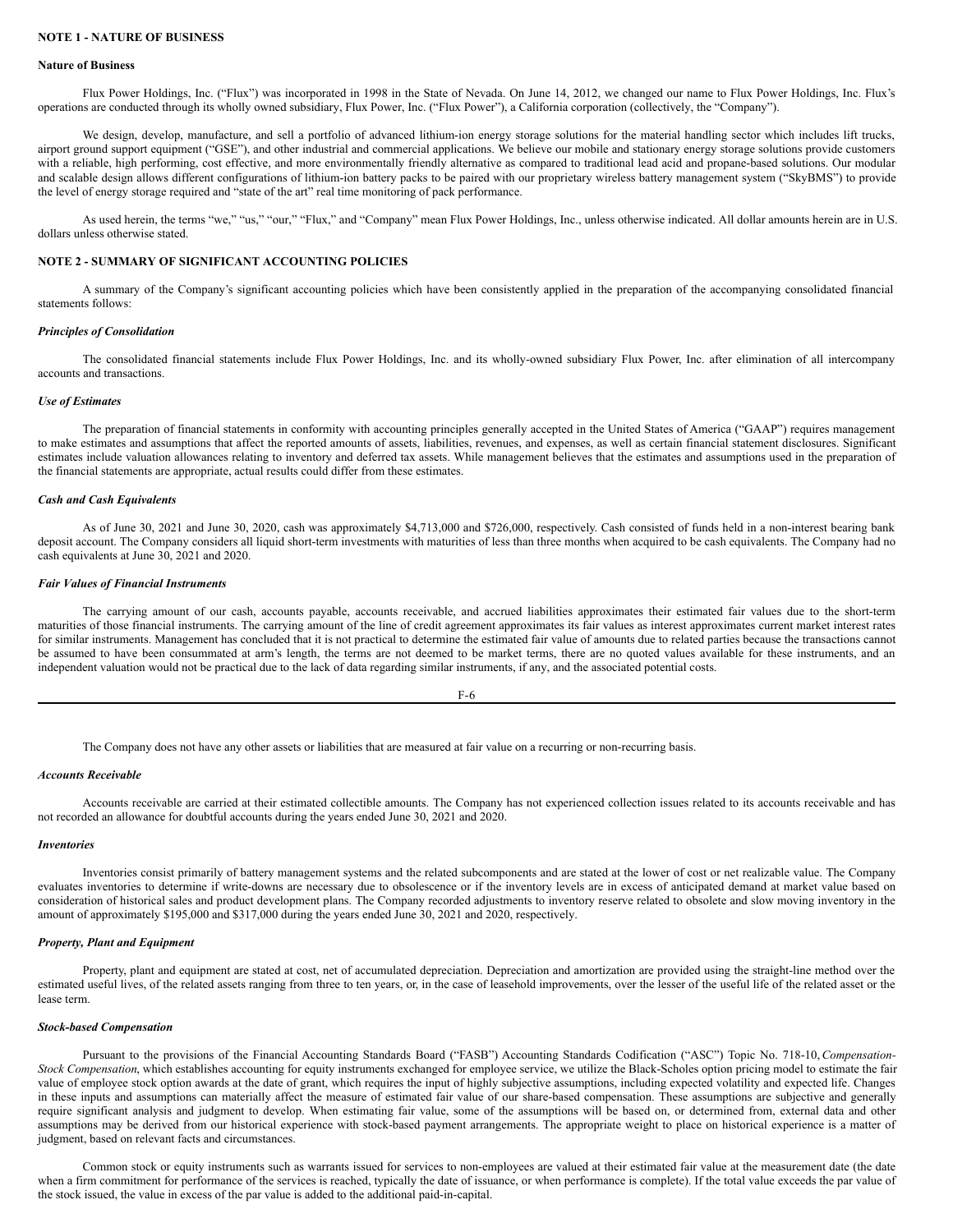## NOTE 1 - NATURE OF BUSINESS

### Nature of Business

Flux Power Holdings, Inc. ("Flux") was incorporated in 1998 in the State of Nevada. On June 14, 2012, we changed our name to Flux Power Holdings, Inc. Flux's operations are conducted through its wholly owned subsidiary, Flux Power, Inc. ("Flux Power"), a California corporation (collectively, the "Company").

We design, develop, manufacture, and sell a portfolio of advanced lithium-ion energy storage solutions for the material handling sector which includes lift trucks, airport ground support equipment ("GSE"), and other industrial and commercial applications. We believe our mobile and stationary energy storage solutions provide customers with a reliable, high performing, cost effective, and more environmentally friendly alternative as compared to traditional lead acid and propane-based solutions. Our modular and scalable design allows different configurations of lithium-ion battery packs to be paired with our proprietary wireless battery management system ("SkyBMS") to provide the level of energy storage required and "state of the art" real time monitoring of pack performance.

As used herein, the terms "we," "us," "our," "Flux," and "Company" mean Flux Power Holdings, Inc., unless otherwise indicated. All dollar amounts herein are in U.S. dollars unless otherwise stated.

## NOTE 2 - SUMMARY OF SIGNIFICANT ACCOUNTING POLICIES

A summary of the Company's significant accounting policies which have been consistently applied in the preparation of the accompanying consolidated financial statements follows:

### *Principles of Consolidation*

The consolidated financial statements include Flux Power Holdings, Inc. and its wholly-owned subsidiary Flux Power, Inc. after elimination of all intercompany accounts and transactions.

### *Use of Estimates*

The preparation of financial statements in conformity with accounting principles generally accepted in the United States of America ("GAAP") requires management to make estimates and assumptions that affect the reported amounts of assets, liabilities, revenues, and expenses, as well as certain financial statement disclosures. Significant estimates include valuation allowances relating to inventory and deferred tax assets. While management believes that the estimates and assumptions used in the preparation of the financial statements are appropriate, actual results could differ from these estimates.

### *Cash and Cash Equivalents*

As of June 30, 2021 and June 30, 2020, cash was approximately $4,713,000 and $726,000, respectively. Cash consisted of funds held in a non-interest bearing bank deposit account. The Company considers all liquid short-term investments with maturities of less than three months when acquired to be cash equivalents. The Company had no cash equivalents at June 30, 2021 and 2020.

### *Fair Values of Financial Instruments*

The carrying amount of our cash, accounts payable, accounts receivable, and accrued liabilities approximates their estimated fair values due to the short-term maturities of those financial instruments. The carrying amount of the line of credit agreement approximates its fair values as interest approximates current market interest rates for similar instruments. Management has concluded that it is not practical to determine the estimated fair value of amounts due to related parties because the transactions cannot be assumed to have been consummated at arm's length, the terms are not deemed to be market terms, there are no quoted values available for these instruments, and an independent valuation would not be practical due to the lack of data regarding similar instruments, if any, and the associated potential costs.

The Company does not have any other assets or liabilities that are measured at fair value on a recurring or non-recurring basis.

### *Accounts Receivable*

Accounts receivable are carried at their estimated collectible amounts. The Company has not experienced collection issues related to its accounts receivable and has not recorded an allowance for doubtful accounts during the years ended June 30, 2021 and 2020.

### *Inventories*

Inventories consist primarily of battery management systems and the related subcomponents and are stated at the lower of cost or net realizable value. The Company evaluates inventories to determine if write-downs are necessary due to obsolescence or if the inventory levels are in excess of anticipated demand at market value based on consideration of historical sales and product development plans. The Company recorded adjustments to inventory reserve related to obsolete and slow moving inventory in the amount of approximately $195,000 and $317,000 during the years ended June 30, 2021 and 2020, respectively.

### *Property, Plant and Equipment*

Property, plant and equipment are stated at cost, net of accumulated depreciation. Depreciation and amortization are provided using the straight-line method over the estimated useful lives, of the related assets ranging from three to ten years, or, in the case of leasehold improvements, over the lesser of the useful life of the related asset or the lease term.

### *Stock-based Compensation*

Pursuant to the provisions of the Financial Accounting Standards Board ("FASB") Accounting Standards Codification ("ASC") Topic No. 718-10, *Compensation-Stock Compensation*, which establishes accounting for equity instruments exchanged for employee service, we utilize the Black-Scholes option pricing model to estimate the fair value of employee stock option awards at the date of grant, which requires the input of highly subjective assumptions, including expected volatility and expected life. Changes in these inputs and assumptions can materially affect the measure of estimated fair value of our share-based compensation. These assumptions are subjective and generally require significant analysis and judgment to develop. When estimating fair value, some of the assumptions will be based on, or determined from, external data and other assumptions may be derived from our historical experience with stock-based payment arrangements. The appropriate weight to place on historical experience is a matter of judgment, based on relevant facts and circumstances.

Common stock or equity instruments such as warrants issued for services to non-employees are valued at their estimated fair value at the measurement date (the date when a firm commitment for performance of the services is reached, typically the date of issuance, or when performance is complete). If the total value exceeds the par value of the stock issued, the value in excess of the par value is added to the additional paid-in-capital.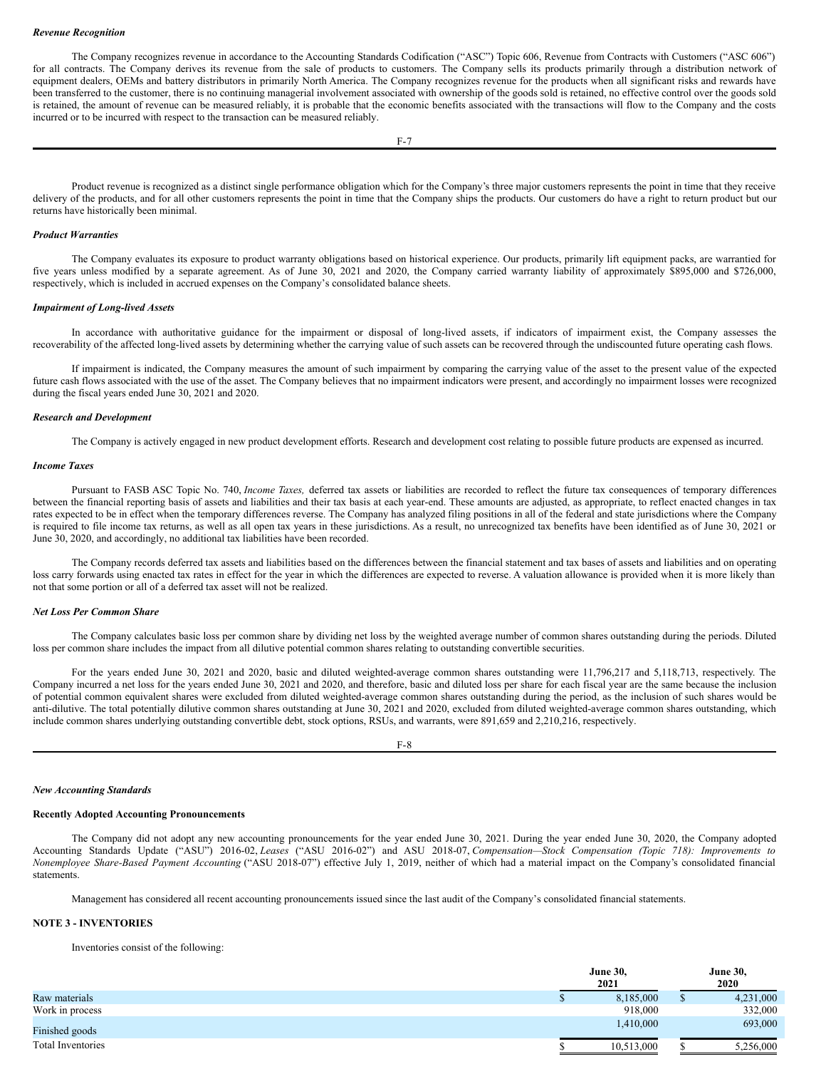*Revenue Recognition*

The Company recognizes revenue in accordance to the Accounting Standards Codification ("ASC") Topic 606, Revenue from Contracts with Customers ("ASC 606") for all contracts. The Company derives its revenue from the sale of products to customers. The Company sells its products primarily through a distribution network of equipment dealers, OEMs and battery distributors in primarily North America. The Company recognizes revenue for the products when all significant risks and rewards have been transferred to the customer, there is no continuing managerial involvement associated with ownership of the goods sold is retained, no effective control over the goods sold is retained, the amount of revenue can be measured reliably, it is probable that the economic benefits associated with the transactions will flow to the Company and the costs incurred or to be incurred with respect to the transaction can be measured reliably.

Product revenue is recognized as a distinct single performance obligation which for the Company's three major customers represents the point in time that they receive delivery of the products, and for all other customers represents the point in time that the Company ships the products. Our customers do have a right to return product but our returns have historically been minimal.

*Product Warranties*

The Company evaluates its exposure to product warranty obligations based on historical experience. Our products, primarily lift equipment packs, are warrantied for five years unless modified by a separate agreement. As of June 30, 2021 and 2020, the Company carried warranty liability of approximately $895,000 and $726,000, respectively, which is included in accrued expenses on the Company's consolidated balance sheets.

*Impairment of Long-lived Assets*

In accordance with authoritative guidance for the impairment or disposal of long-lived assets, if indicators of impairment exist, the Company assesses the recoverability of the affected long-lived assets by determining whether the carrying value of such assets can be recovered through the undiscounted future operating cash flows.

If impairment is indicated, the Company measures the amount of such impairment by comparing the carrying value of the asset to the present value of the expected future cash flows associated with the use of the asset. The Company believes that no impairment indicators were present, and accordingly no impairment losses were recognized during the fiscal years ended June 30, 2021 and 2020.

*Research and Development*

The Company is actively engaged in new product development efforts. Research and development cost relating to possible future products are expensed as incurred.

*Income Taxes*

Pursuant to FASB ASC Topic No. 740, *Income Taxes,* deferred tax assets or liabilities are recorded to reflect the future tax consequences of temporary differences between the financial reporting basis of assets and liabilities and their tax basis at each year-end. These amounts are adjusted, as appropriate, to reflect enacted changes in tax rates expected to be in effect when the temporary differences reverse. The Company has analyzed filing positions in all of the federal and state jurisdictions where the Company is required to file income tax returns, as well as all open tax years in these jurisdictions. As a result, no unrecognized tax benefits have been identified as of June 30, 2021 or June 30, 2020, and accordingly, no additional tax liabilities have been recorded.

The Company records deferred tax assets and liabilities based on the differences between the financial statement and tax bases of assets and liabilities and on operating loss carry forwards using enacted tax rates in effect for the year in which the differences are expected to reverse. A valuation allowance is provided when it is more likely than not that some portion or all of a deferred tax asset will not be realized.

*Net Loss Per Common Share*

The Company calculates basic loss per common share by dividing net loss by the weighted average number of common shares outstanding during the periods. Diluted loss per common share includes the impact from all dilutive potential common shares relating to outstanding convertible securities.

For the years ended June 30, 2021 and 2020, basic and diluted weighted-average common shares outstanding were 11,796,217 and 5,118,713, respectively. The Company incurred a net loss for the years ended June 30, 2021 and 2020, and therefore, basic and diluted loss per share for each fiscal year are the same because the inclusion of potential common equivalent shares were excluded from diluted weighted-average common shares outstanding during the period, as the inclusion of such shares would be anti-dilutive. The total potentially dilutive common shares outstanding at June 30, 2021 and 2020, excluded from diluted weighted-average common shares outstanding, which include common shares underlying outstanding convertible debt, stock options, RSUs, and warrants, were 891,659 and 2,210,216, respectively.

*New Accounting Standards*

**Recently Adopted Accounting Pronouncements**

The Company did not adopt any new accounting pronouncements for the year ended June 30, 2021. During the year ended June 30, 2020, the Company adopted Accounting Standards Update ("ASU") 2016-02, *Leases* ("ASU 2016-02") and ASU 2018-07, *Compensation—Stock Compensation (Topic 718): Improvements to Nonemployee Share-Based Payment Accounting* ("ASU 2018-07") effective July 1, 2019, neither of which had a material impact on the Company's consolidated financial statements.

Management has considered all recent accounting pronouncements issued since the last audit of the Company's consolidated financial statements.

**NOTE 3 - INVENTORIES**

Inventories consist of the following:

| | June 30, 2021 | June 30, 2020 |
|---|---|---|
| Raw materials | $ 8,185,000 | $ 4,231,000 |
| Work in process | 918,000 | 332,000 |
| Finished goods | 1,410,000 | 693,000 |
| Total Inventories | $ 10,513,000 | $ 5,256,000 |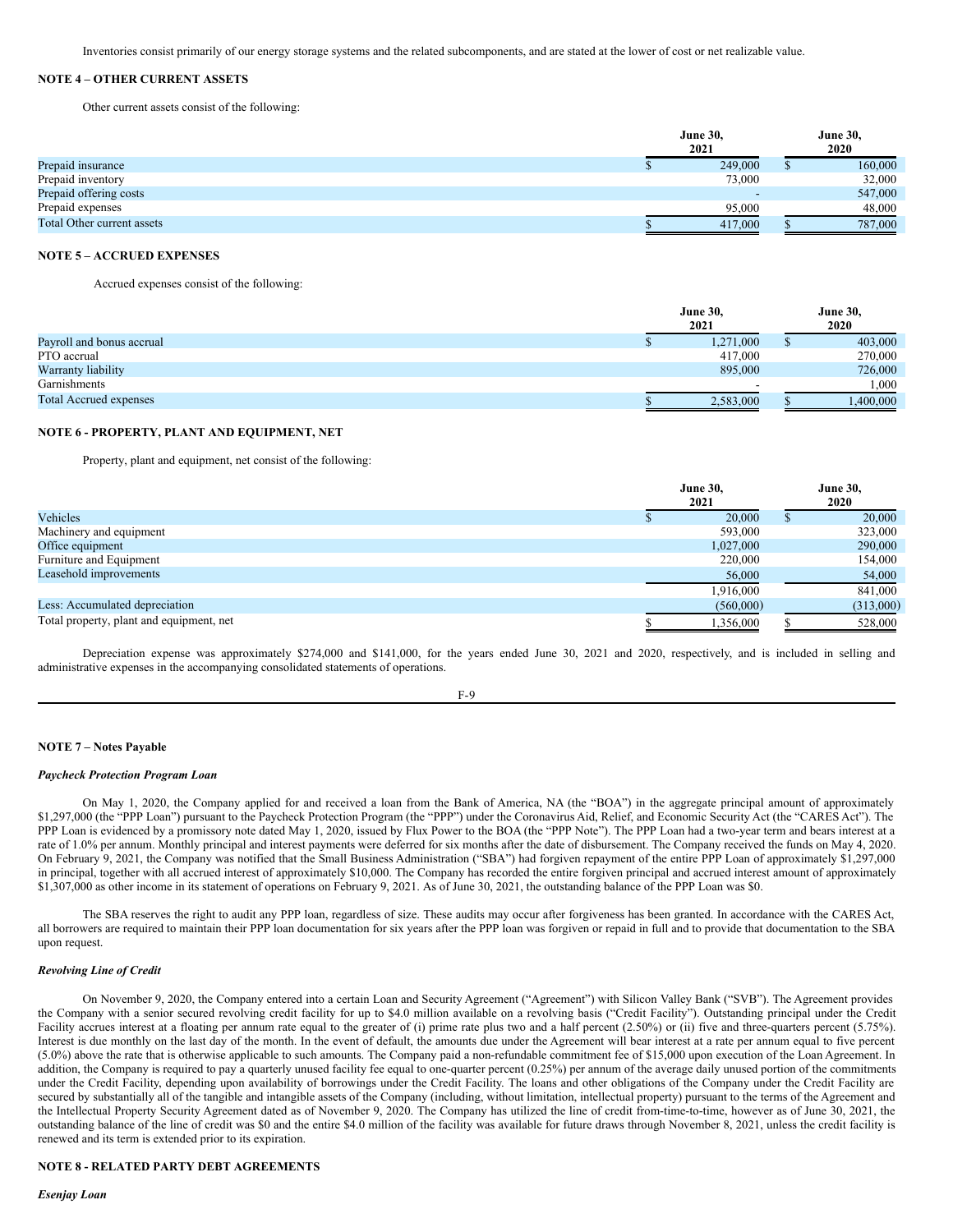Inventories consist primarily of our energy storage systems and the related subcomponents, and are stated at the lower of cost or net realizable value.

**NOTE 4 – OTHER CURRENT ASSETS**

Other current assets consist of the following:

| | June 30, 2021 | June 30, 2020 |
|---|---|---|
| Prepaid insurance | $ 249,000 | $ 160,000 |
| Prepaid inventory | 73,000 | 32,000 |
| Prepaid offering costs | - | 547,000 |
| Prepaid expenses | 95,000 | 48,000 |
| Total Other current assets | $ 417,000 | $ 787,000 |

**NOTE 5 – ACCRUED EXPENSES**

Accrued expenses consist of the following:

| | June 30, 2021 | June 30, 2020 |
|---|---|---|
| Payroll and bonus accrual | $ 1,271,000 | $ 403,000 |
| PTO accrual | 417,000 | 270,000 |
| Warranty liability | 895,000 | 726,000 |
| Garnishments | - | 1,000 |
| Total Accrued expenses | $ 2,583,000 | $ 1,400,000 |

**NOTE 6 - PROPERTY, PLANT AND EQUIPMENT, NET**

Property, plant and equipment, net consist of the following:

| | June 30, 2021 | June 30, 2020 |
|---|---|---|
| Vehicles | $ 20,000 | $ 20,000 |
| Machinery and equipment | 593,000 | 323,000 |
| Office equipment | 1,027,000 | 290,000 |
| Furniture and Equipment | 220,000 | 154,000 |
| Leasehold improvements | 56,000 | 54,000 |
| | 1,916,000 | 841,000 |
| Less: Accumulated depreciation | (560,000) | (313,000) |
| Total property, plant and equipment, net | $ 1,356,000 | $ 528,000 |

Depreciation expense was approximately $274,000 and $141,000, for the years ended June 30, 2021 and 2020, respectively, and is included in selling and administrative expenses in the accompanying consolidated statements of operations.

**NOTE 7 – Notes Payable**

***Paycheck Protection Program Loan***

On May 1, 2020, the Company applied for and received a loan from the Bank of America, NA (the "BOA") in the aggregate principal amount of approximately $1,297,000 (the "PPP Loan") pursuant to the Paycheck Protection Program (the "PPP") under the Coronavirus Aid, Relief, and Economic Security Act (the "CARES Act"). The PPP Loan is evidenced by a promissory note dated May 1, 2020, issued by Flux Power to the BOA (the "PPP Note"). The PPP Loan had a two-year term and bears interest at a rate of 1.0% per annum. Monthly principal and interest payments were deferred for six months after the date of disbursement. The Company received the funds on May 4, 2020. On February 9, 2021, the Company was notified that the Small Business Administration ("SBA") had forgiven repayment of the entire PPP Loan of approximately $1,297,000 in principal, together with all accrued interest of approximately $10,000. The Company has recorded the entire forgiven principal and accrued interest amount of approximately $1,307,000 as other income in its statement of operations on February 9, 2021. As of June 30, 2021, the outstanding balance of the PPP Loan was $0.

The SBA reserves the right to audit any PPP loan, regardless of size. These audits may occur after forgiveness has been granted. In accordance with the CARES Act, all borrowers are required to maintain their PPP loan documentation for six years after the PPP loan was forgiven or repaid in full and to provide that documentation to the SBA upon request.

***Revolving Line of Credit***

On November 9, 2020, the Company entered into a certain Loan and Security Agreement ("Agreement") with Silicon Valley Bank ("SVB"). The Agreement provides the Company with a senior secured revolving credit facility for up to $4.0 million available on a revolving basis ("Credit Facility"). Outstanding principal under the Credit Facility accrues interest at a floating per annum rate equal to the greater of (i) prime rate plus two and a half percent (2.50%) or (ii) five and three-quarters percent (5.75%). Interest is due monthly on the last day of the month. In the event of default, the amounts due under the Agreement will bear interest at a rate per annum equal to five percent (5.0%) above the rate that is otherwise applicable to such amounts. The Company paid a non-refundable commitment fee of $15,000 upon execution of the Loan Agreement. In addition, the Company is required to pay a quarterly unused facility fee equal to one-quarter percent (0.25%) per annum of the average daily unused portion of the commitments under the Credit Facility, depending upon availability of borrowings under the Credit Facility. The loans and other obligations of the Company under the Credit Facility are secured by substantially all of the tangible and intangible assets of the Company (including, without limitation, intellectual property) pursuant to the terms of the Agreement and the Intellectual Property Security Agreement dated as of November 9, 2020. The Company has utilized the line of credit from-time-to-time, however as of June 30, 2021, the outstanding balance of the line of credit was $0 and the entire $4.0 million of the facility was available for future draws through November 8, 2021, unless the credit facility is renewed and its term is extended prior to its expiration.

**NOTE 8 - RELATED PARTY DEBT AGREEMENTS**

***Esenjay Loan***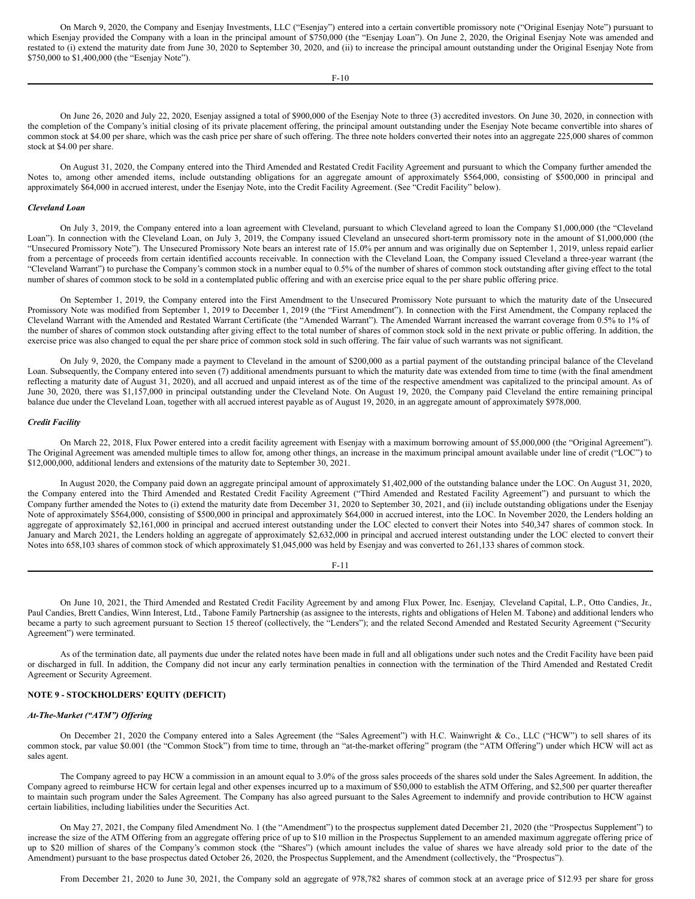On March 9, 2020, the Company and Esenjay Investments, LLC ("Esenjay") entered into a certain convertible promissory note ("Original Esenjay Note") pursuant to which Esenjay provided the Company with a loan in the principal amount of $750,000 (the "Esenjay Loan"). On June 2, 2020, the Original Esenjay Note was amended and restated to (i) extend the maturity date from June 30, 2020 to September 30, 2020, and (ii) to increase the principal amount outstanding under the Original Esenjay Note from $750,000 to $1,400,000 (the "Esenjay Note").

On June 26, 2020 and July 22, 2020, Esenjay assigned a total of $900,000 of the Esenjay Note to three (3) accredited investors. On June 30, 2020, in connection with the completion of the Company's initial closing of its private placement offering, the principal amount outstanding under the Esenjay Note became convertible into shares of common stock at $4.00 per share, which was the cash price per share of such offering. The three note holders converted their notes into an aggregate 225,000 shares of common stock at $4.00 per share.

On August 31, 2020, the Company entered into the Third Amended and Restated Credit Facility Agreement and pursuant to which the Company further amended the Notes to, among other amended items, include outstanding obligations for an aggregate amount of approximately $564,000, consisting of $500,000 in principal and approximately $64,000 in accrued interest, under the Esenjay Note, into the Credit Facility Agreement. (See "Credit Facility" below).

***Cleveland Loan***

On July 3, 2019, the Company entered into a loan agreement with Cleveland, pursuant to which Cleveland agreed to loan the Company $1,000,000 (the "Cleveland Loan"). In connection with the Cleveland Loan, on July 3, 2019, the Company issued Cleveland an unsecured short-term promissory note in the amount of $1,000,000 (the "Unsecured Promissory Note"). The Unsecured Promissory Note bears an interest rate of 15.0% per annum and was originally due on September 1, 2019, unless repaid earlier from a percentage of proceeds from certain identified accounts receivable. In connection with the Cleveland Loan, the Company issued Cleveland a three-year warrant (the "Cleveland Warrant") to purchase the Company's common stock in a number equal to 0.5% of the number of shares of common stock outstanding after giving effect to the total number of shares of common stock to be sold in a contemplated public offering and with an exercise price equal to the per share public offering price.

On September 1, 2019, the Company entered into the First Amendment to the Unsecured Promissory Note pursuant to which the maturity date of the Unsecured Promissory Note was modified from September 1, 2019 to December 1, 2019 (the "First Amendment"). In connection with the First Amendment, the Company replaced the Cleveland Warrant with the Amended and Restated Warrant Certificate (the "Amended Warrant"). The Amended Warrant increased the warrant coverage from 0.5% to 1% of the number of shares of common stock outstanding after giving effect to the total number of shares of common stock sold in the next private or public offering. In addition, the exercise price was also changed to equal the per share price of common stock sold in such offering. The fair value of such warrants was not significant.

On July 9, 2020, the Company made a payment to Cleveland in the amount of $200,000 as a partial payment of the outstanding principal balance of the Cleveland Loan. Subsequently, the Company entered into seven (7) additional amendments pursuant to which the maturity date was extended from time to time (with the final amendment reflecting a maturity date of August 31, 2020), and all accrued and unpaid interest as of the time of the respective amendment was capitalized to the principal amount. As of June 30, 2020, there was $1,157,000 in principal outstanding under the Cleveland Note. On August 19, 2020, the Company paid Cleveland the entire remaining principal balance due under the Cleveland Loan, together with all accrued interest payable as of August 19, 2020, in an aggregate amount of approximately $978,000.

***Credit Facility***

On March 22, 2018, Flux Power entered into a credit facility agreement with Esenjay with a maximum borrowing amount of $5,000,000 (the "Original Agreement"). The Original Agreement was amended multiple times to allow for, among other things, an increase in the maximum principal amount available under line of credit ("LOC") to $12,000,000, additional lenders and extensions of the maturity date to September 30, 2021.

In August 2020, the Company paid down an aggregate principal amount of approximately $1,402,000 of the outstanding balance under the LOC. On August 31, 2020, the Company entered into the Third Amended and Restated Credit Facility Agreement ("Third Amended and Restated Facility Agreement") and pursuant to which the Company further amended the Notes to (i) extend the maturity date from December 31, 2020 to September 30, 2021, and (ii) include outstanding obligations under the Esenjay Note of approximately $564,000, consisting of $500,000 in principal and approximately $64,000 in accrued interest, into the LOC. In November 2020, the Lenders holding an aggregate of approximately $2,161,000 in principal and accrued interest outstanding under the LOC elected to convert their Notes into 540,347 shares of common stock. In January and March 2021, the Lenders holding an aggregate of approximately $2,632,000 in principal and accrued interest outstanding under the LOC elected to convert their Notes into 658,103 shares of common stock of which approximately $1,045,000 was held by Esenjay and was converted to 261,133 shares of common stock.

On June 10, 2021, the Third Amended and Restated Credit Facility Agreement by and among Flux Power, Inc. Esenjay, Cleveland Capital, L.P., Otto Candies, Jr., Paul Candies, Brett Candies, Winn Interest, Ltd., Tabone Family Partnership (as assignee to the interests, rights and obligations of Helen M. Tabone) and additional lenders who became a party to such agreement pursuant to Section 15 thereof (collectively, the "Lenders"); and the related Second Amended and Restated Security Agreement ("Security Agreement") were terminated.

As of the termination date, all payments due under the related notes have been made in full and all obligations under such notes and the Credit Facility have been paid or discharged in full. In addition, the Company did not incur any early termination penalties in connection with the termination of the Third Amended and Restated Credit Agreement or Security Agreement.

## NOTE 9 - STOCKHOLDERS' EQUITY (DEFICIT)

***At-The-Market ("ATM") Offering***

On December 21, 2020 the Company entered into a Sales Agreement (the "Sales Agreement") with H.C. Wainwright & Co., LLC ("HCW") to sell shares of its common stock, par value $0.001 (the "Common Stock") from time to time, through an "at-the-market offering" program (the "ATM Offering") under which HCW will act as sales agent.

The Company agreed to pay HCW a commission in an amount equal to 3.0% of the gross sales proceeds of the shares sold under the Sales Agreement. In addition, the Company agreed to reimburse HCW for certain legal and other expenses incurred up to a maximum of $50,000 to establish the ATM Offering, and $2,500 per quarter thereafter to maintain such program under the Sales Agreement. The Company has also agreed pursuant to the Sales Agreement to indemnify and provide contribution to HCW against certain liabilities, including liabilities under the Securities Act.

On May 27, 2021, the Company filed Amendment No. 1 (the "Amendment") to the prospectus supplement dated December 21, 2020 (the "Prospectus Supplement") to increase the size of the ATM Offering from an aggregate offering price of up to $10 million in the Prospectus Supplement to an amended maximum aggregate offering price of up to $20 million of shares of the Company's common stock (the "Shares") (which amount includes the value of shares we have already sold prior to the date of the Amendment) pursuant to the base prospectus dated October 26, 2020, the Prospectus Supplement, and the Amendment (collectively, the "Prospectus").

From December 21, 2020 to June 30, 2021, the Company sold an aggregate of 978,782 shares of common stock at an average price of $12.93 per share for gross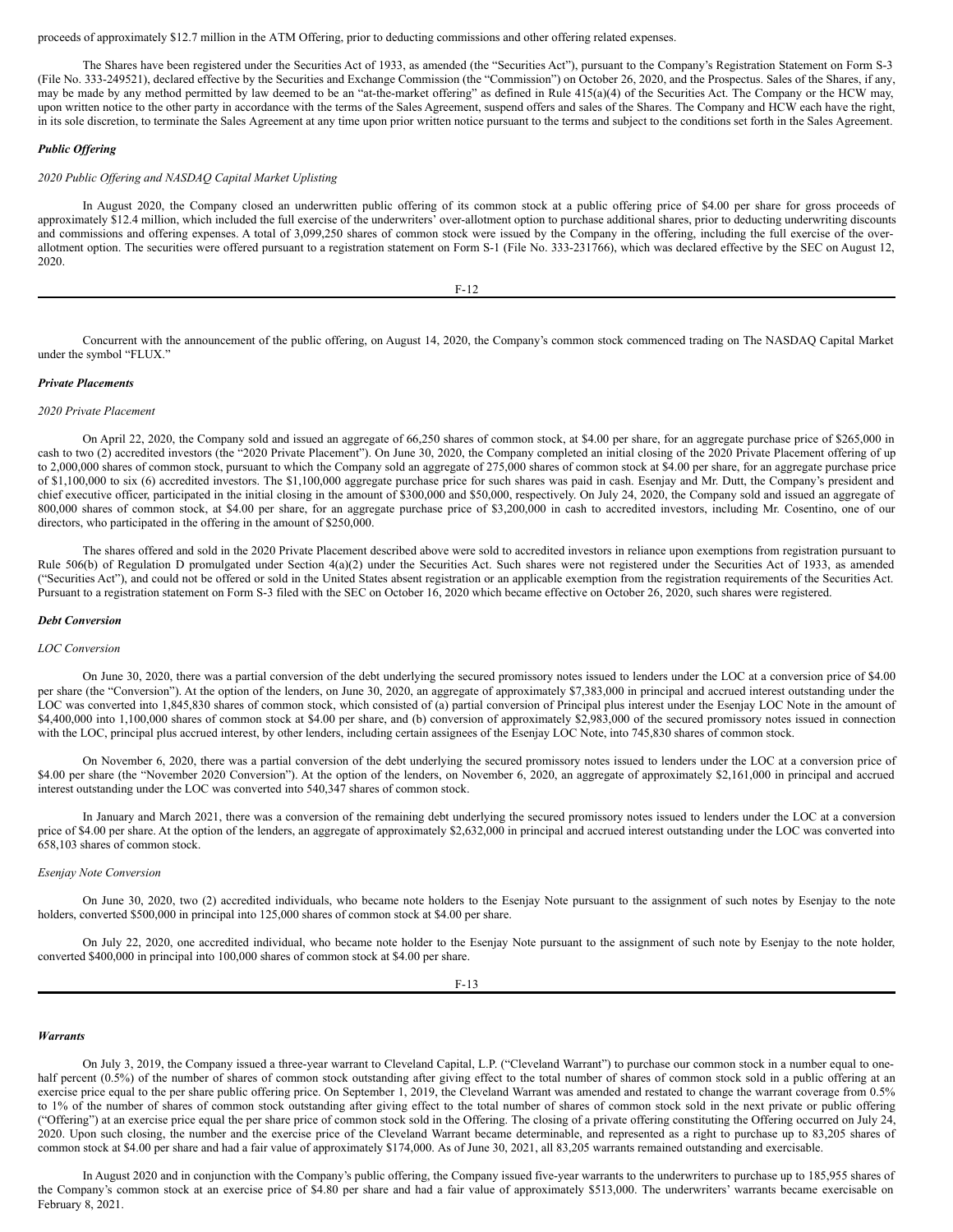proceeds of approximately $12.7 million in the ATM Offering, prior to deducting commissions and other offering related expenses.

The Shares have been registered under the Securities Act of 1933, as amended (the "Securities Act"), pursuant to the Company's Registration Statement on Form S-3 (File No. 333-249521), declared effective by the Securities and Exchange Commission (the "Commission") on October 26, 2020, and the Prospectus. Sales of the Shares, if any, may be made by any method permitted by law deemed to be an "at-the-market offering" as defined in Rule 415(a)(4) of the Securities Act. The Company or the HCW may, upon written notice to the other party in accordance with the terms of the Sales Agreement, suspend offers and sales of the Shares. The Company and HCW each have the right, in its sole discretion, to terminate the Sales Agreement at any time upon prior written notice pursuant to the terms and subject to the conditions set forth in the Sales Agreement.

***Public Offering***

*2020 Public Offering and NASDAQ Capital Market Uplisting*

In August 2020, the Company closed an underwritten public offering of its common stock at a public offering price of $4.00 per share for gross proceeds of approximately $12.4 million, which included the full exercise of the underwriters' over-allotment option to purchase additional shares, prior to deducting underwriting discounts and commissions and offering expenses. A total of 3,099,250 shares of common stock were issued by the Company in the offering, including the full exercise of the over-allotment option. The securities were offered pursuant to a registration statement on Form S-1 (File No. 333-231766), which was declared effective by the SEC on August 12, 2020.

Concurrent with the announcement of the public offering, on August 14, 2020, the Company's common stock commenced trading on The NASDAQ Capital Market under the symbol "FLUX."

***Private Placements***

*2020 Private Placement*

On April 22, 2020, the Company sold and issued an aggregate of 66,250 shares of common stock, at $4.00 per share, for an aggregate purchase price of $265,000 in cash to two (2) accredited investors (the "2020 Private Placement"). On June 30, 2020, the Company completed an initial closing of the 2020 Private Placement offering of up to 2,000,000 shares of common stock, pursuant to which the Company sold an aggregate of 275,000 shares of common stock at $4.00 per share, for an aggregate purchase price of $1,100,000 to six (6) accredited investors. The $1,100,000 aggregate purchase price for such shares was paid in cash. Esenjay and Mr. Dutt, the Company's president and chief executive officer, participated in the initial closing in the amount of $300,000 and $50,000, respectively. On July 24, 2020, the Company sold and issued an aggregate of 800,000 shares of common stock, at $4.00 per share, for an aggregate purchase price of $3,200,000 in cash to accredited investors, including Mr. Cosentino, one of our directors, who participated in the offering in the amount of $250,000.

The shares offered and sold in the 2020 Private Placement described above were sold to accredited investors in reliance upon exemptions from registration pursuant to Rule 506(b) of Regulation D promulgated under Section 4(a)(2) under the Securities Act. Such shares were not registered under the Securities Act of 1933, as amended ("Securities Act"), and could not be offered or sold in the United States absent registration or an applicable exemption from the registration requirements of the Securities Act. Pursuant to a registration statement on Form S-3 filed with the SEC on October 16, 2020 which became effective on October 26, 2020, such shares were registered.

***Debt Conversion***

*LOC Conversion*

On June 30, 2020, there was a partial conversion of the debt underlying the secured promissory notes issued to lenders under the LOC at a conversion price of $4.00 per share (the "Conversion"). At the option of the lenders, on June 30, 2020, an aggregate of approximately $7,383,000 in principal and accrued interest outstanding under the LOC was converted into 1,845,830 shares of common stock, which consisted of (a) partial conversion of Principal plus interest under the Esenjay LOC Note in the amount of $4,400,000 into 1,100,000 shares of common stock at $4.00 per share, and (b) conversion of approximately $2,983,000 of the secured promissory notes issued in connection with the LOC, principal plus accrued interest, by other lenders, including certain assignees of the Esenjay LOC Note, into 745,830 shares of common stock.

On November 6, 2020, there was a partial conversion of the debt underlying the secured promissory notes issued to lenders under the LOC at a conversion price of $4.00 per share (the "November 2020 Conversion"). At the option of the lenders, on November 6, 2020, an aggregate of approximately $2,161,000 in principal and accrued interest outstanding under the LOC was converted into 540,347 shares of common stock.

In January and March 2021, there was a conversion of the remaining debt underlying the secured promissory notes issued to lenders under the LOC at a conversion price of $4.00 per share. At the option of the lenders, an aggregate of approximately $2,632,000 in principal and accrued interest outstanding under the LOC was converted into 658,103 shares of common stock.

*Esenjay Note Conversion*

On June 30, 2020, two (2) accredited individuals, who became note holders to the Esenjay Note pursuant to the assignment of such notes by Esenjay to the note holders, converted $500,000 in principal into 125,000 shares of common stock at $4.00 per share.

On July 22, 2020, one accredited individual, who became note holder to the Esenjay Note pursuant to the assignment of such note by Esenjay to the note holder, converted $400,000 in principal into 100,000 shares of common stock at $4.00 per share.

***Warrants***

On July 3, 2019, the Company issued a three-year warrant to Cleveland Capital, L.P. ("Cleveland Warrant") to purchase our common stock in a number equal to one-half percent (0.5%) of the number of shares of common stock outstanding after giving effect to the total number of shares of common stock sold in a public offering at an exercise price equal to the per share public offering price. On September 1, 2019, the Cleveland Warrant was amended and restated to change the warrant coverage from 0.5% to 1% of the number of shares of common stock outstanding after giving effect to the total number of shares of common stock sold in the next private or public offering ("Offering") at an exercise price equal the per share price of common stock sold in the Offering. The closing of a private offering constituting the Offering occurred on July 24, 2020. Upon such closing, the number and the exercise price of the Cleveland Warrant became determinable, and represented as a right to purchase up to 83,205 shares of common stock at $4.00 per share and had a fair value of approximately $174,000. As of June 30, 2021, all 83,205 warrants remained outstanding and exercisable.

In August 2020 and in conjunction with the Company's public offering, the Company issued five-year warrants to the underwriters to purchase up to 185,955 shares of the Company's common stock at an exercise price of $4.80 per share and had a fair value of approximately $513,000. The underwriters' warrants became exercisable on February 8, 2021.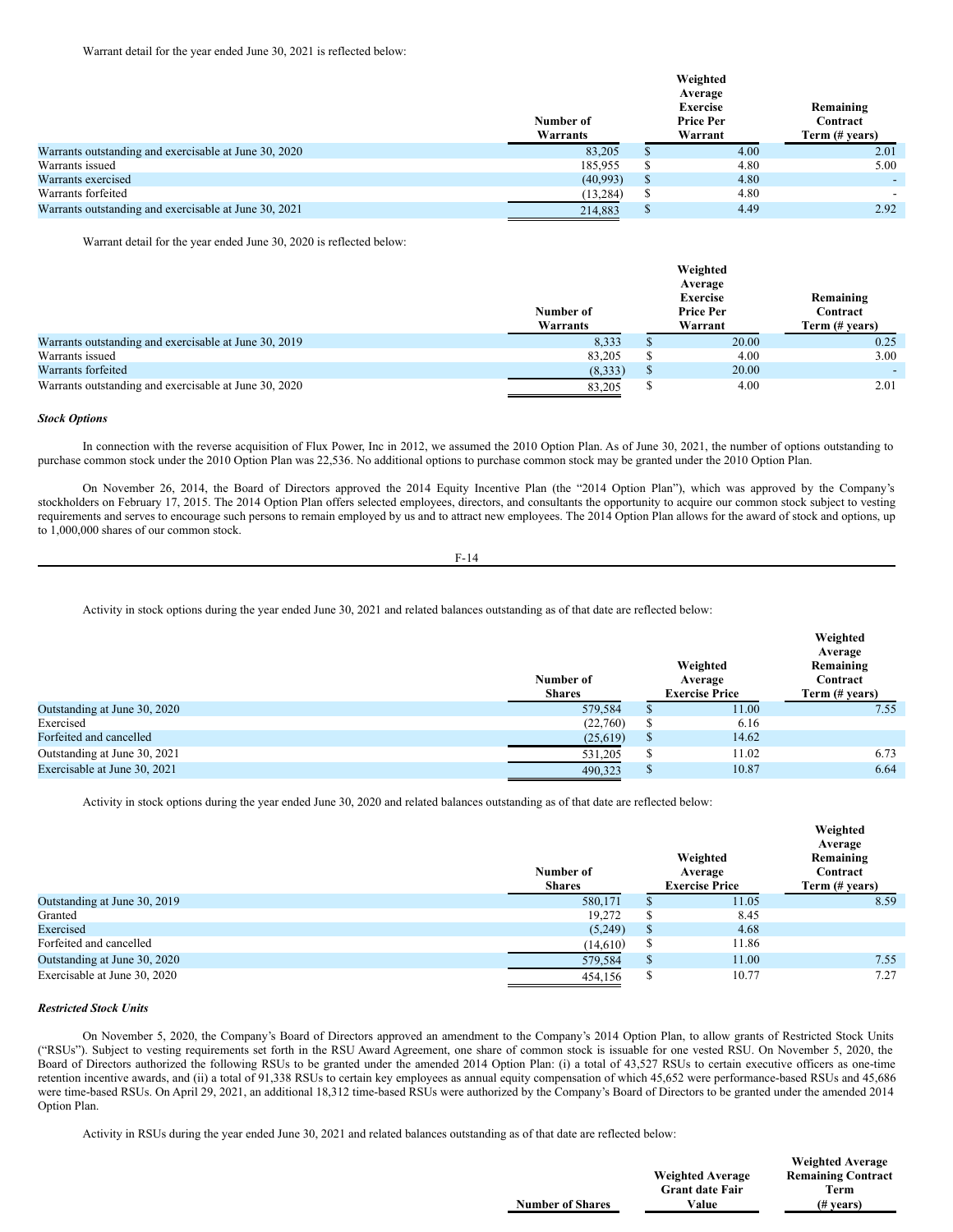Warrant detail for the year ended June 30, 2021 is reflected below:

| | Number of Warrants | Weighted Average Exercise Price Per Warrant | Remaining Contract Term (# years) |
|---|---|---|---|
| Warrants outstanding and exercisable at June 30, 2020 | 83,205 | $ 4.00 | 2.01 |
| Warrants issued | 185,955 | $ 4.80 | 5.00 |
| Warrants exercised | (40,993) | $ 4.80 | - |
| Warrants forfeited | (13,284) | $ 4.80 | - |
| Warrants outstanding and exercisable at June 30, 2021 | 214,883 | $ 4.49 | 2.92 |

Warrant detail for the year ended June 30, 2020 is reflected below:

| | Number of Warrants | Weighted Average Exercise Price Per Warrant | Remaining Contract Term (# years) |
|---|---|---|---|
| Warrants outstanding and exercisable at June 30, 2019 | 8,333 | $ 20.00 | 0.25 |
| Warrants issued | 83,205 | $ 4.00 | 3.00 |
| Warrants forfeited | (8,333) | $ 20.00 | - |
| Warrants outstanding and exercisable at June 30, 2020 | 83,205 | $ 4.00 | 2.01 |

***Stock Options***

In connection with the reverse acquisition of Flux Power, Inc in 2012, we assumed the 2010 Option Plan. As of June 30, 2021, the number of options outstanding to purchase common stock under the 2010 Option Plan was 22,536. No additional options to purchase common stock may be granted under the 2010 Option Plan.

On November 26, 2014, the Board of Directors approved the 2014 Equity Incentive Plan (the "2014 Option Plan"), which was approved by the Company's stockholders on February 17, 2015. The 2014 Option Plan offers selected employees, directors, and consultants the opportunity to acquire our common stock subject to vesting requirements and serves to encourage such persons to remain employed by us and to attract new employees. The 2014 Option Plan allows for the award of stock and options, up to 1,000,000 shares of our common stock.

Activity in stock options during the year ended June 30, 2021 and related balances outstanding as of that date are reflected below:

| | Number of Shares | Weighted Average Exercise Price | Weighted Average Remaining Contract Term (# years) |
|---|---|---|---|
| Outstanding at June 30, 2020 | 579,584 | $ 11.00 | 7.55 |
| Exercised | (22,760) | $ 6.16 | |
| Forfeited and cancelled | (25,619) | $ 14.62 | |
| Outstanding at June 30, 2021 | 531,205 | $ 11.02 | 6.73 |
| Exercisable at June 30, 2021 | 490,323 | $ 10.87 | 6.64 |

Activity in stock options during the year ended June 30, 2020 and related balances outstanding as of that date are reflected below:

| | Number of Shares | Weighted Average Exercise Price | Weighted Average Remaining Contract Term (# years) |
|---|---|---|---|
| Outstanding at June 30, 2019 | 580,171 | $ 11.05 | 8.59 |
| Granted | 19,272 | $ 8.45 | |
| Exercised | (5,249) | $ 4.68 | |
| Forfeited and cancelled | (14,610) | $ 11.86 | |
| Outstanding at June 30, 2020 | 579,584 | $ 11.00 | 7.55 |
| Exercisable at June 30, 2020 | 454,156 | $ 10.77 | 7.27 |

***Restricted Stock Units***

On November 5, 2020, the Company's Board of Directors approved an amendment to the Company's 2014 Option Plan, to allow grants of Restricted Stock Units ("RSUs"). Subject to vesting requirements set forth in the RSU Award Agreement, one share of common stock is issuable for one vested RSU. On November 5, 2020, the Board of Directors authorized the following RSUs to be granted under the amended 2014 Option Plan: (i) a total of 43,527 RSUs to certain executive officers as one-time retention incentive awards, and (ii) a total of 91,338 RSUs to certain key employees as annual equity compensation of which 45,652 were performance-based RSUs and 45,686 were time-based RSUs. On April 29, 2021, an additional 18,312 time-based RSUs were authorized by the Company's Board of Directors to be granted under the amended 2014 Option Plan.

Activity in RSUs during the year ended June 30, 2021 and related balances outstanding as of that date are reflected below:

| | Number of Shares | Weighted Average Grant date Fair Value | Weighted Average Remaining Contract Term (# years) |
|---|---|---|---|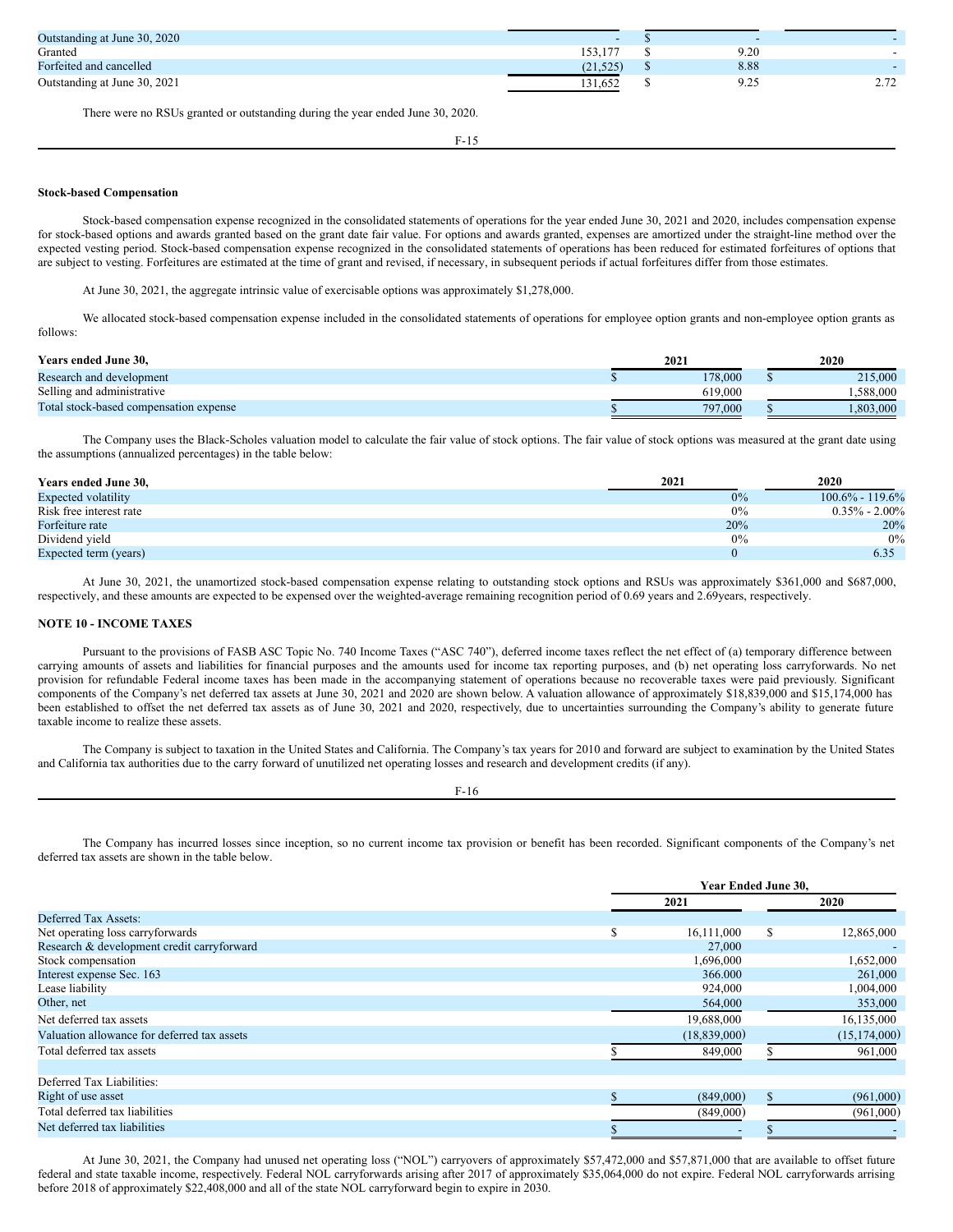| | | | |
|---|---|---|---|
| Outstanding at June 30, 2020 | - | $ - | - |
| Granted | 153,177 | $ 9.20 | - |
| Forfeited and cancelled | (21,525) | $ 8.88 | - |
| Outstanding at June 30, 2021 | 131,652 | $ 9.25 | 2.72 |

There were no RSUs granted or outstanding during the year ended June 30, 2020.

**Stock-based Compensation**

Stock-based compensation expense recognized in the consolidated statements of operations for the year ended June 30, 2021 and 2020, includes compensation expense for stock-based options and awards granted based on the grant date fair value. For options and awards granted, expenses are amortized under the straight-line method over the expected vesting period. Stock-based compensation expense recognized in the consolidated statements of operations has been reduced for estimated forfeitures of options that are subject to vesting. Forfeitures are estimated at the time of grant and revised, if necessary, in subsequent periods if actual forfeitures differ from those estimates.

At June 30, 2021, the aggregate intrinsic value of exercisable options was approximately $1,278,000.

We allocated stock-based compensation expense included in the consolidated statements of operations for employee option grants and non-employee option grants as follows:

| Years ended June 30, | 2021 | 2020 |
|---|---|---|
| Research and development | $ 178,000 | $ 215,000 |
| Selling and administrative | 619,000 | 1,588,000 |
| Total stock-based compensation expense | $ 797,000 | $ 1,803,000 |

The Company uses the Black-Scholes valuation model to calculate the fair value of stock options. The fair value of stock options was measured at the grant date using the assumptions (annualized percentages) in the table below:

| Years ended June 30, | 2021 | 2020 |
|---|---|---|
| Expected volatility | 0% | 100.6% - 119.6% |
| Risk free interest rate | 0% | 0.35% - 2.00% |
| Forfeiture rate | 20% | 20% |
| Dividend yield | 0% | 0% |
| Expected term (years) | 0 | 6.35 |

At June 30, 2021, the unamortized stock-based compensation expense relating to outstanding stock options and RSUs was approximately $361,000 and $687,000, respectively, and these amounts are expected to be expensed over the weighted-average remaining recognition period of 0.69 years and 2.69years, respectively.

**NOTE 10 - INCOME TAXES**

Pursuant to the provisions of FASB ASC Topic No. 740 Income Taxes ("ASC 740"), deferred income taxes reflect the net effect of (a) temporary difference between carrying amounts of assets and liabilities for financial purposes and the amounts used for income tax reporting purposes, and (b) net operating loss carryforwards. No net provision for refundable Federal income taxes has been made in the accompanying statement of operations because no recoverable taxes were paid previously. Significant components of the Company's net deferred tax assets at June 30, 2021 and 2020 are shown below. A valuation allowance of approximately $18,839,000 and $15,174,000 has been established to offset the net deferred tax assets as of June 30, 2021 and 2020, respectively, due to uncertainties surrounding the Company's ability to generate future taxable income to realize these assets.

The Company is subject to taxation in the United States and California. The Company's tax years for 2010 and forward are subject to examination by the United States and California tax authorities due to the carry forward of unutilized net operating losses and research and development credits (if any).

The Company has incurred losses since inception, so no current income tax provision or benefit has been recorded. Significant components of the Company's net deferred tax assets are shown in the table below.

| | Year Ended June 30, | |
|---|---|---|
| | 2021 | 2020 |
| Deferred Tax Assets: | | |
| Net operating loss carryforwards | $ 16,111,000 | $ 12,865,000 |
| Research & development credit carryforward | 27,000 | - |
| Stock compensation | 1,696,000 | 1,652,000 |
| Interest expense Sec. 163 | 366,000 | 261,000 |
| Lease liability | 924,000 | 1,004,000 |
| Other, net | 564,000 | 353,000 |
| Net deferred tax assets | 19,688,000 | 16,135,000 |
| Valuation allowance for deferred tax assets | (18,839,000) | (15,174,000) |
| Total deferred tax assets | $ 849,000 | $ 961,000 |
| | | |
| Deferred Tax Liabilities: | | |
| Right of use asset | $ (849,000) | $ (961,000) |
| Total deferred tax liabilities | (849,000) | (961,000) |
| Net deferred tax liabilities | $ - | $ - |

At June 30, 2021, the Company had unused net operating loss ("NOL") carryovers of approximately $57,472,000 and $57,871,000 that are available to offset future federal and state taxable income, respectively. Federal NOL carryforwards arising after 2017 of approximately $35,064,000 do not expire. Federal NOL carryforwards arrising before 2018 of approximately $22,408,000 and all of the state NOL carryforward begin to expire in 2030.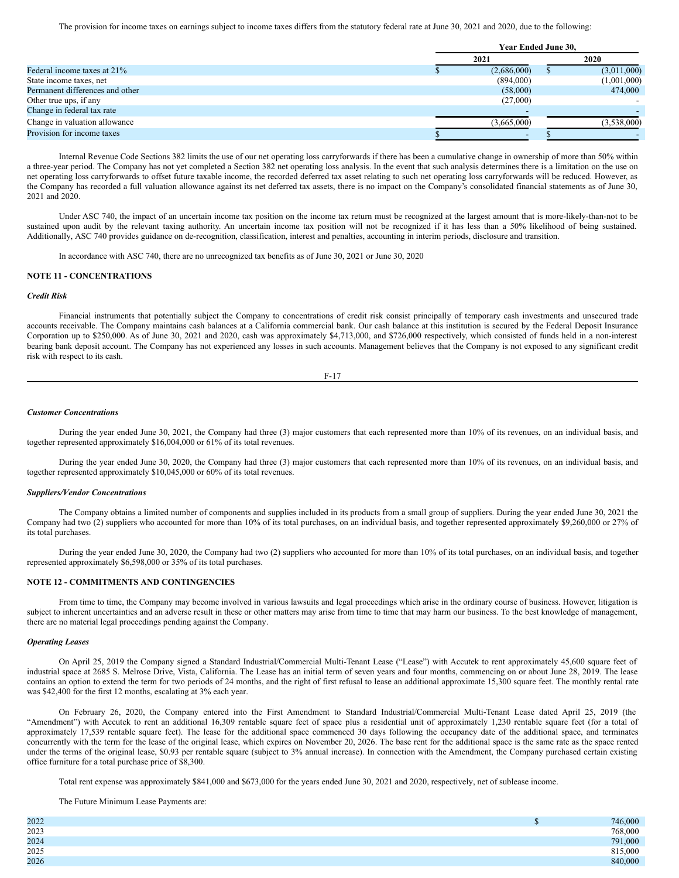The provision for income taxes on earnings subject to income taxes differs from the statutory federal rate at June 30, 2021 and 2020, due to the following:

| | Year Ended June 30, | |
|---|---|---|
| | 2021 | 2020 |
| Federal income taxes at 21% | $ (2,686,000) | $ (3,011,000) |
| State income taxes, net | (894,000) | (1,001,000) |
| Permanent differences and other | (58,000) | 474,000 |
| Other true ups, if any | (27,000) | - |
| Change in federal tax rate | - | - |
| Change in valuation allowance | (3,665,000) | (3,538,000) |
| Provision for income taxes | $ - | $ - |

Internal Revenue Code Sections 382 limits the use of our net operating loss carryforwards if there has been a cumulative change in ownership of more than 50% within a three-year period. The Company has not yet completed a Section 382 net operating loss analysis. In the event that such analysis determines there is a limitation on the use on net operating loss carryforwards to offset future taxable income, the recorded deferred tax asset relating to such net operating loss carryforwards will be reduced. However, as the Company has recorded a full valuation allowance against its net deferred tax assets, there is no impact on the Company's consolidated financial statements as of June 30, 2021 and 2020.

Under ASC 740, the impact of an uncertain income tax position on the income tax return must be recognized at the largest amount that is more-likely-than-not to be sustained upon audit by the relevant taxing authority. An uncertain income tax position will not be recognized if it has less than a 50% likelihood of being sustained. Additionally, ASC 740 provides guidance on de-recognition, classification, interest and penalties, accounting in interim periods, disclosure and transition.

In accordance with ASC 740, there are no unrecognized tax benefits as of June 30, 2021 or June 30, 2020

**NOTE 11 - CONCENTRATIONS**

***Credit Risk***

Financial instruments that potentially subject the Company to concentrations of credit risk consist principally of temporary cash investments and unsecured trade accounts receivable. The Company maintains cash balances at a California commercial bank. Our cash balance at this institution is secured by the Federal Deposit Insurance Corporation up to $250,000. As of June 30, 2021 and 2020, cash was approximately $4,713,000, and $726,000 respectively, which consisted of funds held in a non-interest bearing bank deposit account. The Company has not experienced any losses in such accounts. Management believes that the Company is not exposed to any significant credit risk with respect to its cash.

***Customer Concentrations***

During the year ended June 30, 2021, the Company had three (3) major customers that each represented more than 10% of its revenues, on an individual basis, and together represented approximately $16,004,000 or 61% of its total revenues.

During the year ended June 30, 2020, the Company had three (3) major customers that each represented more than 10% of its revenues, on an individual basis, and together represented approximately $10,045,000 or 60% of its total revenues.

***Suppliers/Vendor Concentrations***

The Company obtains a limited number of components and supplies included in its products from a small group of suppliers. During the year ended June 30, 2021 the Company had two (2) suppliers who accounted for more than 10% of its total purchases, on an individual basis, and together represented approximately $9,260,000 or 27% of its total purchases.

During the year ended June 30, 2020, the Company had two (2) suppliers who accounted for more than 10% of its total purchases, on an individual basis, and together represented approximately $6,598,000 or 35% of its total purchases.

**NOTE 12 - COMMITMENTS AND CONTINGENCIES**

From time to time, the Company may become involved in various lawsuits and legal proceedings which arise in the ordinary course of business. However, litigation is subject to inherent uncertainties and an adverse result in these or other matters may arise from time to time that may harm our business. To the best knowledge of management, there are no material legal proceedings pending against the Company.

***Operating Leases***

On April 25, 2019 the Company signed a Standard Industrial/Commercial Multi-Tenant Lease ("Lease") with Accutek to rent approximately 45,600 square feet of industrial space at 2685 S. Melrose Drive, Vista, California. The Lease has an initial term of seven years and four months, commencing on or about June 28, 2019. The lease contains an option to extend the term for two periods of 24 months, and the right of first refusal to lease an additional approximate 15,300 square feet. The monthly rental rate was $42,400 for the first 12 months, escalating at 3% each year.

On February 26, 2020, the Company entered into the First Amendment to Standard Industrial/Commercial Multi-Tenant Lease dated April 25, 2019 (the "Amendment") with Accutek to rent an additional 16,309 rentable square feet of space plus a residential unit of approximately 1,230 rentable square feet (for a total of approximately 17,539 rentable square feet). The lease for the additional space commenced 30 days following the occupancy date of the additional space, and terminates concurrently with the term for the lease of the original lease, which expires on November 20, 2026. The base rent for the additional space is the same rate as the space rented under the terms of the original lease, $0.93 per rentable square (subject to 3% annual increase). In connection with the Amendment, the Company purchased certain existing office furniture for a total purchase price of $8,300.

Total rent expense was approximately $841,000 and $673,000 for the years ended June 30, 2021 and 2020, respectively, net of sublease income.

The Future Minimum Lease Payments are:

| | |
|---|---|
| 2022 | $ 746,000 |
| 2023 | 768,000 |
| 2024 | 791,000 |
| 2025 | 815,000 |
| 2026 | 840,000 |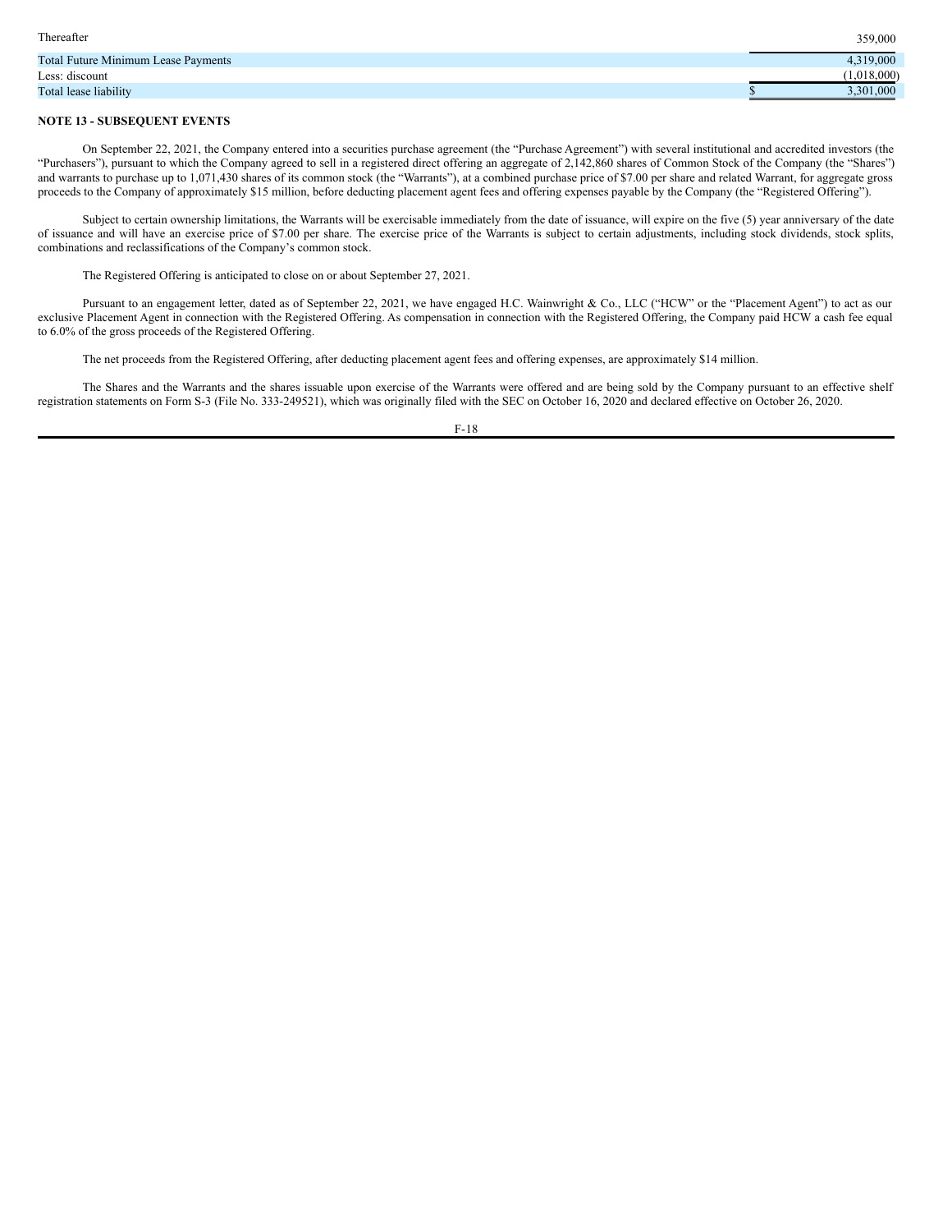| | |
|---|---|
| Thereafter | 359,000 |
| Total Future Minimum Lease Payments | 4,319,000 |
| Less: discount | (1,018,000) |
| Total lease liability | $ 3,301,000 |

**NOTE 13 - SUBSEQUENT EVENTS**

On September 22, 2021, the Company entered into a securities purchase agreement (the "Purchase Agreement") with several institutional and accredited investors (the "Purchasers"), pursuant to which the Company agreed to sell in a registered direct offering an aggregate of 2,142,860 shares of Common Stock of the Company (the "Shares") and warrants to purchase up to 1,071,430 shares of its common stock (the "Warrants"), at a combined purchase price of $7.00 per share and related Warrant, for aggregate gross proceeds to the Company of approximately $15 million, before deducting placement agent fees and offering expenses payable by the Company (the "Registered Offering").

Subject to certain ownership limitations, the Warrants will be exercisable immediately from the date of issuance, will expire on the five (5) year anniversary of the date of issuance and will have an exercise price of $7.00 per share. The exercise price of the Warrants is subject to certain adjustments, including stock dividends, stock splits, combinations and reclassifications of the Company's common stock.

The Registered Offering is anticipated to close on or about September 27, 2021.

Pursuant to an engagement letter, dated as of September 22, 2021, we have engaged H.C. Wainwright & Co., LLC ("HCW" or the "Placement Agent") to act as our exclusive Placement Agent in connection with the Registered Offering. As compensation in connection with the Registered Offering, the Company paid HCW a cash fee equal to 6.0% of the gross proceeds of the Registered Offering.

The net proceeds from the Registered Offering, after deducting placement agent fees and offering expenses, are approximately $14 million.

The Shares and the Warrants and the shares issuable upon exercise of the Warrants were offered and are being sold by the Company pursuant to an effective shelf registration statements on Form S-3 (File No. 333-249521), which was originally filed with the SEC on October 16, 2020 and declared effective on October 26, 2020.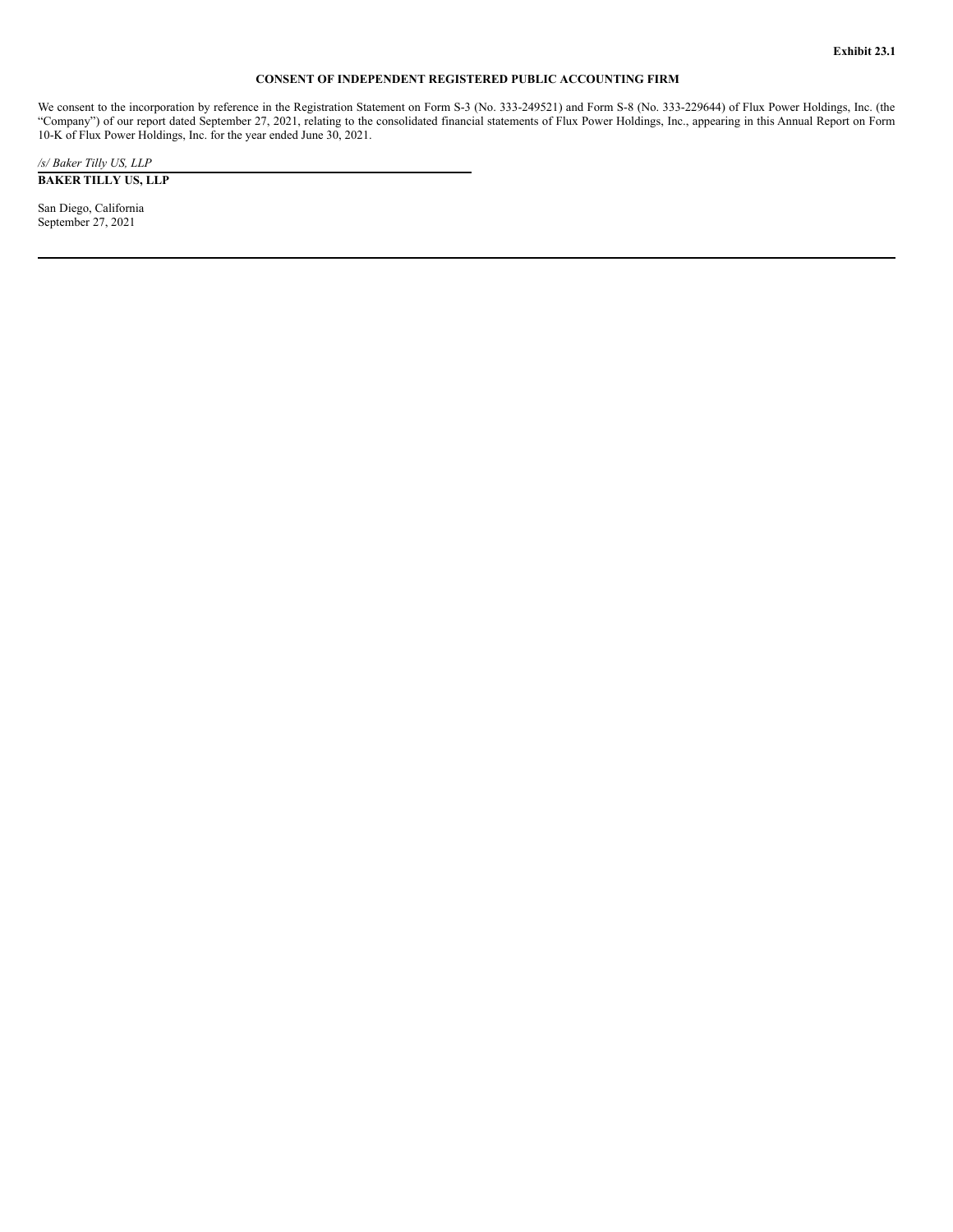**Exhibit 23.1**

**CONSENT OF INDEPENDENT REGISTERED PUBLIC ACCOUNTING FIRM**

We consent to the incorporation by reference in the Registration Statement on Form S-3 (No. 333-249521) and Form S-8 (No. 333-229644) of Flux Power Holdings, Inc. (the "Company") of our report dated September 27, 2021, relating to the consolidated financial statements of Flux Power Holdings, Inc., appearing in this Annual Report on Form 10-K of Flux Power Holdings, Inc. for the year ended June 30, 2021.

*/s/ Baker Tilly US, LLP*

**BAKER TILLY US, LLP**

San Diego, California
September 27, 2021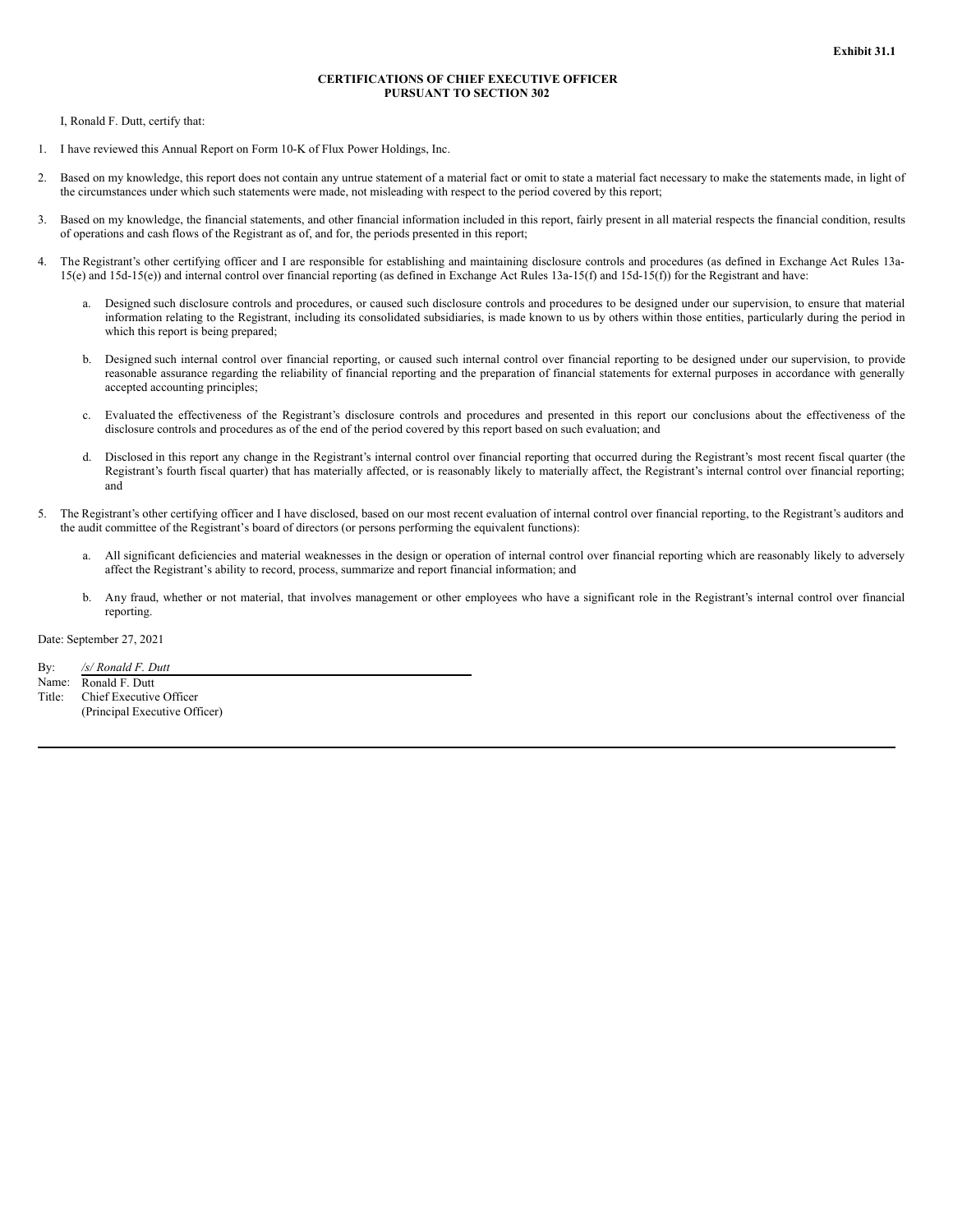**Exhibit 31.1**

**CERTIFICATIONS OF CHIEF EXECUTIVE OFFICER**
**PURSUANT TO SECTION 302**

I, Ronald F. Dutt, certify that:

1. I have reviewed this Annual Report on Form 10-K of Flux Power Holdings, Inc.

2. Based on my knowledge, this report does not contain any untrue statement of a material fact or omit to state a material fact necessary to make the statements made, in light of the circumstances under which such statements were made, not misleading with respect to the period covered by this report;

3. Based on my knowledge, the financial statements, and other financial information included in this report, fairly present in all material respects the financial condition, results of operations and cash flows of the Registrant as of, and for, the periods presented in this report;

4. The Registrant's other certifying officer and I are responsible for establishing and maintaining disclosure controls and procedures (as defined in Exchange Act Rules 13a-15(e) and 15d-15(e)) and internal control over financial reporting (as defined in Exchange Act Rules 13a-15(f) and 15d-15(f)) for the Registrant and have:

   a. Designed such disclosure controls and procedures, or caused such disclosure controls and procedures to be designed under our supervision, to ensure that material information relating to the Registrant, including its consolidated subsidiaries, is made known to us by others within those entities, particularly during the period in which this report is being prepared;

   b. Designed such internal control over financial reporting, or caused such internal control over financial reporting to be designed under our supervision, to provide reasonable assurance regarding the reliability of financial reporting and the preparation of financial statements for external purposes in accordance with generally accepted accounting principles;

   c. Evaluated the effectiveness of the Registrant's disclosure controls and procedures and presented in this report our conclusions about the effectiveness of the disclosure controls and procedures as of the end of the period covered by this report based on such evaluation; and

   d. Disclosed in this report any change in the Registrant's internal control over financial reporting that occurred during the Registrant's most recent fiscal quarter (the Registrant's fourth fiscal quarter) that has materially affected, or is reasonably likely to materially affect, the Registrant's internal control over financial reporting; and

5. The Registrant's other certifying officer and I have disclosed, based on our most recent evaluation of internal control over financial reporting, to the Registrant's auditors and the audit committee of the Registrant's board of directors (or persons performing the equivalent functions):

   a. All significant deficiencies and material weaknesses in the design or operation of internal control over financial reporting which are reasonably likely to adversely affect the Registrant's ability to record, process, summarize and report financial information; and

   b. Any fraud, whether or not material, that involves management or other employees who have a significant role in the Registrant's internal control over financial reporting.

Date: September 27, 2021

By: */s/ Ronald F. Dutt*
Name: Ronald F. Dutt
Title: Chief Executive Officer
(Principal Executive Officer)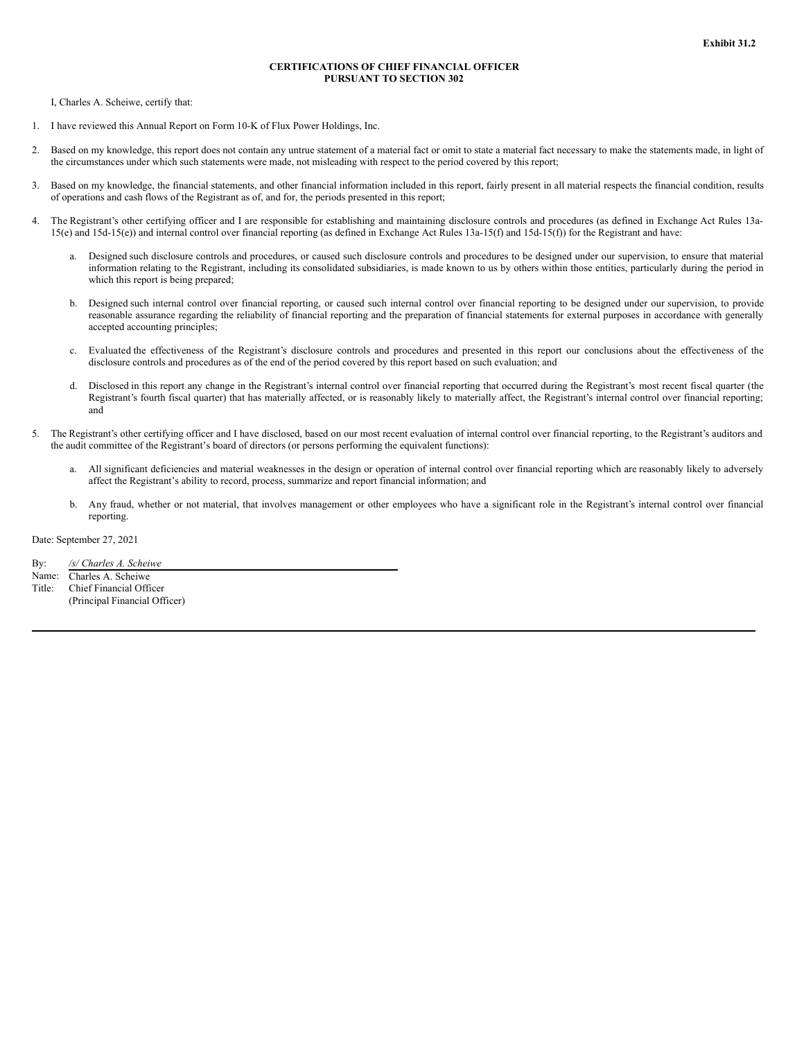**Exhibit 31.2**

# CERTIFICATIONS OF CHIEF FINANCIAL OFFICER PURSUANT TO SECTION 302

I, Charles A. Scheiwe, certify that:

1. I have reviewed this Annual Report on Form 10-K of Flux Power Holdings, Inc.

2. Based on my knowledge, this report does not contain any untrue statement of a material fact or omit to state a material fact necessary to make the statements made, in light of the circumstances under which such statements were made, not misleading with respect to the period covered by this report;

3. Based on my knowledge, the financial statements, and other financial information included in this report, fairly present in all material respects the financial condition, results of operations and cash flows of the Registrant as of, and for, the periods presented in this report;

4. The Registrant's other certifying officer and I are responsible for establishing and maintaining disclosure controls and procedures (as defined in Exchange Act Rules 13a-15(e) and 15d-15(e)) and internal control over financial reporting (as defined in Exchange Act Rules 13a-15(f) and 15d-15(f)) for the Registrant and have:

   a. Designed such disclosure controls and procedures, or caused such disclosure controls and procedures to be designed under our supervision, to ensure that material information relating to the Registrant, including its consolidated subsidiaries, is made known to us by others within those entities, particularly during the period in which this report is being prepared;

   b. Designed such internal control over financial reporting, or caused such internal control over financial reporting to be designed under our supervision, to provide reasonable assurance regarding the reliability of financial reporting and the preparation of financial statements for external purposes in accordance with generally accepted accounting principles;

   c. Evaluated the effectiveness of the Registrant's disclosure controls and procedures and presented in this report our conclusions about the effectiveness of the disclosure controls and procedures as of the end of the period covered by this report based on such evaluation; and

   d. Disclosed in this report any change in the Registrant's internal control over financial reporting that occurred during the Registrant's most recent fiscal quarter (the Registrant's fourth fiscal quarter) that has materially affected, or is reasonably likely to materially affect, the Registrant's internal control over financial reporting; and

5. The Registrant's other certifying officer and I have disclosed, based on our most recent evaluation of internal control over financial reporting, to the Registrant's auditors and the audit committee of the Registrant's board of directors (or persons performing the equivalent functions):

   a. All significant deficiencies and material weaknesses in the design or operation of internal control over financial reporting which are reasonably likely to adversely affect the Registrant's ability to record, process, summarize and report financial information; and

   b. Any fraud, whether or not material, that involves management or other employees who have a significant role in the Registrant's internal control over financial reporting.

Date: September 27, 2021

By: */s/ Charles A. Scheiwe*
Name: Charles A. Scheiwe
Title: Chief Financial Officer
(Principal Financial Officer)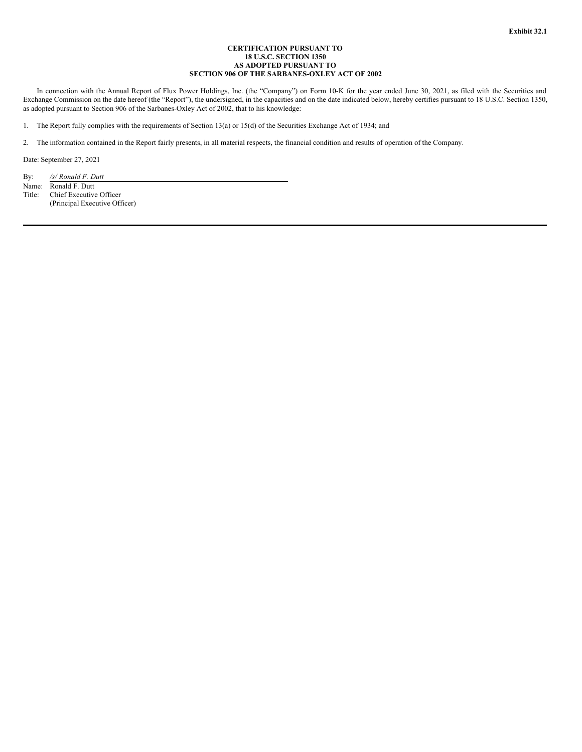**Exhibit 32.1**

**CERTIFICATION PURSUANT TO**
**18 U.S.C. SECTION 1350**
**AS ADOPTED PURSUANT TO**
**SECTION 906 OF THE SARBANES-OXLEY ACT OF 2002**

In connection with the Annual Report of Flux Power Holdings, Inc. (the "Company") on Form 10-K for the year ended June 30, 2021, as filed with the Securities and Exchange Commission on the date hereof (the "Report"), the undersigned, in the capacities and on the date indicated below, hereby certifies pursuant to 18 U.S.C. Section 1350, as adopted pursuant to Section 906 of the Sarbanes-Oxley Act of 2002, that to his knowledge:

1. The Report fully complies with the requirements of Section 13(a) or 15(d) of the Securities Exchange Act of 1934; and

2. The information contained in the Report fairly presents, in all material respects, the financial condition and results of operation of the Company.

Date: September 27, 2021

By: */s/ Ronald F. Dutt*
Name: Ronald F. Dutt
Title: Chief Executive Officer
(Principal Executive Officer)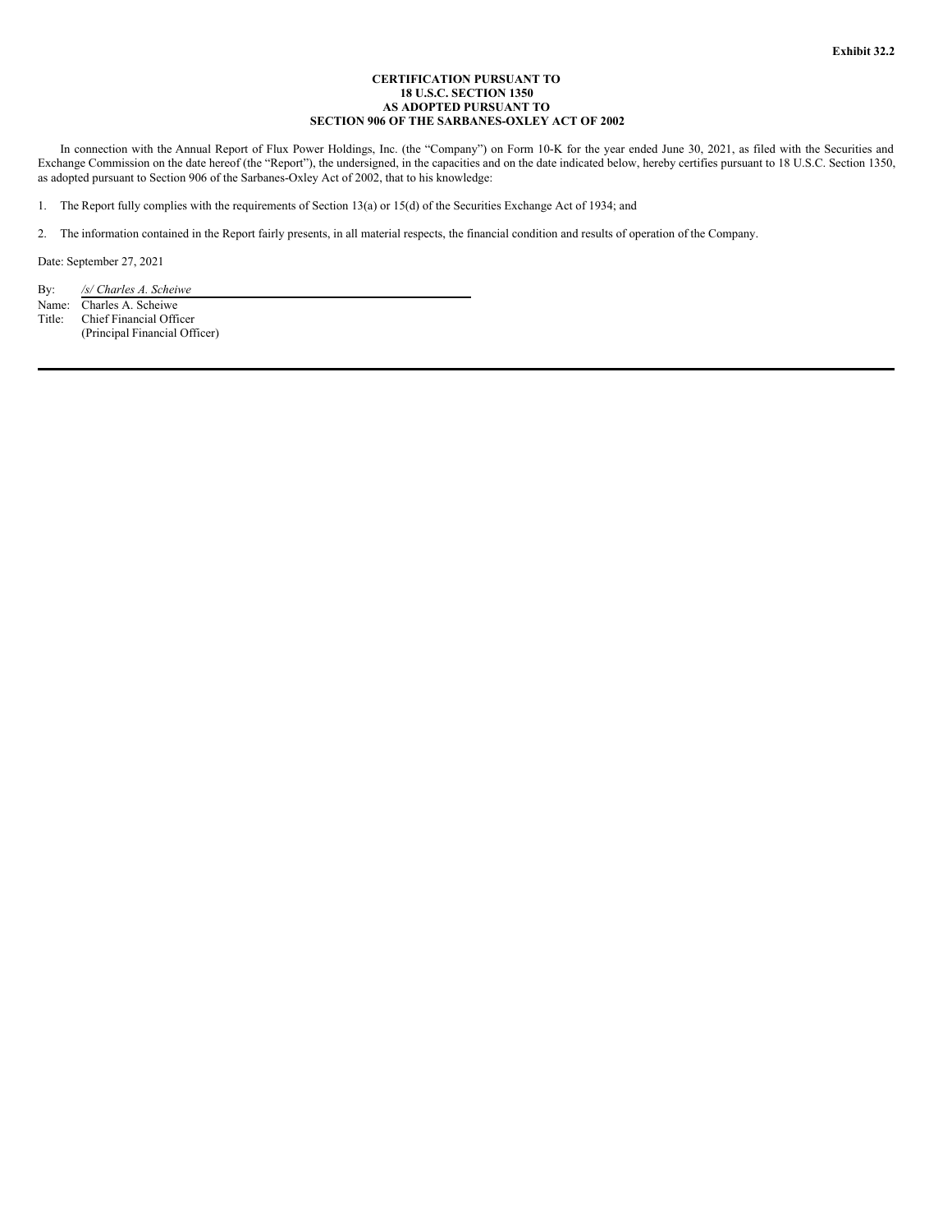**Exhibit 32.2**

**CERTIFICATION PURSUANT TO**
**18 U.S.C. SECTION 1350**
**AS ADOPTED PURSUANT TO**
**SECTION 906 OF THE SARBANES-OXLEY ACT OF 2002**

In connection with the Annual Report of Flux Power Holdings, Inc. (the "Company") on Form 10-K for the year ended June 30, 2021, as filed with the Securities and Exchange Commission on the date hereof (the "Report"), the undersigned, in the capacities and on the date indicated below, hereby certifies pursuant to 18 U.S.C. Section 1350, as adopted pursuant to Section 906 of the Sarbanes-Oxley Act of 2002, that to his knowledge:

1. The Report fully complies with the requirements of Section 13(a) or 15(d) of the Securities Exchange Act of 1934; and

2. The information contained in the Report fairly presents, in all material respects, the financial condition and results of operation of the Company.

Date: September 27, 2021

By: */s/ Charles A. Scheiwe*
Name: Charles A. Scheiwe
Title: Chief Financial Officer
(Principal Financial Officer)